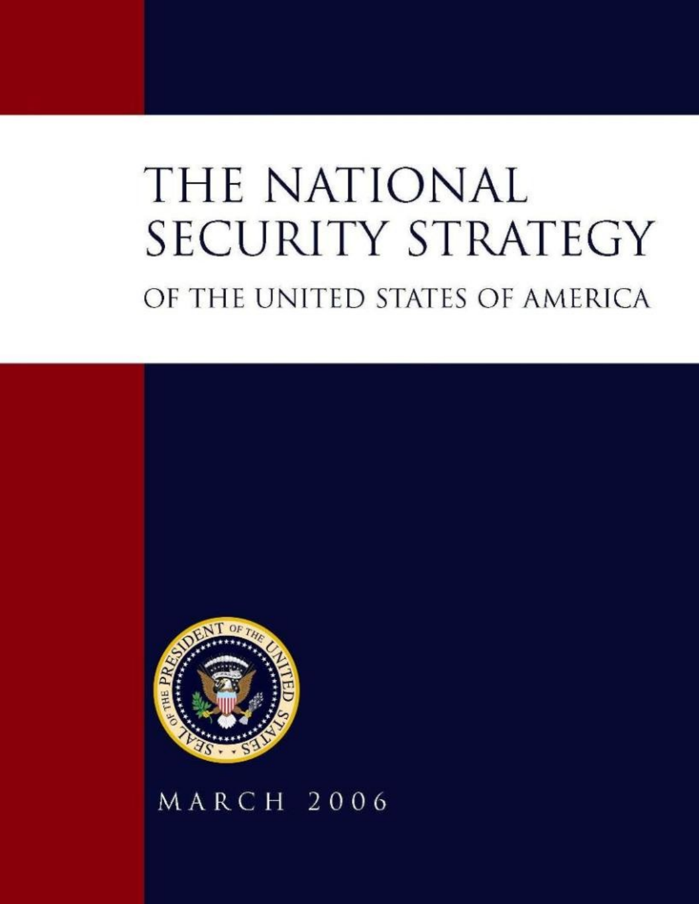# THE NATIONAL SECURITY STRATEGY

## OF THE UNITED STATES OF AMERICA

MARCH 2006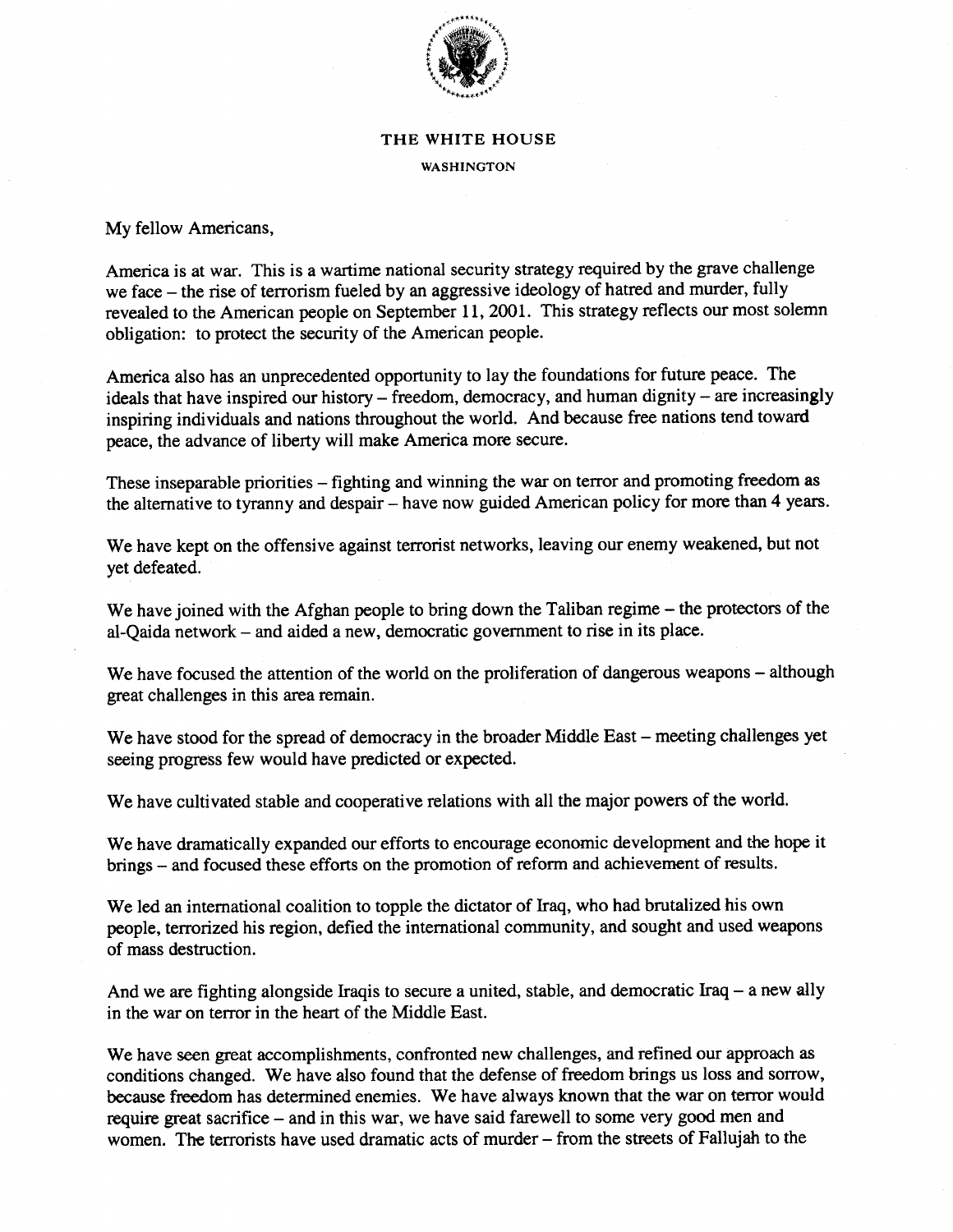# THE WHITE HOUSE

WASHINGTON

My fellow Americans,

America is at war. This is a wartime national security strategy required by the grave challenge we face – the rise of terrorism fueled by an aggressive ideology of hatred and murder, fully revealed to the American people on September 11, 2001. This strategy reflects our most solemn obligation: to protect the security of the American people.

America also has an unprecedented opportunity to lay the foundations for future peace. The ideals that have inspired our history – freedom, democracy, and human dignity – are increasingly inspiring individuals and nations throughout the world. And because free nations tend toward peace, the advance of liberty will make America more secure.

These inseparable priorities – fighting and winning the war on terror and promoting freedom as the alternative to tyranny and despair – have now guided American policy for more than 4 years.

We have kept on the offensive against terrorist networks, leaving our enemy weakened, but not yet defeated.

We have joined with the Afghan people to bring down the Taliban regime – the protectors of the al-Qaida network – and aided a new, democratic government to rise in its place.

We have focused the attention of the world on the proliferation of dangerous weapons – although great challenges in this area remain.

We have stood for the spread of democracy in the broader Middle East – meeting challenges yet seeing progress few would have predicted or expected.

We have cultivated stable and cooperative relations with all the major powers of the world.

We have dramatically expanded our efforts to encourage economic development and the hope it brings – and focused these efforts on the promotion of reform and achievement of results.

We led an international coalition to topple the dictator of Iraq, who had brutalized his own people, terrorized his region, defied the international community, and sought and used weapons of mass destruction.

And we are fighting alongside Iraqis to secure a united, stable, and democratic Iraq – a new ally in the war on terror in the heart of the Middle East.

We have seen great accomplishments, confronted new challenges, and refined our approach as conditions changed. We have also found that the defense of freedom brings us loss and sorrow, because freedom has determined enemies. We have always known that the war on terror would require great sacrifice – and in this war, we have said farewell to some very good men and women. The terrorists have used dramatic acts of murder – from the streets of Fallujah to the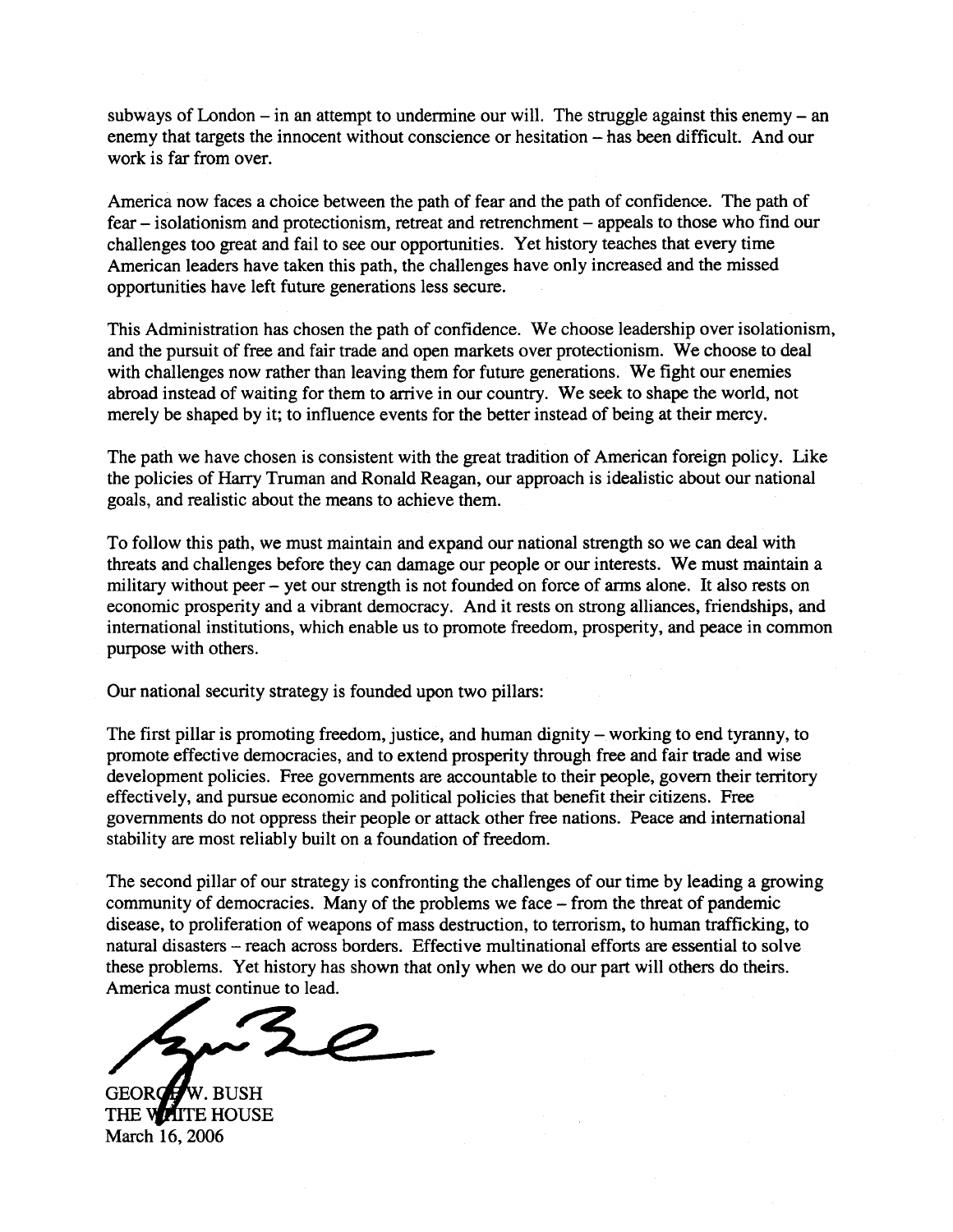subways of London – in an attempt to undermine our will. The struggle against this enemy – an enemy that targets the innocent without conscience or hesitation – has been difficult. And our work is far from over.

America now faces a choice between the path of fear and the path of confidence. The path of fear – isolationism and protectionism, retreat and retrenchment – appeals to those who find our challenges too great and fail to see our opportunities. Yet history teaches that every time American leaders have taken this path, the challenges have only increased and the missed opportunities have left future generations less secure.

This Administration has chosen the path of confidence. We choose leadership over isolationism, and the pursuit of free and fair trade and open markets over protectionism. We choose to deal with challenges now rather than leaving them for future generations. We fight our enemies abroad instead of waiting for them to arrive in our country. We seek to shape the world, not merely be shaped by it; to influence events for the better instead of being at their mercy.

The path we have chosen is consistent with the great tradition of American foreign policy. Like the policies of Harry Truman and Ronald Reagan, our approach is idealistic about our national goals, and realistic about the means to achieve them.

To follow this path, we must maintain and expand our national strength so we can deal with threats and challenges before they can damage our people or our interests. We must maintain a military without peer – yet our strength is not founded on force of arms alone. It also rests on economic prosperity and a vibrant democracy. And it rests on strong alliances, friendships, and international institutions, which enable us to promote freedom, prosperity, and peace in common purpose with others.

Our national security strategy is founded upon two pillars:

The first pillar is promoting freedom, justice, and human dignity – working to end tyranny, to promote effective democracies, and to extend prosperity through free and fair trade and wise development policies. Free governments are accountable to their people, govern their territory effectively, and pursue economic and political policies that benefit their citizens. Free governments do not oppress their people or attack other free nations. Peace and international stability are most reliably built on a foundation of freedom.

The second pillar of our strategy is confronting the challenges of our time by leading a growing community of democracies. Many of the problems we face – from the threat of pandemic disease, to proliferation of weapons of mass destruction, to terrorism, to human trafficking, to natural disasters – reach across borders. Effective multinational efforts are essential to solve these problems. Yet history has shown that only when we do our part will others do theirs. America must continue to lead.

GEORGE W. BUSH
THE WHITE HOUSE
March 16, 2006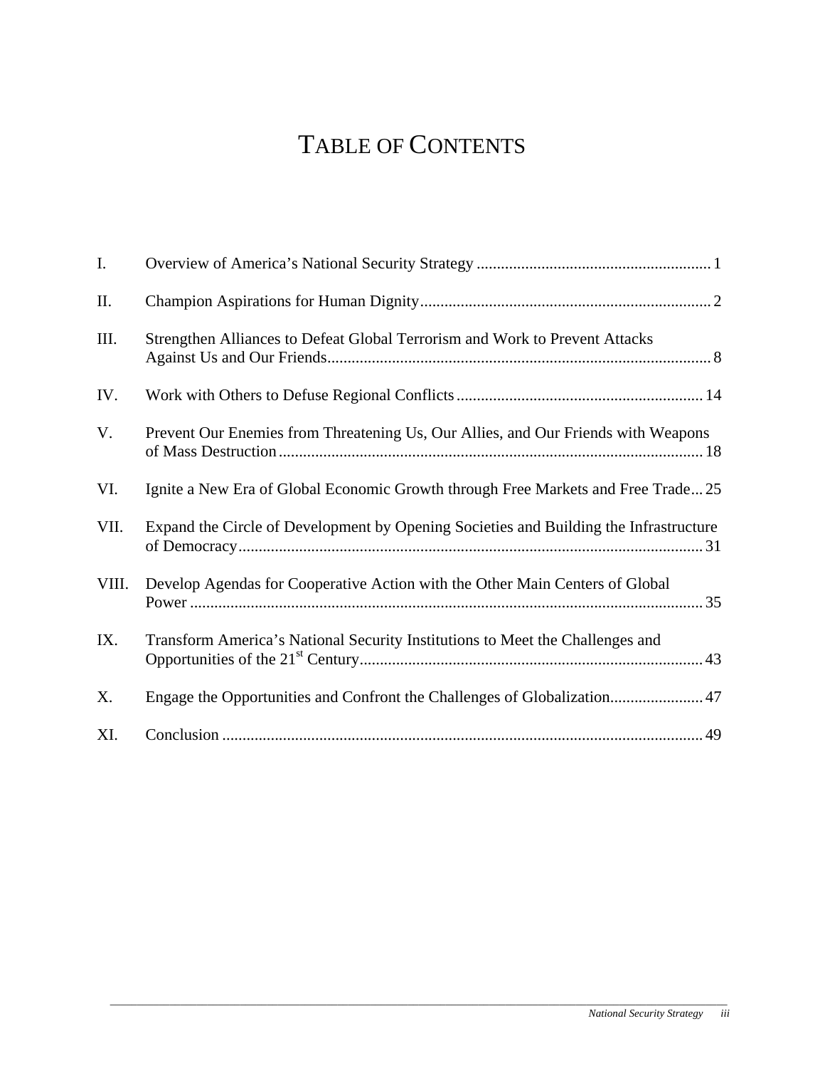# TABLE OF CONTENTS

| | | |
|---|---|---|
| I. | Overview of America's National Security Strategy | 1 |
| II. | Champion Aspirations for Human Dignity | 2 |
| III. | Strengthen Alliances to Defeat Global Terrorism and Work to Prevent Attacks Against Us and Our Friends | 8 |
| IV. | Work with Others to Defuse Regional Conflicts | 14 |
| V. | Prevent Our Enemies from Threatening Us, Our Allies, and Our Friends with Weapons of Mass Destruction | 18 |
| VI. | Ignite a New Era of Global Economic Growth through Free Markets and Free Trade | 25 |
| VII. | Expand the Circle of Development by Opening Societies and Building the Infrastructure of Democracy | 31 |
| VIII. | Develop Agendas for Cooperative Action with the Other Main Centers of Global Power | 35 |
| IX. | Transform America's National Security Institutions to Meet the Challenges and Opportunities of the 21st Century | 43 |
| X. | Engage the Opportunities and Confront the Challenges of Globalization | 47 |
| XI. | Conclusion | 49 |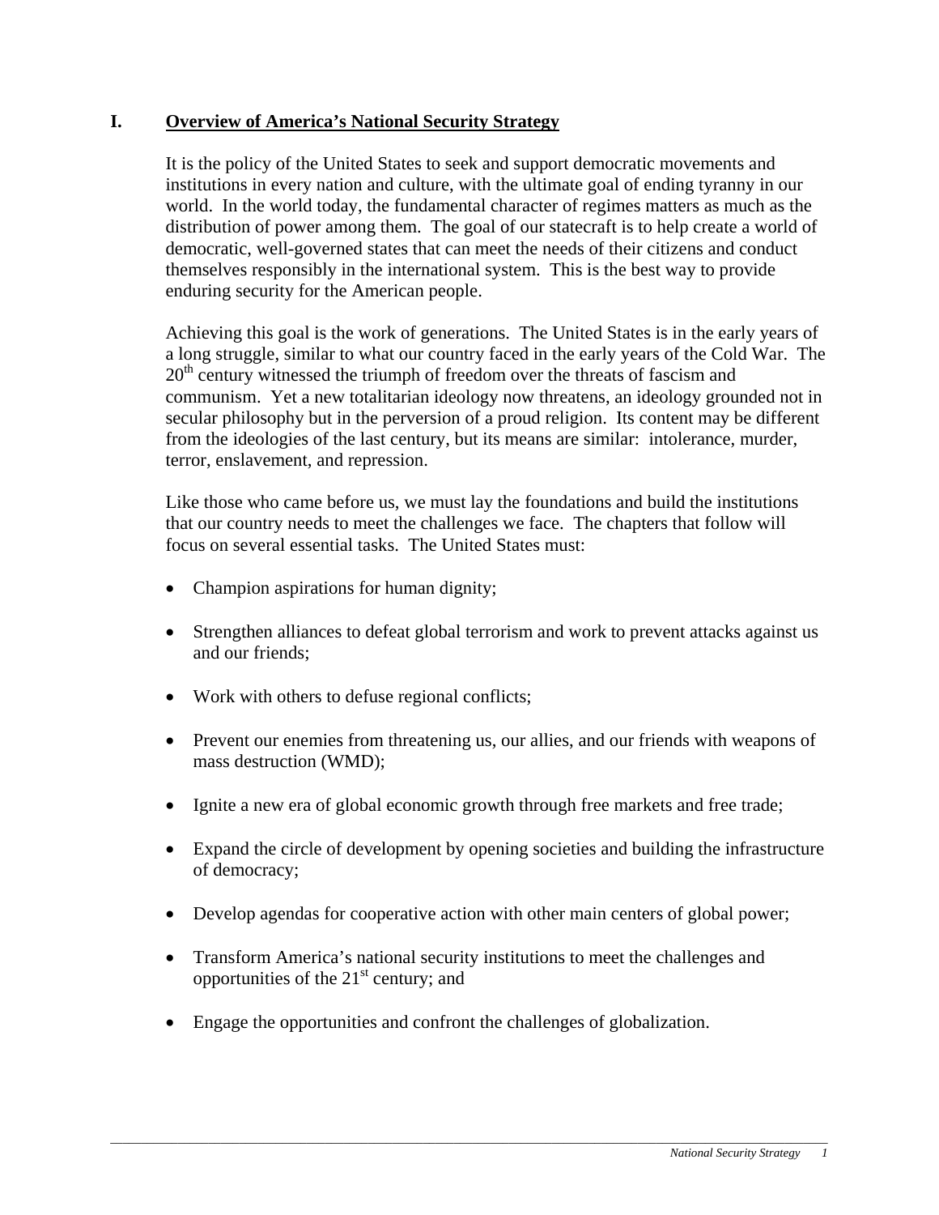## I. Overview of America's National Security Strategy

It is the policy of the United States to seek and support democratic movements and institutions in every nation and culture, with the ultimate goal of ending tyranny in our world. In the world today, the fundamental character of regimes matters as much as the distribution of power among them. The goal of our statecraft is to help create a world of democratic, well-governed states that can meet the needs of their citizens and conduct themselves responsibly in the international system. This is the best way to provide enduring security for the American people.

Achieving this goal is the work of generations. The United States is in the early years of a long struggle, similar to what our country faced in the early years of the Cold War. The 20th century witnessed the triumph of freedom over the threats of fascism and communism. Yet a new totalitarian ideology now threatens, an ideology grounded not in secular philosophy but in the perversion of a proud religion. Its content may be different from the ideologies of the last century, but its means are similar: intolerance, murder, terror, enslavement, and repression.

Like those who came before us, we must lay the foundations and build the institutions that our country needs to meet the challenges we face. The chapters that follow will focus on several essential tasks. The United States must:

- Champion aspirations for human dignity;
- Strengthen alliances to defeat global terrorism and work to prevent attacks against us and our friends;
- Work with others to defuse regional conflicts;
- Prevent our enemies from threatening us, our allies, and our friends with weapons of mass destruction (WMD);
- Ignite a new era of global economic growth through free markets and free trade;
- Expand the circle of development by opening societies and building the infrastructure of democracy;
- Develop agendas for cooperative action with other main centers of global power;
- Transform America's national security institutions to meet the challenges and opportunities of the 21st century; and
- Engage the opportunities and confront the challenges of globalization.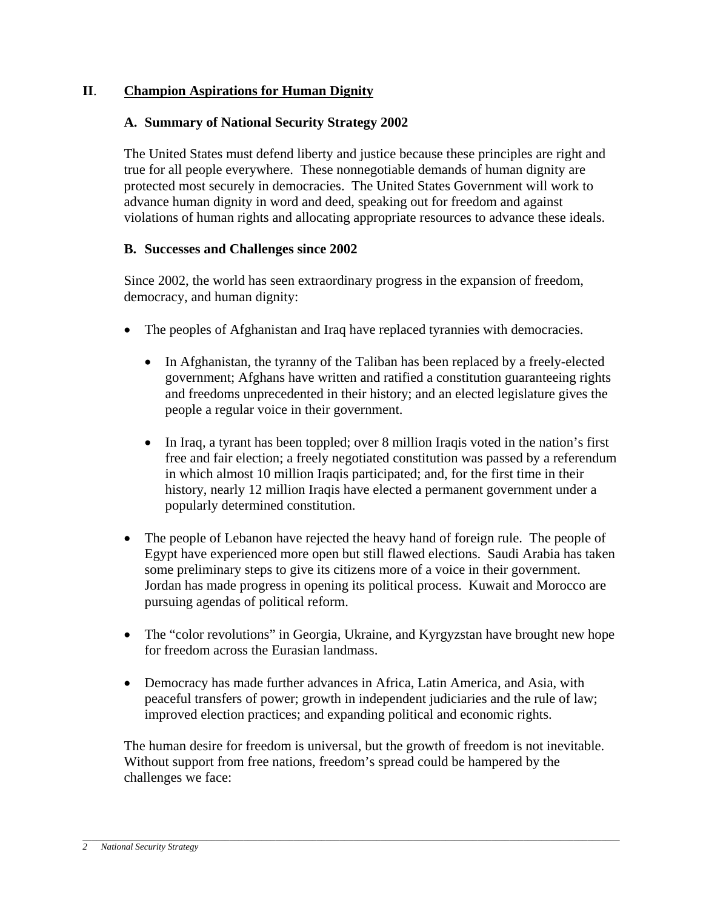## II. Champion Aspirations for Human Dignity

### A. Summary of National Security Strategy 2002

The United States must defend liberty and justice because these principles are right and true for all people everywhere. These nonnegotiable demands of human dignity are protected most securely in democracies. The United States Government will work to advance human dignity in word and deed, speaking out for freedom and against violations of human rights and allocating appropriate resources to advance these ideals.

### B. Successes and Challenges since 2002

Since 2002, the world has seen extraordinary progress in the expansion of freedom, democracy, and human dignity:

- The peoples of Afghanistan and Iraq have replaced tyrannies with democracies.
  - In Afghanistan, the tyranny of the Taliban has been replaced by a freely-elected government; Afghans have written and ratified a constitution guaranteeing rights and freedoms unprecedented in their history; and an elected legislature gives the people a regular voice in their government.
  - In Iraq, a tyrant has been toppled; over 8 million Iraqis voted in the nation's first free and fair election; a freely negotiated constitution was passed by a referendum in which almost 10 million Iraqis participated; and, for the first time in their history, nearly 12 million Iraqis have elected a permanent government under a popularly determined constitution.
- The people of Lebanon have rejected the heavy hand of foreign rule. The people of Egypt have experienced more open but still flawed elections. Saudi Arabia has taken some preliminary steps to give its citizens more of a voice in their government. Jordan has made progress in opening its political process. Kuwait and Morocco are pursuing agendas of political reform.
- The "color revolutions" in Georgia, Ukraine, and Kyrgyzstan have brought new hope for freedom across the Eurasian landmass.
- Democracy has made further advances in Africa, Latin America, and Asia, with peaceful transfers of power; growth in independent judiciaries and the rule of law; improved election practices; and expanding political and economic rights.

The human desire for freedom is universal, but the growth of freedom is not inevitable. Without support from free nations, freedom's spread could be hampered by the challenges we face: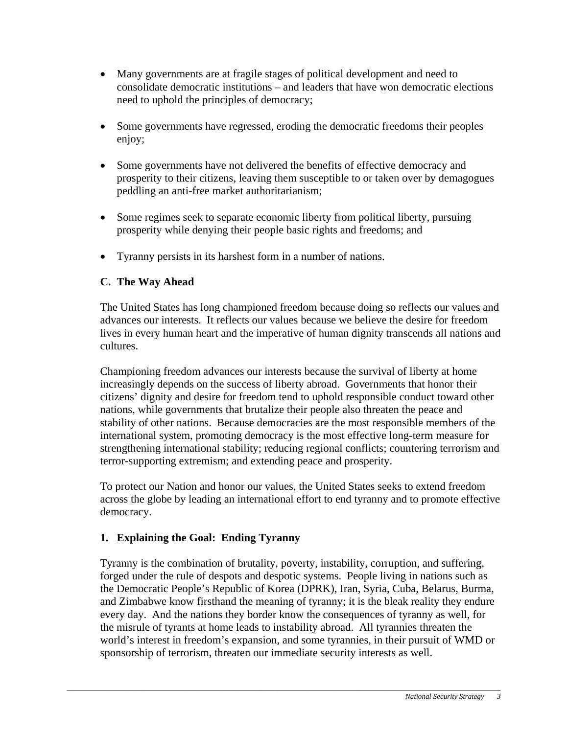- Many governments are at fragile stages of political development and need to consolidate democratic institutions – and leaders that have won democratic elections need to uphold the principles of democracy;

- Some governments have regressed, eroding the democratic freedoms their peoples enjoy;

- Some governments have not delivered the benefits of effective democracy and prosperity to their citizens, leaving them susceptible to or taken over by demagogues peddling an anti-free market authoritarianism;

- Some regimes seek to separate economic liberty from political liberty, pursuing prosperity while denying their people basic rights and freedoms; and

- Tyranny persists in its harshest form in a number of nations.

## C. The Way Ahead

The United States has long championed freedom because doing so reflects our values and advances our interests. It reflects our values because we believe the desire for freedom lives in every human heart and the imperative of human dignity transcends all nations and cultures.

Championing freedom advances our interests because the survival of liberty at home increasingly depends on the success of liberty abroad. Governments that honor their citizens' dignity and desire for freedom tend to uphold responsible conduct toward other nations, while governments that brutalize their people also threaten the peace and stability of other nations. Because democracies are the most responsible members of the international system, promoting democracy is the most effective long-term measure for strengthening international stability; reducing regional conflicts; countering terrorism and terror-supporting extremism; and extending peace and prosperity.

To protect our Nation and honor our values, the United States seeks to extend freedom across the globe by leading an international effort to end tyranny and to promote effective democracy.

### 1. Explaining the Goal: Ending Tyranny

Tyranny is the combination of brutality, poverty, instability, corruption, and suffering, forged under the rule of despots and despotic systems. People living in nations such as the Democratic People's Republic of Korea (DPRK), Iran, Syria, Cuba, Belarus, Burma, and Zimbabwe know firsthand the meaning of tyranny; it is the bleak reality they endure every day. And the nations they border know the consequences of tyranny as well, for the misrule of tyrants at home leads to instability abroad. All tyrannies threaten the world's interest in freedom's expansion, and some tyrannies, in their pursuit of WMD or sponsorship of terrorism, threaten our immediate security interests as well.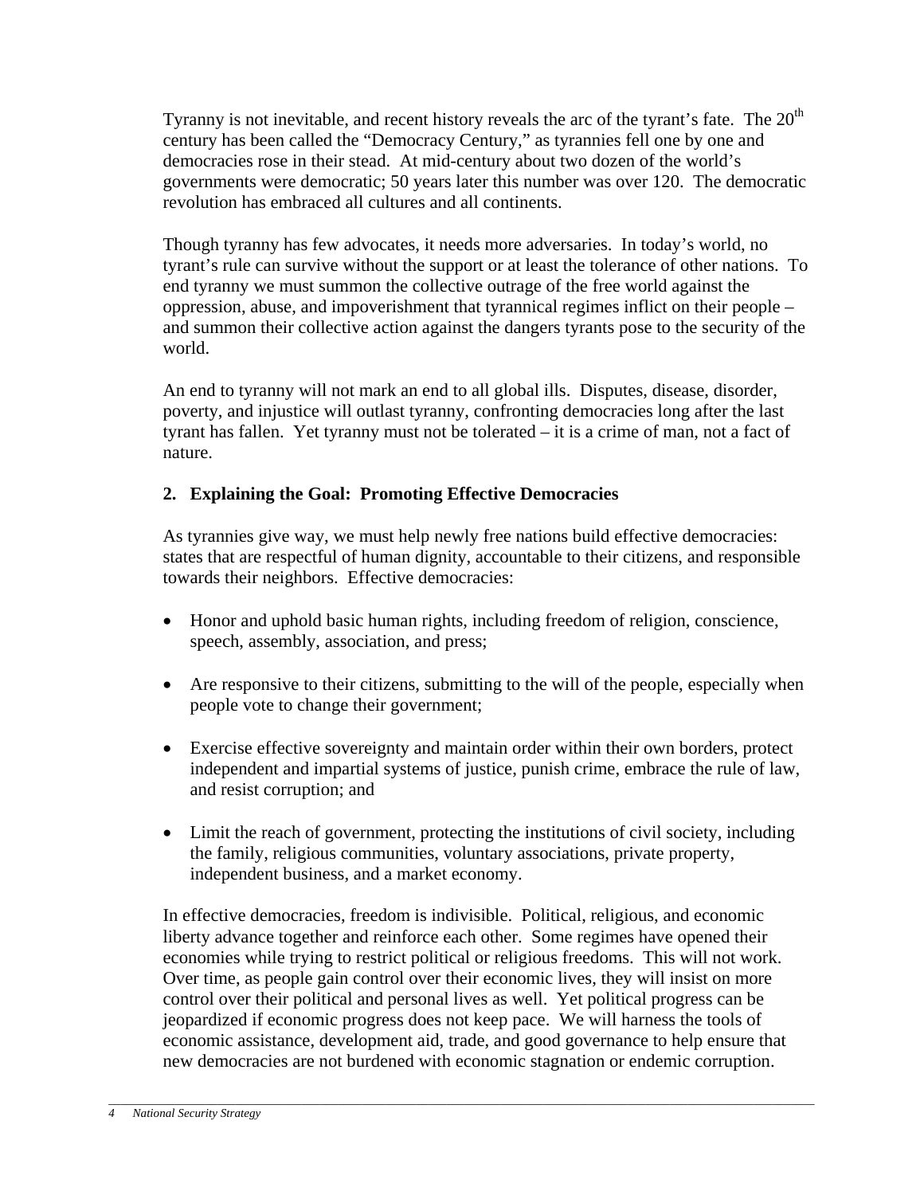Tyranny is not inevitable, and recent history reveals the arc of the tyrant's fate. The 20th century has been called the "Democracy Century," as tyrannies fell one by one and democracies rose in their stead. At mid-century about two dozen of the world's governments were democratic; 50 years later this number was over 120. The democratic revolution has embraced all cultures and all continents.

Though tyranny has few advocates, it needs more adversaries. In today's world, no tyrant's rule can survive without the support or at least the tolerance of other nations. To end tyranny we must summon the collective outrage of the free world against the oppression, abuse, and impoverishment that tyrannical regimes inflict on their people – and summon their collective action against the dangers tyrants pose to the security of the world.

An end to tyranny will not mark an end to all global ills. Disputes, disease, disorder, poverty, and injustice will outlast tyranny, confronting democracies long after the last tyrant has fallen. Yet tyranny must not be tolerated – it is a crime of man, not a fact of nature.

### 2. Explaining the Goal: Promoting Effective Democracies

As tyrannies give way, we must help newly free nations build effective democracies: states that are respectful of human dignity, accountable to their citizens, and responsible towards their neighbors. Effective democracies:

- Honor and uphold basic human rights, including freedom of religion, conscience, speech, assembly, association, and press;
- Are responsive to their citizens, submitting to the will of the people, especially when people vote to change their government;
- Exercise effective sovereignty and maintain order within their own borders, protect independent and impartial systems of justice, punish crime, embrace the rule of law, and resist corruption; and
- Limit the reach of government, protecting the institutions of civil society, including the family, religious communities, voluntary associations, private property, independent business, and a market economy.

In effective democracies, freedom is indivisible. Political, religious, and economic liberty advance together and reinforce each other. Some regimes have opened their economies while trying to restrict political or religious freedoms. This will not work. Over time, as people gain control over their economic lives, they will insist on more control over their political and personal lives as well. Yet political progress can be jeopardized if economic progress does not keep pace. We will harness the tools of economic assistance, development aid, trade, and good governance to help ensure that new democracies are not burdened with economic stagnation or endemic corruption.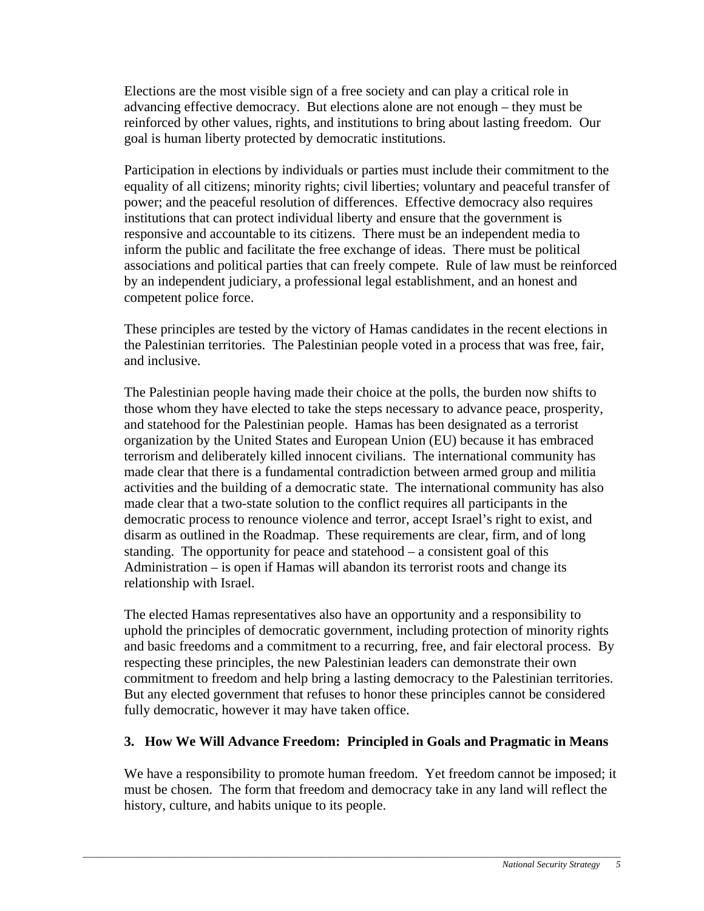Elections are the most visible sign of a free society and can play a critical role in advancing effective democracy. But elections alone are not enough – they must be reinforced by other values, rights, and institutions to bring about lasting freedom. Our goal is human liberty protected by democratic institutions.

Participation in elections by individuals or parties must include their commitment to the equality of all citizens; minority rights; civil liberties; voluntary and peaceful transfer of power; and the peaceful resolution of differences. Effective democracy also requires institutions that can protect individual liberty and ensure that the government is responsive and accountable to its citizens. There must be an independent media to inform the public and facilitate the free exchange of ideas. There must be political associations and political parties that can freely compete. Rule of law must be reinforced by an independent judiciary, a professional legal establishment, and an honest and competent police force.

These principles are tested by the victory of Hamas candidates in the recent elections in the Palestinian territories. The Palestinian people voted in a process that was free, fair, and inclusive.

The Palestinian people having made their choice at the polls, the burden now shifts to those whom they have elected to take the steps necessary to advance peace, prosperity, and statehood for the Palestinian people. Hamas has been designated as a terrorist organization by the United States and European Union (EU) because it has embraced terrorism and deliberately killed innocent civilians. The international community has made clear that there is a fundamental contradiction between armed group and militia activities and the building of a democratic state. The international community has also made clear that a two-state solution to the conflict requires all participants in the democratic process to renounce violence and terror, accept Israel's right to exist, and disarm as outlined in the Roadmap. These requirements are clear, firm, and of long standing. The opportunity for peace and statehood – a consistent goal of this Administration – is open if Hamas will abandon its terrorist roots and change its relationship with Israel.

The elected Hamas representatives also have an opportunity and a responsibility to uphold the principles of democratic government, including protection of minority rights and basic freedoms and a commitment to a recurring, free, and fair electoral process. By respecting these principles, the new Palestinian leaders can demonstrate their own commitment to freedom and help bring a lasting democracy to the Palestinian territories. But any elected government that refuses to honor these principles cannot be considered fully democratic, however it may have taken office.

### 3. How We Will Advance Freedom: Principled in Goals and Pragmatic in Means

We have a responsibility to promote human freedom. Yet freedom cannot be imposed; it must be chosen. The form that freedom and democracy take in any land will reflect the history, culture, and habits unique to its people.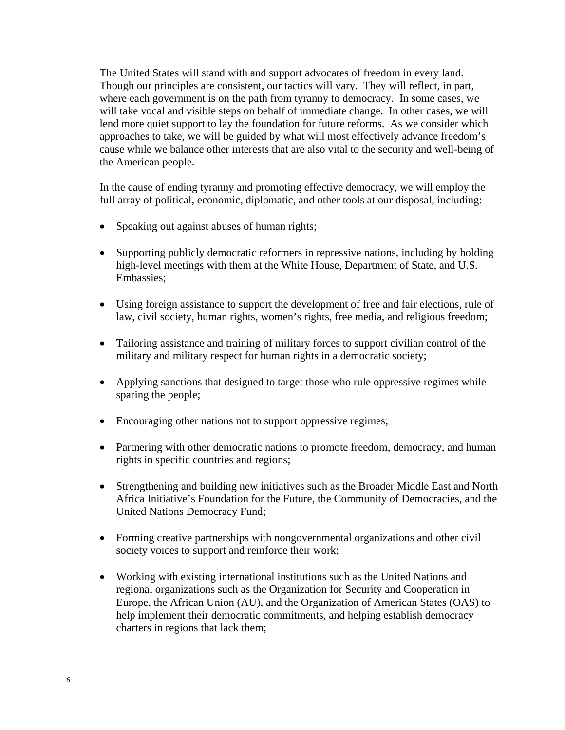The United States will stand with and support advocates of freedom in every land. Though our principles are consistent, our tactics will vary. They will reflect, in part, where each government is on the path from tyranny to democracy. In some cases, we will take vocal and visible steps on behalf of immediate change. In other cases, we will lend more quiet support to lay the foundation for future reforms. As we consider which approaches to take, we will be guided by what will most effectively advance freedom's cause while we balance other interests that are also vital to the security and well-being of the American people.

In the cause of ending tyranny and promoting effective democracy, we will employ the full array of political, economic, diplomatic, and other tools at our disposal, including:

- Speaking out against abuses of human rights;
- Supporting publicly democratic reformers in repressive nations, including by holding high-level meetings with them at the White House, Department of State, and U.S. Embassies;
- Using foreign assistance to support the development of free and fair elections, rule of law, civil society, human rights, women's rights, free media, and religious freedom;
- Tailoring assistance and training of military forces to support civilian control of the military and military respect for human rights in a democratic society;
- Applying sanctions that designed to target those who rule oppressive regimes while sparing the people;
- Encouraging other nations not to support oppressive regimes;
- Partnering with other democratic nations to promote freedom, democracy, and human rights in specific countries and regions;
- Strengthening and building new initiatives such as the Broader Middle East and North Africa Initiative's Foundation for the Future, the Community of Democracies, and the United Nations Democracy Fund;
- Forming creative partnerships with nongovernmental organizations and other civil society voices to support and reinforce their work;
- Working with existing international institutions such as the United Nations and regional organizations such as the Organization for Security and Cooperation in Europe, the African Union (AU), and the Organization of American States (OAS) to help implement their democratic commitments, and helping establish democracy charters in regions that lack them;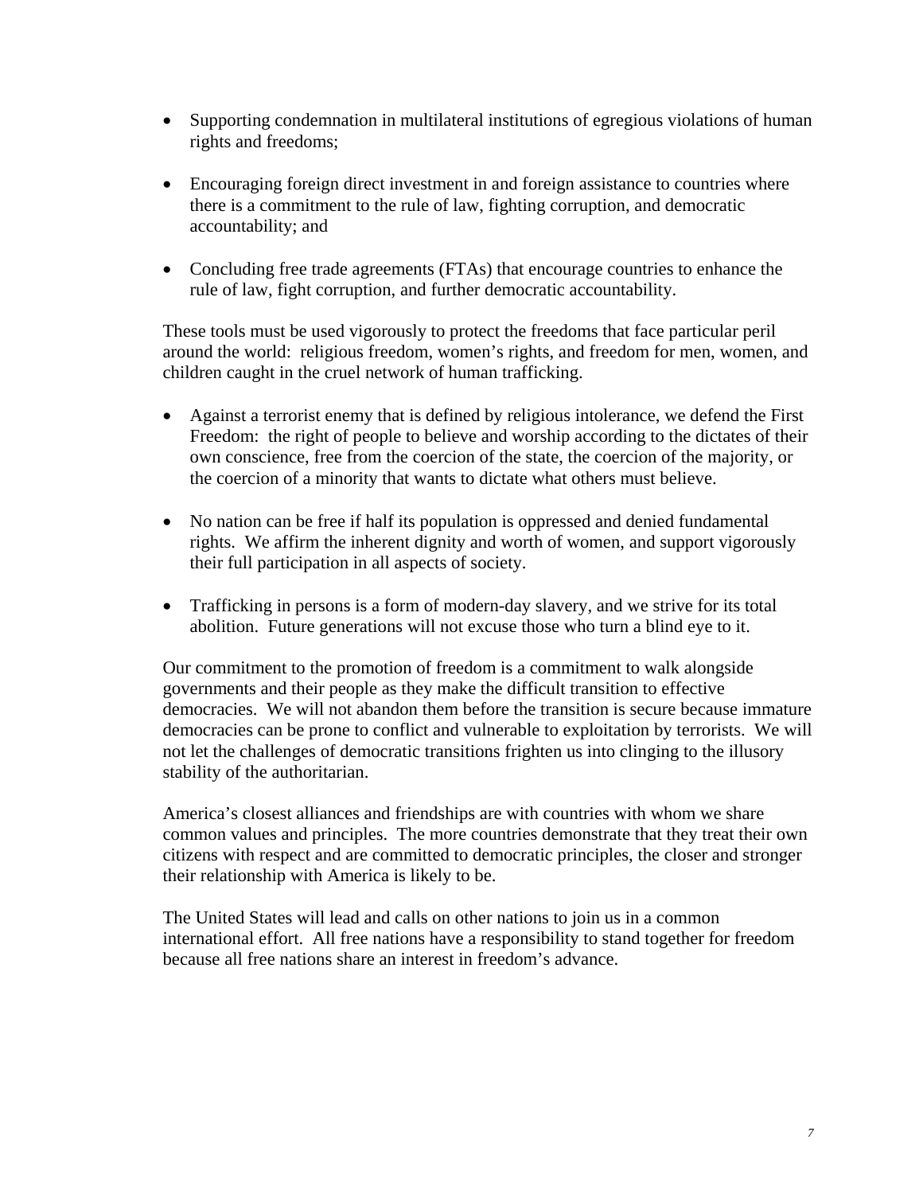- Supporting condemnation in multilateral institutions of egregious violations of human rights and freedoms;

- Encouraging foreign direct investment in and foreign assistance to countries where there is a commitment to the rule of law, fighting corruption, and democratic accountability; and

- Concluding free trade agreements (FTAs) that encourage countries to enhance the rule of law, fight corruption, and further democratic accountability.

These tools must be used vigorously to protect the freedoms that face particular peril around the world: religious freedom, women's rights, and freedom for men, women, and children caught in the cruel network of human trafficking.

- Against a terrorist enemy that is defined by religious intolerance, we defend the First Freedom: the right of people to believe and worship according to the dictates of their own conscience, free from the coercion of the state, the coercion of the majority, or the coercion of a minority that wants to dictate what others must believe.

- No nation can be free if half its population is oppressed and denied fundamental rights. We affirm the inherent dignity and worth of women, and support vigorously their full participation in all aspects of society.

- Trafficking in persons is a form of modern-day slavery, and we strive for its total abolition. Future generations will not excuse those who turn a blind eye to it.

Our commitment to the promotion of freedom is a commitment to walk alongside governments and their people as they make the difficult transition to effective democracies. We will not abandon them before the transition is secure because immature democracies can be prone to conflict and vulnerable to exploitation by terrorists. We will not let the challenges of democratic transitions frighten us into clinging to the illusory stability of the authoritarian.

America's closest alliances and friendships are with countries with whom we share common values and principles. The more countries demonstrate that they treat their own citizens with respect and are committed to democratic principles, the closer and stronger their relationship with America is likely to be.

The United States will lead and calls on other nations to join us in a common international effort. All free nations have a responsibility to stand together for freedom because all free nations share an interest in freedom's advance.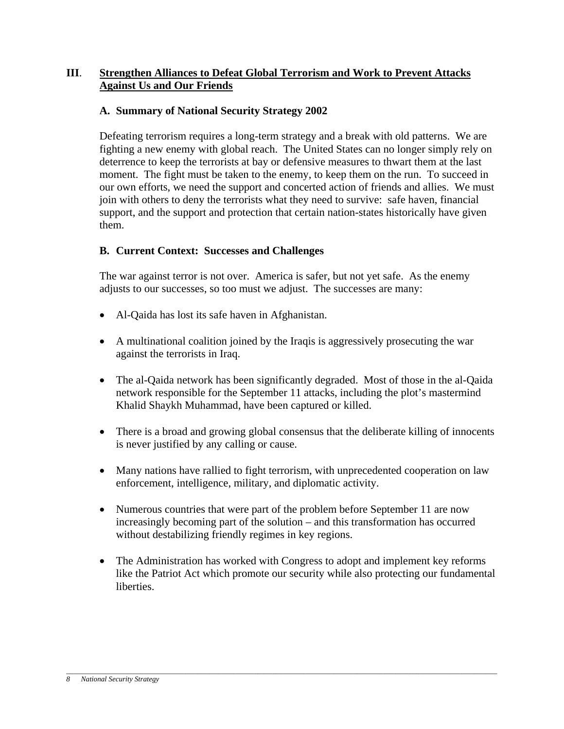## III. Strengthen Alliances to Defeat Global Terrorism and Work to Prevent Attacks Against Us and Our Friends

### A. Summary of National Security Strategy 2002

Defeating terrorism requires a long-term strategy and a break with old patterns. We are fighting a new enemy with global reach. The United States can no longer simply rely on deterrence to keep the terrorists at bay or defensive measures to thwart them at the last moment. The fight must be taken to the enemy, to keep them on the run. To succeed in our own efforts, we need the support and concerted action of friends and allies. We must join with others to deny the terrorists what they need to survive: safe haven, financial support, and the support and protection that certain nation-states historically have given them.

### B. Current Context: Successes and Challenges

The war against terror is not over. America is safer, but not yet safe. As the enemy adjusts to our successes, so too must we adjust. The successes are many:

- Al-Qaida has lost its safe haven in Afghanistan.
- A multinational coalition joined by the Iraqis is aggressively prosecuting the war against the terrorists in Iraq.
- The al-Qaida network has been significantly degraded. Most of those in the al-Qaida network responsible for the September 11 attacks, including the plot's mastermind Khalid Shaykh Muhammad, have been captured or killed.
- There is a broad and growing global consensus that the deliberate killing of innocents is never justified by any calling or cause.
- Many nations have rallied to fight terrorism, with unprecedented cooperation on law enforcement, intelligence, military, and diplomatic activity.
- Numerous countries that were part of the problem before September 11 are now increasingly becoming part of the solution – and this transformation has occurred without destabilizing friendly regimes in key regions.
- The Administration has worked with Congress to adopt and implement key reforms like the Patriot Act which promote our security while also protecting our fundamental liberties.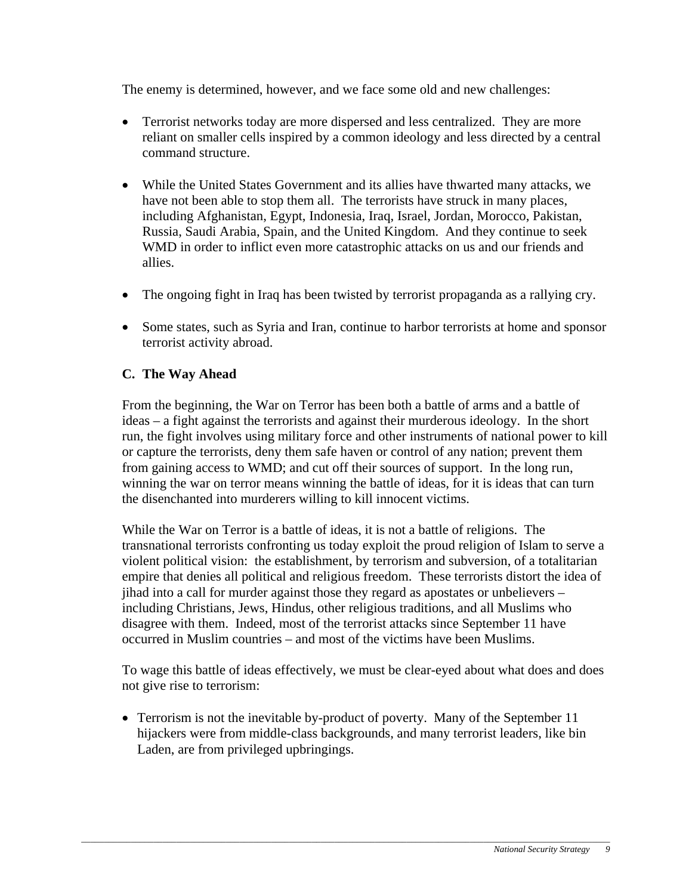The enemy is determined, however, and we face some old and new challenges:

- Terrorist networks today are more dispersed and less centralized. They are more reliant on smaller cells inspired by a common ideology and less directed by a central command structure.

- While the United States Government and its allies have thwarted many attacks, we have not been able to stop them all. The terrorists have struck in many places, including Afghanistan, Egypt, Indonesia, Iraq, Israel, Jordan, Morocco, Pakistan, Russia, Saudi Arabia, Spain, and the United Kingdom. And they continue to seek WMD in order to inflict even more catastrophic attacks on us and our friends and allies.

- The ongoing fight in Iraq has been twisted by terrorist propaganda as a rallying cry.

- Some states, such as Syria and Iran, continue to harbor terrorists at home and sponsor terrorist activity abroad.

### C. The Way Ahead

From the beginning, the War on Terror has been both a battle of arms and a battle of ideas – a fight against the terrorists and against their murderous ideology. In the short run, the fight involves using military force and other instruments of national power to kill or capture the terrorists, deny them safe haven or control of any nation; prevent them from gaining access to WMD; and cut off their sources of support. In the long run, winning the war on terror means winning the battle of ideas, for it is ideas that can turn the disenchanted into murderers willing to kill innocent victims.

While the War on Terror is a battle of ideas, it is not a battle of religions. The transnational terrorists confronting us today exploit the proud religion of Islam to serve a violent political vision: the establishment, by terrorism and subversion, of a totalitarian empire that denies all political and religious freedom. These terrorists distort the idea of jihad into a call for murder against those they regard as apostates or unbelievers – including Christians, Jews, Hindus, other religious traditions, and all Muslims who disagree with them. Indeed, most of the terrorist attacks since September 11 have occurred in Muslim countries – and most of the victims have been Muslims.

To wage this battle of ideas effectively, we must be clear-eyed about what does and does not give rise to terrorism:

- Terrorism is not the inevitable by-product of poverty. Many of the September 11 hijackers were from middle-class backgrounds, and many terrorist leaders, like bin Laden, are from privileged upbringings.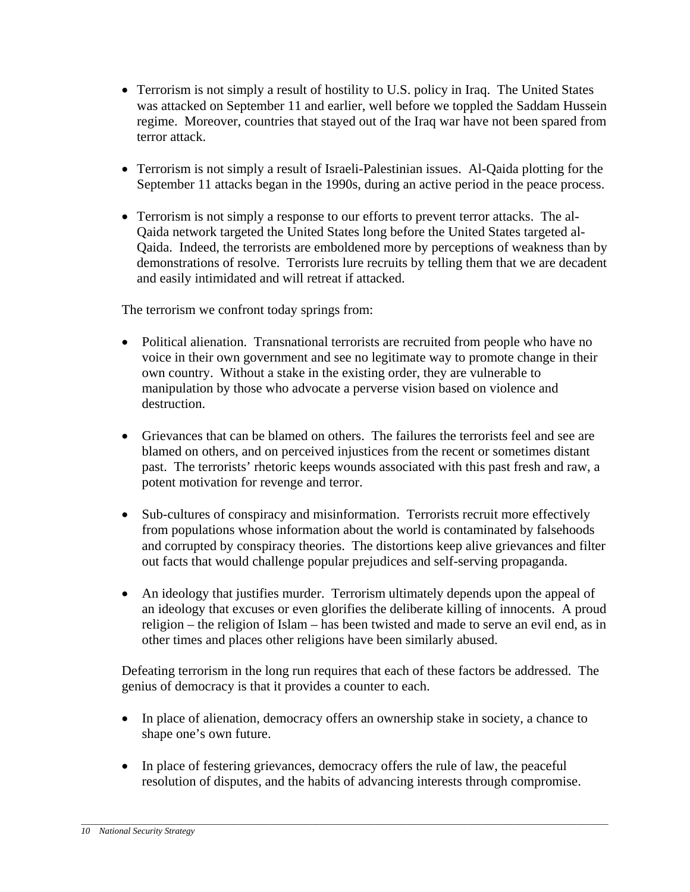- Terrorism is not simply a result of hostility to U.S. policy in Iraq. The United States was attacked on September 11 and earlier, well before we toppled the Saddam Hussein regime. Moreover, countries that stayed out of the Iraq war have not been spared from terror attack.

- Terrorism is not simply a result of Israeli-Palestinian issues. Al-Qaida plotting for the September 11 attacks began in the 1990s, during an active period in the peace process.

- Terrorism is not simply a response to our efforts to prevent terror attacks. The al-Qaida network targeted the United States long before the United States targeted al-Qaida. Indeed, the terrorists are emboldened more by perceptions of weakness than by demonstrations of resolve. Terrorists lure recruits by telling them that we are decadent and easily intimidated and will retreat if attacked.

The terrorism we confront today springs from:

- Political alienation. Transnational terrorists are recruited from people who have no voice in their own government and see no legitimate way to promote change in their own country. Without a stake in the existing order, they are vulnerable to manipulation by those who advocate a perverse vision based on violence and destruction.

- Grievances that can be blamed on others. The failures the terrorists feel and see are blamed on others, and on perceived injustices from the recent or sometimes distant past. The terrorists' rhetoric keeps wounds associated with this past fresh and raw, a potent motivation for revenge and terror.

- Sub-cultures of conspiracy and misinformation. Terrorists recruit more effectively from populations whose information about the world is contaminated by falsehoods and corrupted by conspiracy theories. The distortions keep alive grievances and filter out facts that would challenge popular prejudices and self-serving propaganda.

- An ideology that justifies murder. Terrorism ultimately depends upon the appeal of an ideology that excuses or even glorifies the deliberate killing of innocents. A proud religion – the religion of Islam – has been twisted and made to serve an evil end, as in other times and places other religions have been similarly abused.

Defeating terrorism in the long run requires that each of these factors be addressed. The genius of democracy is that it provides a counter to each.

- In place of alienation, democracy offers an ownership stake in society, a chance to shape one's own future.

- In place of festering grievances, democracy offers the rule of law, the peaceful resolution of disputes, and the habits of advancing interests through compromise.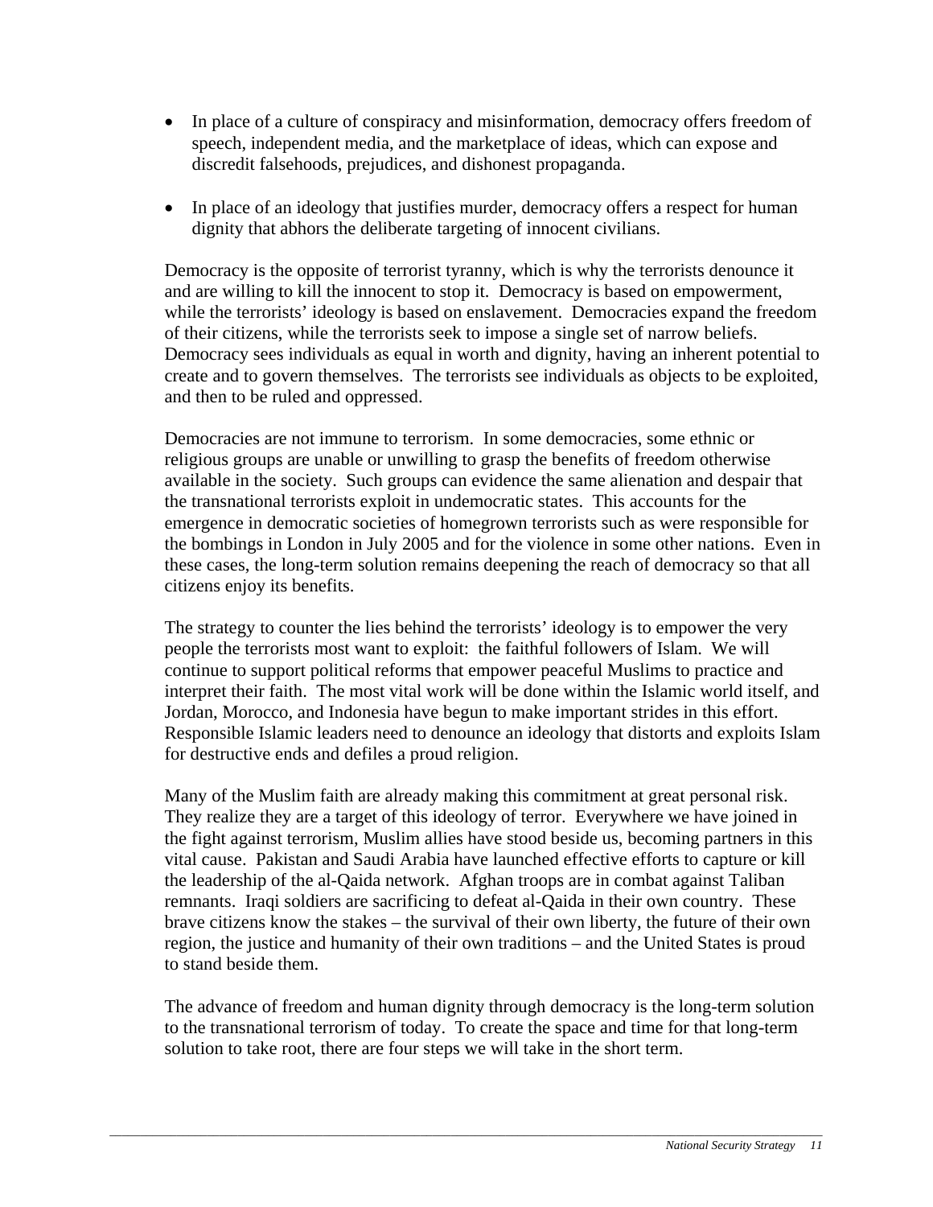- In place of a culture of conspiracy and misinformation, democracy offers freedom of speech, independent media, and the marketplace of ideas, which can expose and discredit falsehoods, prejudices, and dishonest propaganda.

- In place of an ideology that justifies murder, democracy offers a respect for human dignity that abhors the deliberate targeting of innocent civilians.

Democracy is the opposite of terrorist tyranny, which is why the terrorists denounce it and are willing to kill the innocent to stop it. Democracy is based on empowerment, while the terrorists' ideology is based on enslavement. Democracies expand the freedom of their citizens, while the terrorists seek to impose a single set of narrow beliefs. Democracy sees individuals as equal in worth and dignity, having an inherent potential to create and to govern themselves. The terrorists see individuals as objects to be exploited, and then to be ruled and oppressed.

Democracies are not immune to terrorism. In some democracies, some ethnic or religious groups are unable or unwilling to grasp the benefits of freedom otherwise available in the society. Such groups can evidence the same alienation and despair that the transnational terrorists exploit in undemocratic states. This accounts for the emergence in democratic societies of homegrown terrorists such as were responsible for the bombings in London in July 2005 and for the violence in some other nations. Even in these cases, the long-term solution remains deepening the reach of democracy so that all citizens enjoy its benefits.

The strategy to counter the lies behind the terrorists' ideology is to empower the very people the terrorists most want to exploit: the faithful followers of Islam. We will continue to support political reforms that empower peaceful Muslims to practice and interpret their faith. The most vital work will be done within the Islamic world itself, and Jordan, Morocco, and Indonesia have begun to make important strides in this effort. Responsible Islamic leaders need to denounce an ideology that distorts and exploits Islam for destructive ends and defiles a proud religion.

Many of the Muslim faith are already making this commitment at great personal risk. They realize they are a target of this ideology of terror. Everywhere we have joined in the fight against terrorism, Muslim allies have stood beside us, becoming partners in this vital cause. Pakistan and Saudi Arabia have launched effective efforts to capture or kill the leadership of the al-Qaida network. Afghan troops are in combat against Taliban remnants. Iraqi soldiers are sacrificing to defeat al-Qaida in their own country. These brave citizens know the stakes – the survival of their own liberty, the future of their own region, the justice and humanity of their own traditions – and the United States is proud to stand beside them.

The advance of freedom and human dignity through democracy is the long-term solution to the transnational terrorism of today. To create the space and time for that long-term solution to take root, there are four steps we will take in the short term.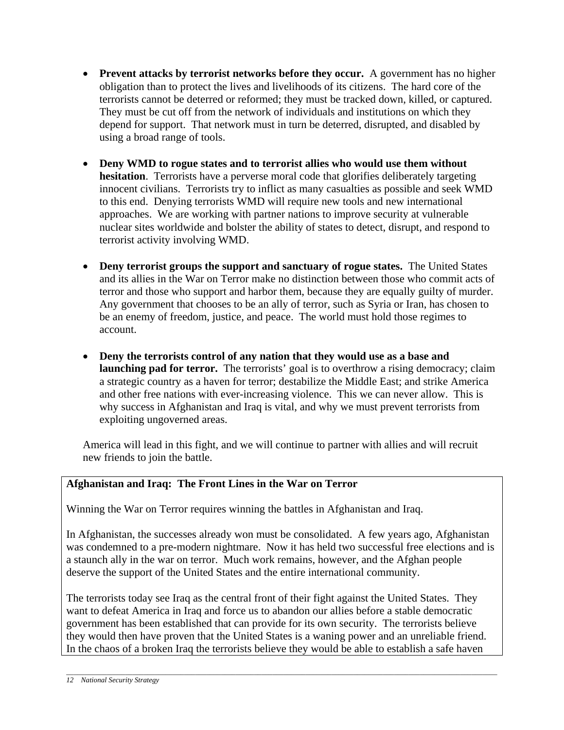- **Prevent attacks by terrorist networks before they occur.** A government has no higher obligation than to protect the lives and livelihoods of its citizens. The hard core of the terrorists cannot be deterred or reformed; they must be tracked down, killed, or captured. They must be cut off from the network of individuals and institutions on which they depend for support. That network must in turn be deterred, disrupted, and disabled by using a broad range of tools.

- **Deny WMD to rogue states and to terrorist allies who would use them without hesitation**. Terrorists have a perverse moral code that glorifies deliberately targeting innocent civilians. Terrorists try to inflict as many casualties as possible and seek WMD to this end. Denying terrorists WMD will require new tools and new international approaches. We are working with partner nations to improve security at vulnerable nuclear sites worldwide and bolster the ability of states to detect, disrupt, and respond to terrorist activity involving WMD.

- **Deny terrorist groups the support and sanctuary of rogue states.** The United States and its allies in the War on Terror make no distinction between those who commit acts of terror and those who support and harbor them, because they are equally guilty of murder. Any government that chooses to be an ally of terror, such as Syria or Iran, has chosen to be an enemy of freedom, justice, and peace. The world must hold those regimes to account.

- **Deny the terrorists control of any nation that they would use as a base and launching pad for terror.** The terrorists' goal is to overthrow a rising democracy; claim a strategic country as a haven for terror; destabilize the Middle East; and strike America and other free nations with ever-increasing violence. This we can never allow. This is why success in Afghanistan and Iraq is vital, and why we must prevent terrorists from exploiting ungoverned areas.

America will lead in this fight, and we will continue to partner with allies and will recruit new friends to join the battle.

**Afghanistan and Iraq: The Front Lines in the War on Terror**

Winning the War on Terror requires winning the battles in Afghanistan and Iraq.

In Afghanistan, the successes already won must be consolidated. A few years ago, Afghanistan was condemned to a pre-modern nightmare. Now it has held two successful free elections and is a staunch ally in the war on terror. Much work remains, however, and the Afghan people deserve the support of the United States and the entire international community.

The terrorists today see Iraq as the central front of their fight against the United States. They want to defeat America in Iraq and force us to abandon our allies before a stable democratic government has been established that can provide for its own security. The terrorists believe they would then have proven that the United States is a waning power and an unreliable friend. In the chaos of a broken Iraq the terrorists believe they would be able to establish a safe haven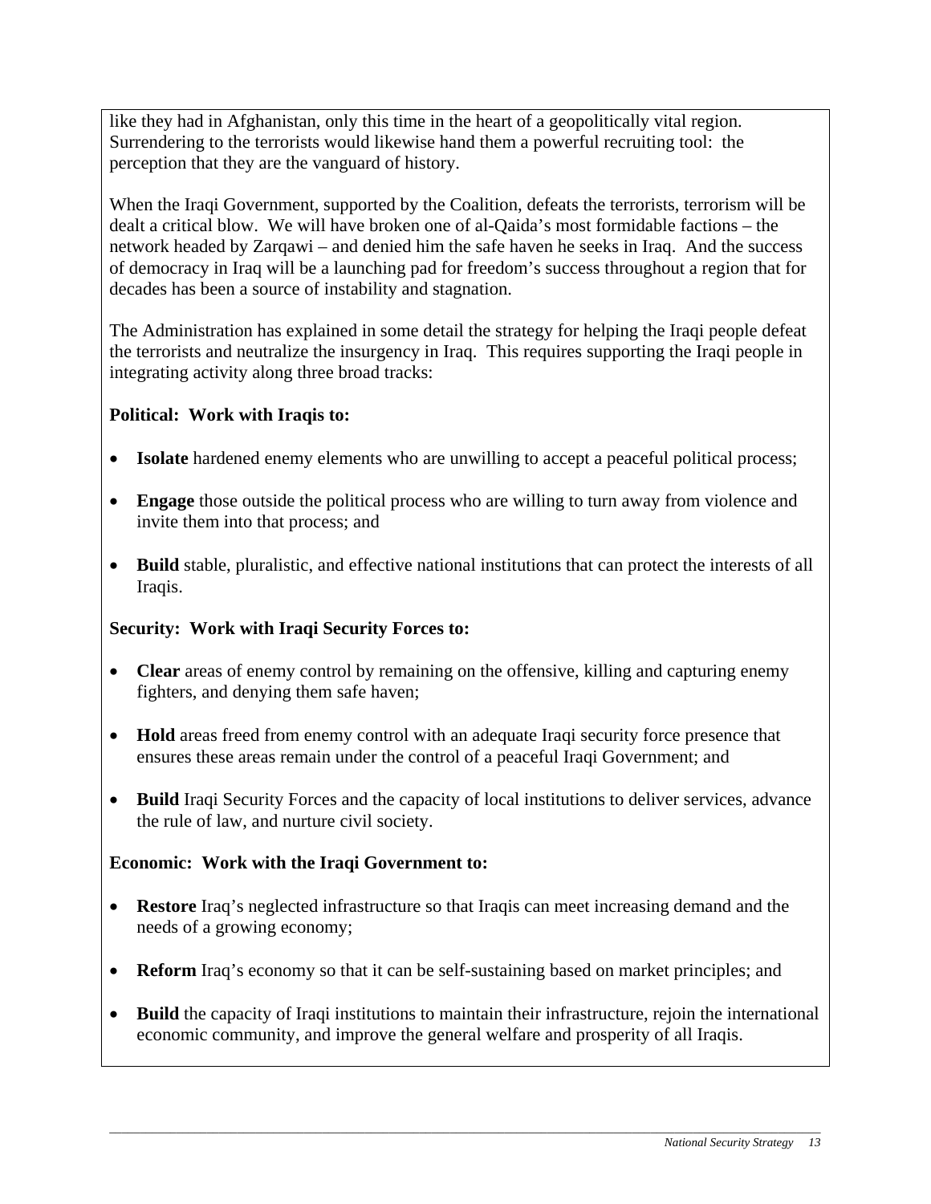like they had in Afghanistan, only this time in the heart of a geopolitically vital region. Surrendering to the terrorists would likewise hand them a powerful recruiting tool: the perception that they are the vanguard of history.

When the Iraqi Government, supported by the Coalition, defeats the terrorists, terrorism will be dealt a critical blow. We will have broken one of al-Qaida's most formidable factions – the network headed by Zarqawi – and denied him the safe haven he seeks in Iraq. And the success of democracy in Iraq will be a launching pad for freedom's success throughout a region that for decades has been a source of instability and stagnation.

The Administration has explained in some detail the strategy for helping the Iraqi people defeat the terrorists and neutralize the insurgency in Iraq. This requires supporting the Iraqi people in integrating activity along three broad tracks:

**Political: Work with Iraqis to:**

- **Isolate** hardened enemy elements who are unwilling to accept a peaceful political process;
- **Engage** those outside the political process who are willing to turn away from violence and invite them into that process; and
- **Build** stable, pluralistic, and effective national institutions that can protect the interests of all Iraqis.

**Security: Work with Iraqi Security Forces to:**

- **Clear** areas of enemy control by remaining on the offensive, killing and capturing enemy fighters, and denying them safe haven;
- **Hold** areas freed from enemy control with an adequate Iraqi security force presence that ensures these areas remain under the control of a peaceful Iraqi Government; and
- **Build** Iraqi Security Forces and the capacity of local institutions to deliver services, advance the rule of law, and nurture civil society.

**Economic: Work with the Iraqi Government to:**

- **Restore** Iraq's neglected infrastructure so that Iraqis can meet increasing demand and the needs of a growing economy;
- **Reform** Iraq's economy so that it can be self-sustaining based on market principles; and
- **Build** the capacity of Iraqi institutions to maintain their infrastructure, rejoin the international economic community, and improve the general welfare and prosperity of all Iraqis.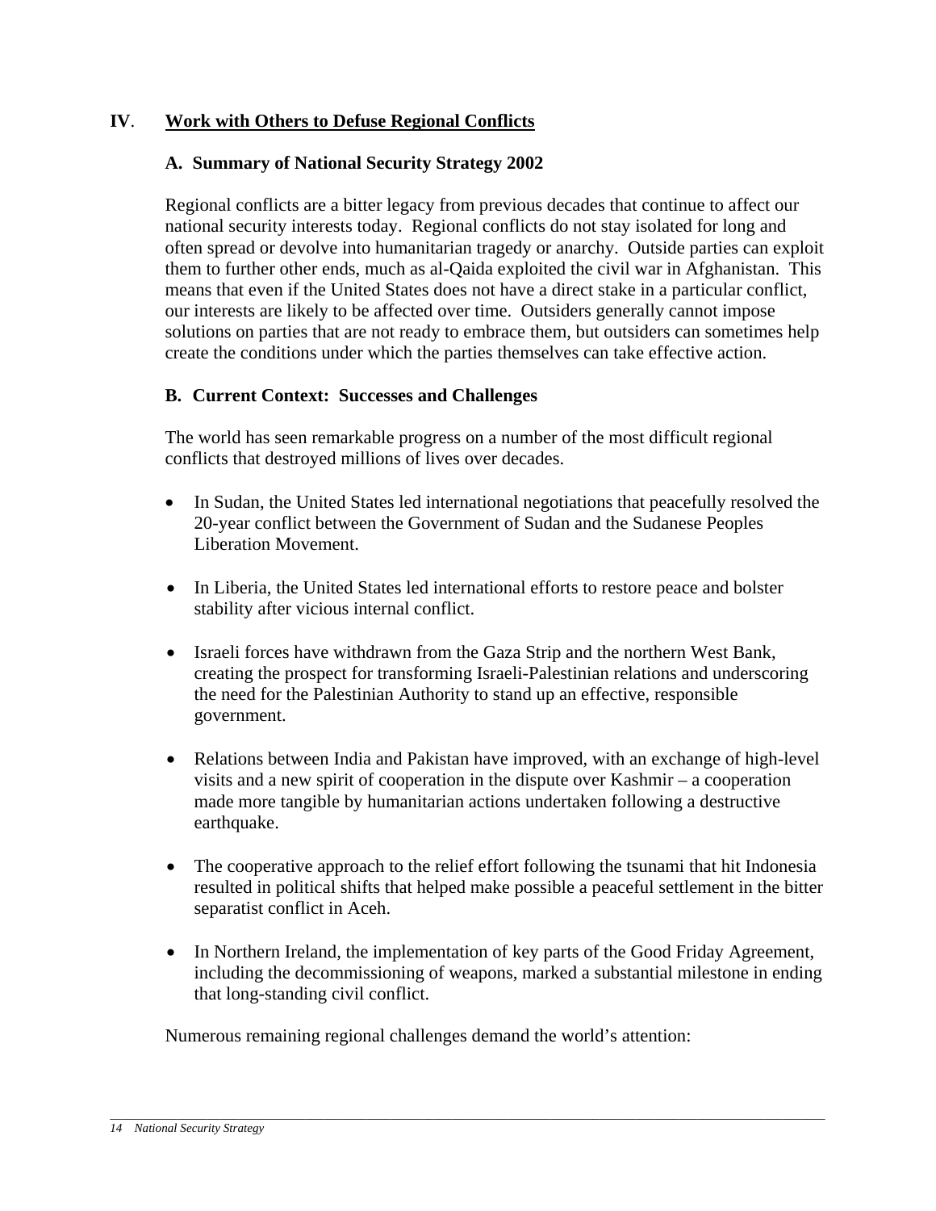## IV. Work with Others to Defuse Regional Conflicts

### A. Summary of National Security Strategy 2002

Regional conflicts are a bitter legacy from previous decades that continue to affect our national security interests today. Regional conflicts do not stay isolated for long and often spread or devolve into humanitarian tragedy or anarchy. Outside parties can exploit them to further other ends, much as al-Qaida exploited the civil war in Afghanistan. This means that even if the United States does not have a direct stake in a particular conflict, our interests are likely to be affected over time. Outsiders generally cannot impose solutions on parties that are not ready to embrace them, but outsiders can sometimes help create the conditions under which the parties themselves can take effective action.

### B. Current Context: Successes and Challenges

The world has seen remarkable progress on a number of the most difficult regional conflicts that destroyed millions of lives over decades.

- In Sudan, the United States led international negotiations that peacefully resolved the 20-year conflict between the Government of Sudan and the Sudanese Peoples Liberation Movement.
- In Liberia, the United States led international efforts to restore peace and bolster stability after vicious internal conflict.
- Israeli forces have withdrawn from the Gaza Strip and the northern West Bank, creating the prospect for transforming Israeli-Palestinian relations and underscoring the need for the Palestinian Authority to stand up an effective, responsible government.
- Relations between India and Pakistan have improved, with an exchange of high-level visits and a new spirit of cooperation in the dispute over Kashmir – a cooperation made more tangible by humanitarian actions undertaken following a destructive earthquake.
- The cooperative approach to the relief effort following the tsunami that hit Indonesia resulted in political shifts that helped make possible a peaceful settlement in the bitter separatist conflict in Aceh.
- In Northern Ireland, the implementation of key parts of the Good Friday Agreement, including the decommissioning of weapons, marked a substantial milestone in ending that long-standing civil conflict.

Numerous remaining regional challenges demand the world's attention: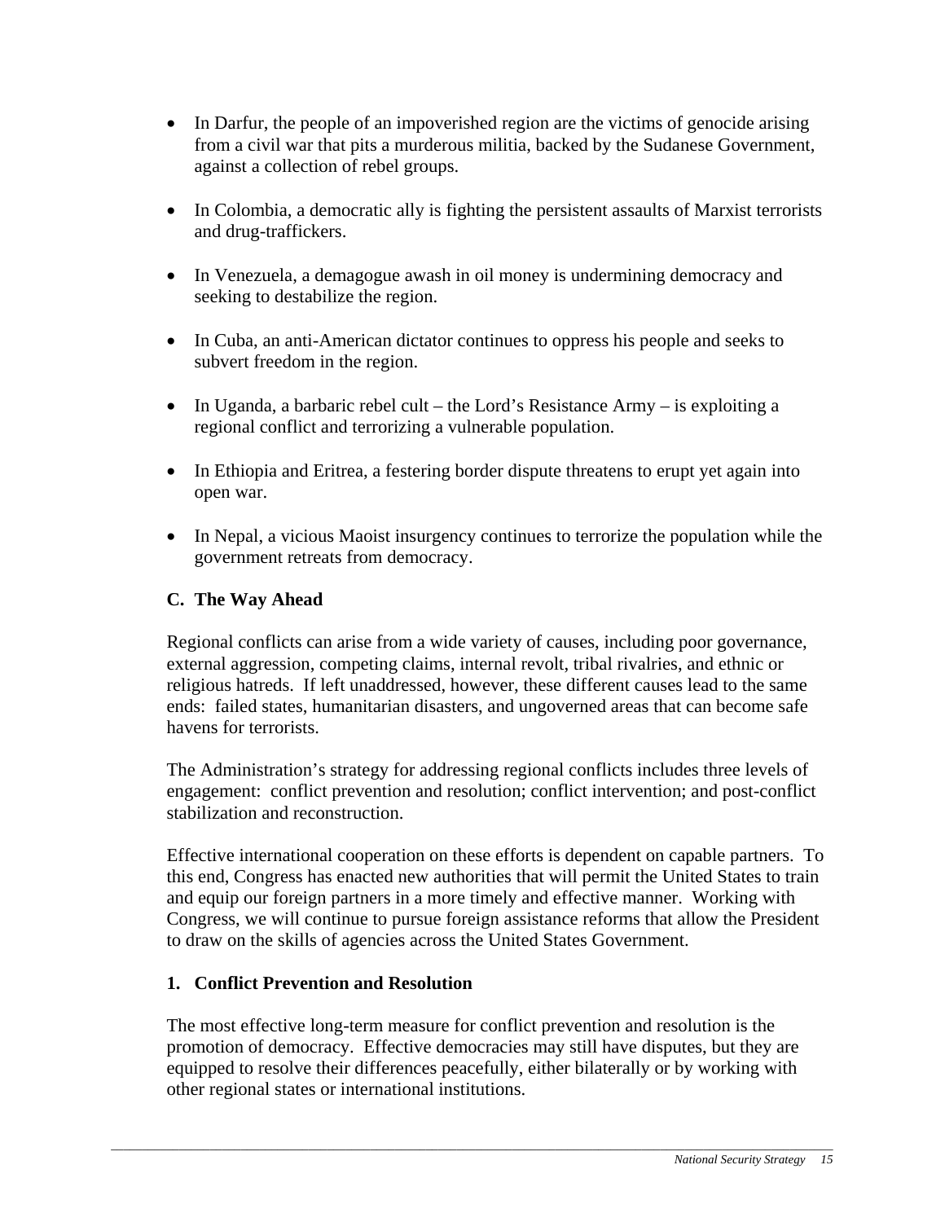- In Darfur, the people of an impoverished region are the victims of genocide arising from a civil war that pits a murderous militia, backed by the Sudanese Government, against a collection of rebel groups.
- In Colombia, a democratic ally is fighting the persistent assaults of Marxist terrorists and drug-traffickers.
- In Venezuela, a demagogue awash in oil money is undermining democracy and seeking to destabilize the region.
- In Cuba, an anti-American dictator continues to oppress his people and seeks to subvert freedom in the region.
- In Uganda, a barbaric rebel cult – the Lord's Resistance Army – is exploiting a regional conflict and terrorizing a vulnerable population.
- In Ethiopia and Eritrea, a festering border dispute threatens to erupt yet again into open war.
- In Nepal, a vicious Maoist insurgency continues to terrorize the population while the government retreats from democracy.

### C. The Way Ahead

Regional conflicts can arise from a wide variety of causes, including poor governance, external aggression, competing claims, internal revolt, tribal rivalries, and ethnic or religious hatreds. If left unaddressed, however, these different causes lead to the same ends: failed states, humanitarian disasters, and ungoverned areas that can become safe havens for terrorists.

The Administration's strategy for addressing regional conflicts includes three levels of engagement: conflict prevention and resolution; conflict intervention; and post-conflict stabilization and reconstruction.

Effective international cooperation on these efforts is dependent on capable partners. To this end, Congress has enacted new authorities that will permit the United States to train and equip our foreign partners in a more timely and effective manner. Working with Congress, we will continue to pursue foreign assistance reforms that allow the President to draw on the skills of agencies across the United States Government.

#### 1. Conflict Prevention and Resolution

The most effective long-term measure for conflict prevention and resolution is the promotion of democracy. Effective democracies may still have disputes, but they are equipped to resolve their differences peacefully, either bilaterally or by working with other regional states or international institutions.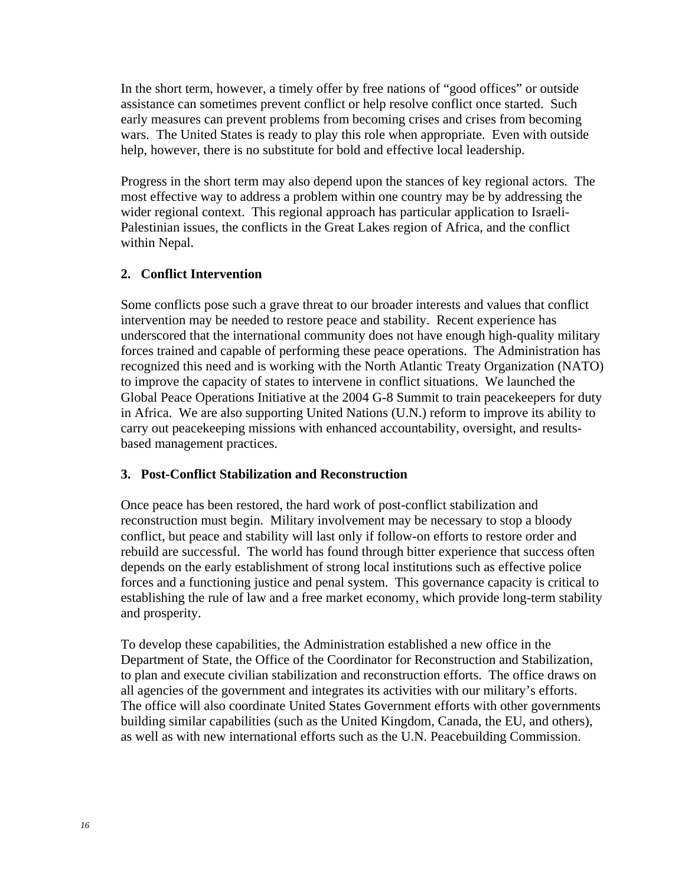In the short term, however, a timely offer by free nations of "good offices" or outside assistance can sometimes prevent conflict or help resolve conflict once started. Such early measures can prevent problems from becoming crises and crises from becoming wars. The United States is ready to play this role when appropriate. Even with outside help, however, there is no substitute for bold and effective local leadership.

Progress in the short term may also depend upon the stances of key regional actors. The most effective way to address a problem within one country may be by addressing the wider regional context. This regional approach has particular application to Israeli-Palestinian issues, the conflicts in the Great Lakes region of Africa, and the conflict within Nepal.

**2. Conflict Intervention**

Some conflicts pose such a grave threat to our broader interests and values that conflict intervention may be needed to restore peace and stability. Recent experience has underscored that the international community does not have enough high-quality military forces trained and capable of performing these peace operations. The Administration has recognized this need and is working with the North Atlantic Treaty Organization (NATO) to improve the capacity of states to intervene in conflict situations. We launched the Global Peace Operations Initiative at the 2004 G-8 Summit to train peacekeepers for duty in Africa. We are also supporting United Nations (U.N.) reform to improve its ability to carry out peacekeeping missions with enhanced accountability, oversight, and results-based management practices.

**3. Post-Conflict Stabilization and Reconstruction**

Once peace has been restored, the hard work of post-conflict stabilization and reconstruction must begin. Military involvement may be necessary to stop a bloody conflict, but peace and stability will last only if follow-on efforts to restore order and rebuild are successful. The world has found through bitter experience that success often depends on the early establishment of strong local institutions such as effective police forces and a functioning justice and penal system. This governance capacity is critical to establishing the rule of law and a free market economy, which provide long-term stability and prosperity.

To develop these capabilities, the Administration established a new office in the Department of State, the Office of the Coordinator for Reconstruction and Stabilization, to plan and execute civilian stabilization and reconstruction efforts. The office draws on all agencies of the government and integrates its activities with our military's efforts. The office will also coordinate United States Government efforts with other governments building similar capabilities (such as the United Kingdom, Canada, the EU, and others), as well as with new international efforts such as the U.N. Peacebuilding Commission.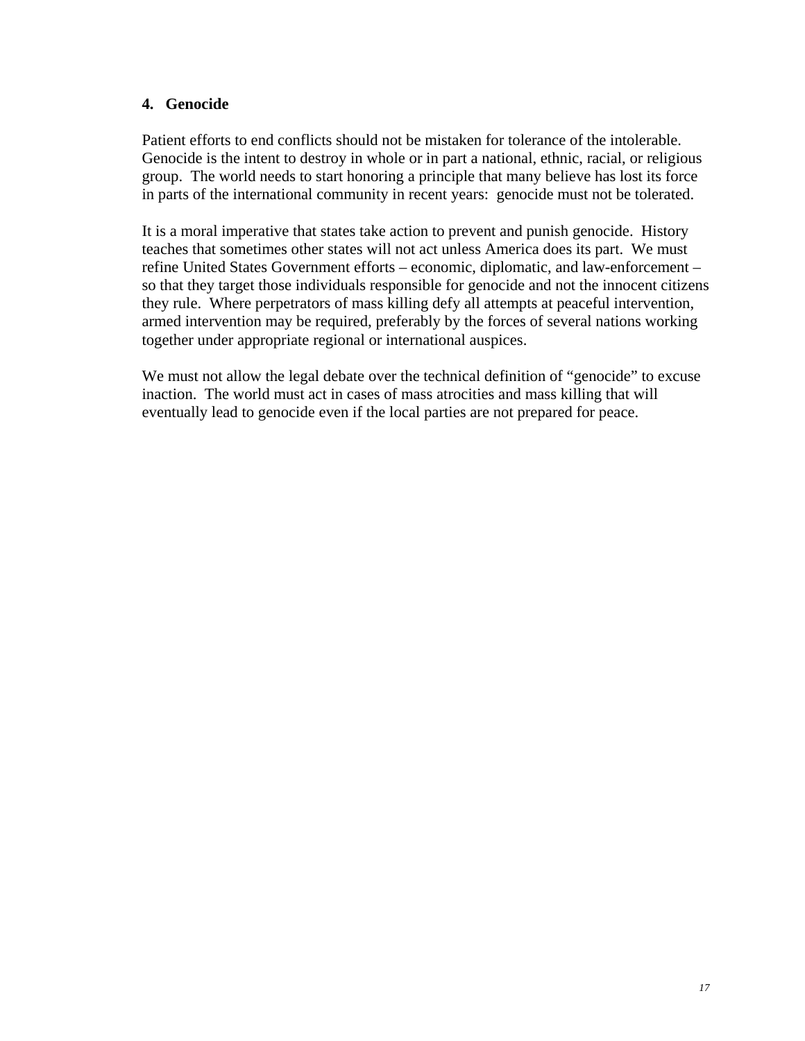### 4. Genocide

Patient efforts to end conflicts should not be mistaken for tolerance of the intolerable. Genocide is the intent to destroy in whole or in part a national, ethnic, racial, or religious group. The world needs to start honoring a principle that many believe has lost its force in parts of the international community in recent years: genocide must not be tolerated.

It is a moral imperative that states take action to prevent and punish genocide. History teaches that sometimes other states will not act unless America does its part. We must refine United States Government efforts – economic, diplomatic, and law-enforcement – so that they target those individuals responsible for genocide and not the innocent citizens they rule. Where perpetrators of mass killing defy all attempts at peaceful intervention, armed intervention may be required, preferably by the forces of several nations working together under appropriate regional or international auspices.

We must not allow the legal debate over the technical definition of "genocide" to excuse inaction. The world must act in cases of mass atrocities and mass killing that will eventually lead to genocide even if the local parties are not prepared for peace.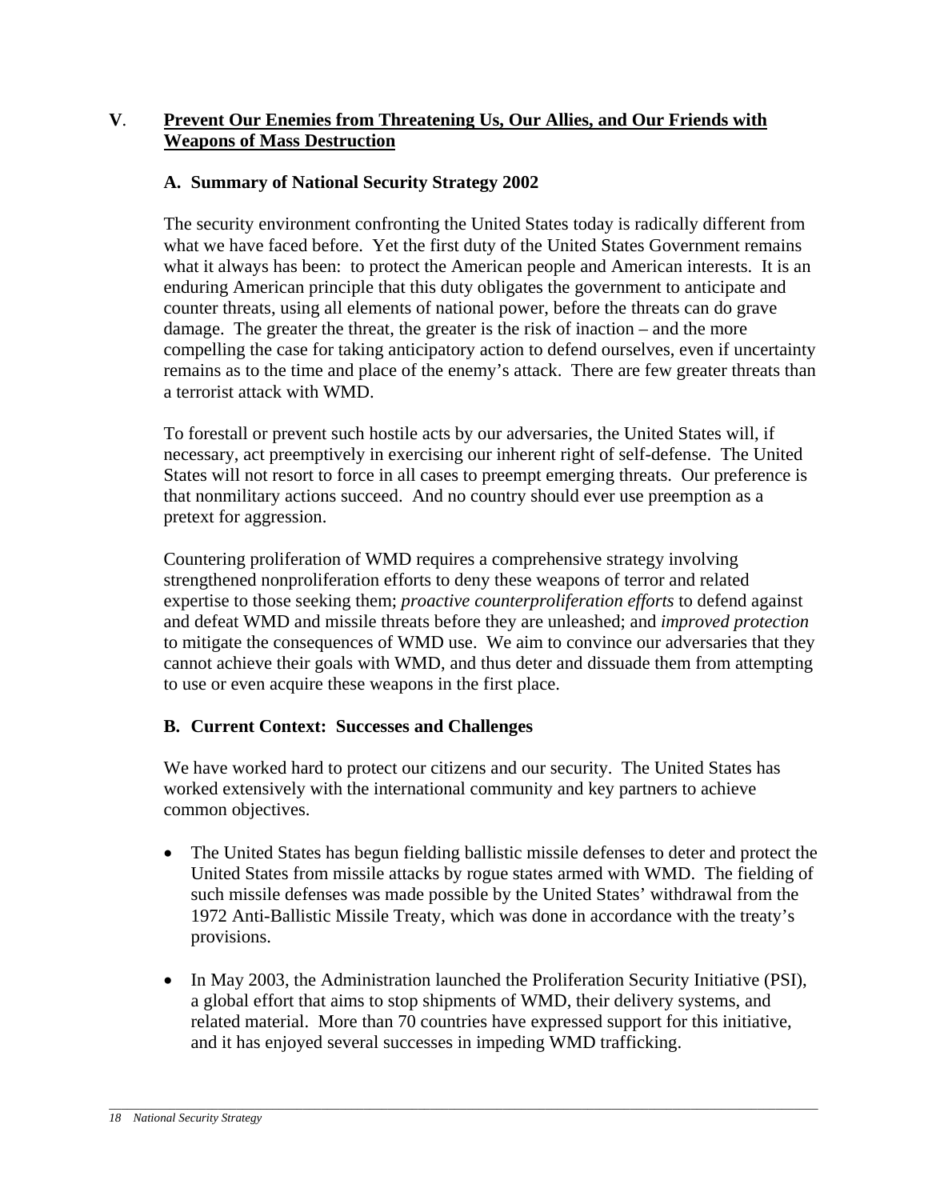## V. <u>Prevent Our Enemies from Threatening Us, Our Allies, and Our Friends with Weapons of Mass Destruction</u>

### A. Summary of National Security Strategy 2002

The security environment confronting the United States today is radically different from what we have faced before. Yet the first duty of the United States Government remains what it always has been: to protect the American people and American interests. It is an enduring American principle that this duty obligates the government to anticipate and counter threats, using all elements of national power, before the threats can do grave damage. The greater the threat, the greater is the risk of inaction – and the more compelling the case for taking anticipatory action to defend ourselves, even if uncertainty remains as to the time and place of the enemy's attack. There are few greater threats than a terrorist attack with WMD.

To forestall or prevent such hostile acts by our adversaries, the United States will, if necessary, act preemptively in exercising our inherent right of self-defense. The United States will not resort to force in all cases to preempt emerging threats. Our preference is that nonmilitary actions succeed. And no country should ever use preemption as a pretext for aggression.

Countering proliferation of WMD requires a comprehensive strategy involving strengthened nonproliferation efforts to deny these weapons of terror and related expertise to those seeking them; *proactive counterproliferation efforts* to defend against and defeat WMD and missile threats before they are unleashed; and *improved protection* to mitigate the consequences of WMD use. We aim to convince our adversaries that they cannot achieve their goals with WMD, and thus deter and dissuade them from attempting to use or even acquire these weapons in the first place.

### B. Current Context: Successes and Challenges

We have worked hard to protect our citizens and our security. The United States has worked extensively with the international community and key partners to achieve common objectives.

- The United States has begun fielding ballistic missile defenses to deter and protect the United States from missile attacks by rogue states armed with WMD. The fielding of such missile defenses was made possible by the United States' withdrawal from the 1972 Anti-Ballistic Missile Treaty, which was done in accordance with the treaty's provisions.

- In May 2003, the Administration launched the Proliferation Security Initiative (PSI), a global effort that aims to stop shipments of WMD, their delivery systems, and related material. More than 70 countries have expressed support for this initiative, and it has enjoyed several successes in impeding WMD trafficking.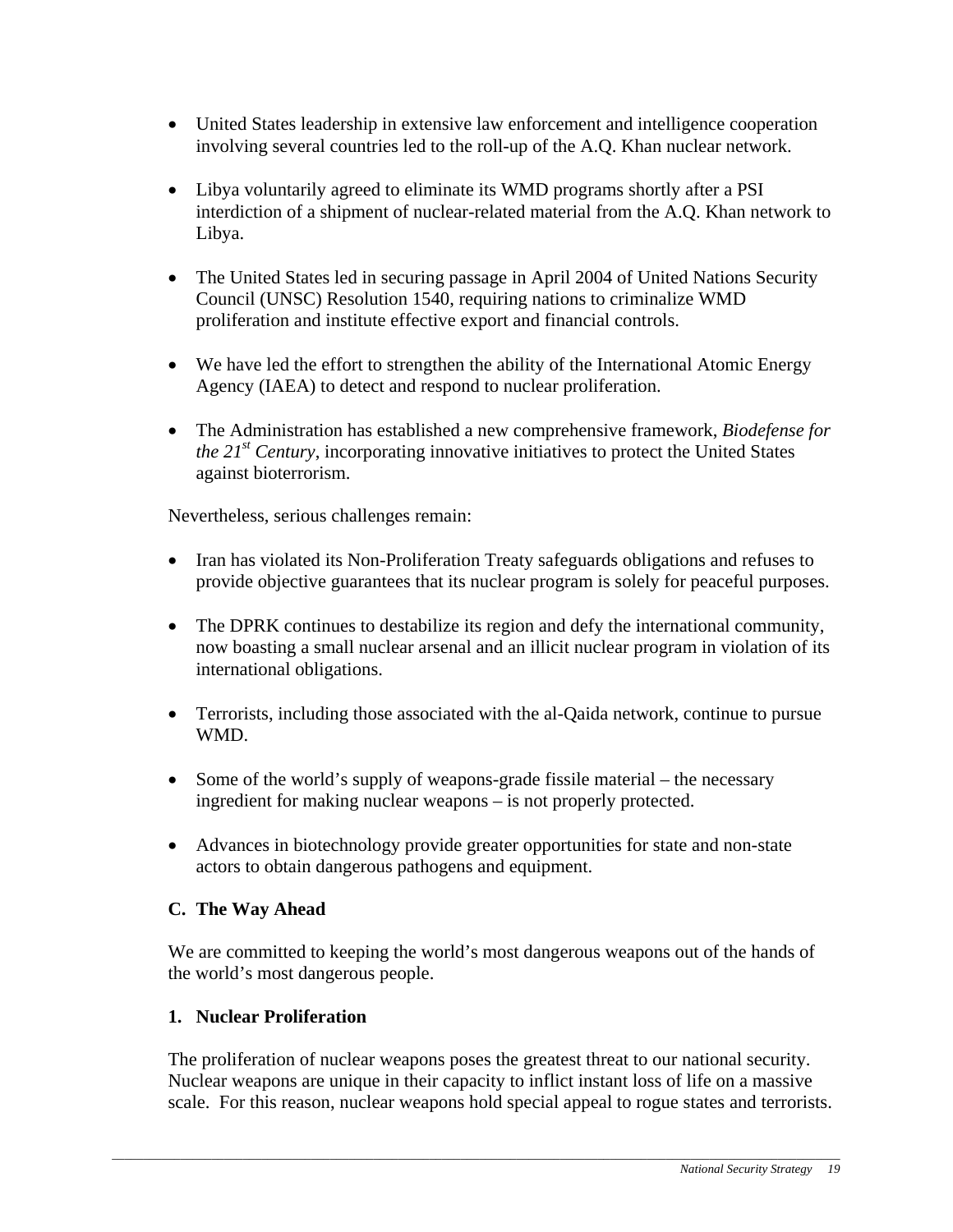- United States leadership in extensive law enforcement and intelligence cooperation involving several countries led to the roll-up of the A.Q. Khan nuclear network.
- Libya voluntarily agreed to eliminate its WMD programs shortly after a PSI interdiction of a shipment of nuclear-related material from the A.Q. Khan network to Libya.
- The United States led in securing passage in April 2004 of United Nations Security Council (UNSC) Resolution 1540, requiring nations to criminalize WMD proliferation and institute effective export and financial controls.
- We have led the effort to strengthen the ability of the International Atomic Energy Agency (IAEA) to detect and respond to nuclear proliferation.
- The Administration has established a new comprehensive framework, *Biodefense for the 21st Century*, incorporating innovative initiatives to protect the United States against bioterrorism.

Nevertheless, serious challenges remain:

- Iran has violated its Non-Proliferation Treaty safeguards obligations and refuses to provide objective guarantees that its nuclear program is solely for peaceful purposes.
- The DPRK continues to destabilize its region and defy the international community, now boasting a small nuclear arsenal and an illicit nuclear program in violation of its international obligations.
- Terrorists, including those associated with the al-Qaida network, continue to pursue WMD.
- Some of the world's supply of weapons-grade fissile material – the necessary ingredient for making nuclear weapons – is not properly protected.
- Advances in biotechnology provide greater opportunities for state and non-state actors to obtain dangerous pathogens and equipment.

### C. The Way Ahead

We are committed to keeping the world's most dangerous weapons out of the hands of the world's most dangerous people.

#### 1. Nuclear Proliferation

The proliferation of nuclear weapons poses the greatest threat to our national security. Nuclear weapons are unique in their capacity to inflict instant loss of life on a massive scale. For this reason, nuclear weapons hold special appeal to rogue states and terrorists.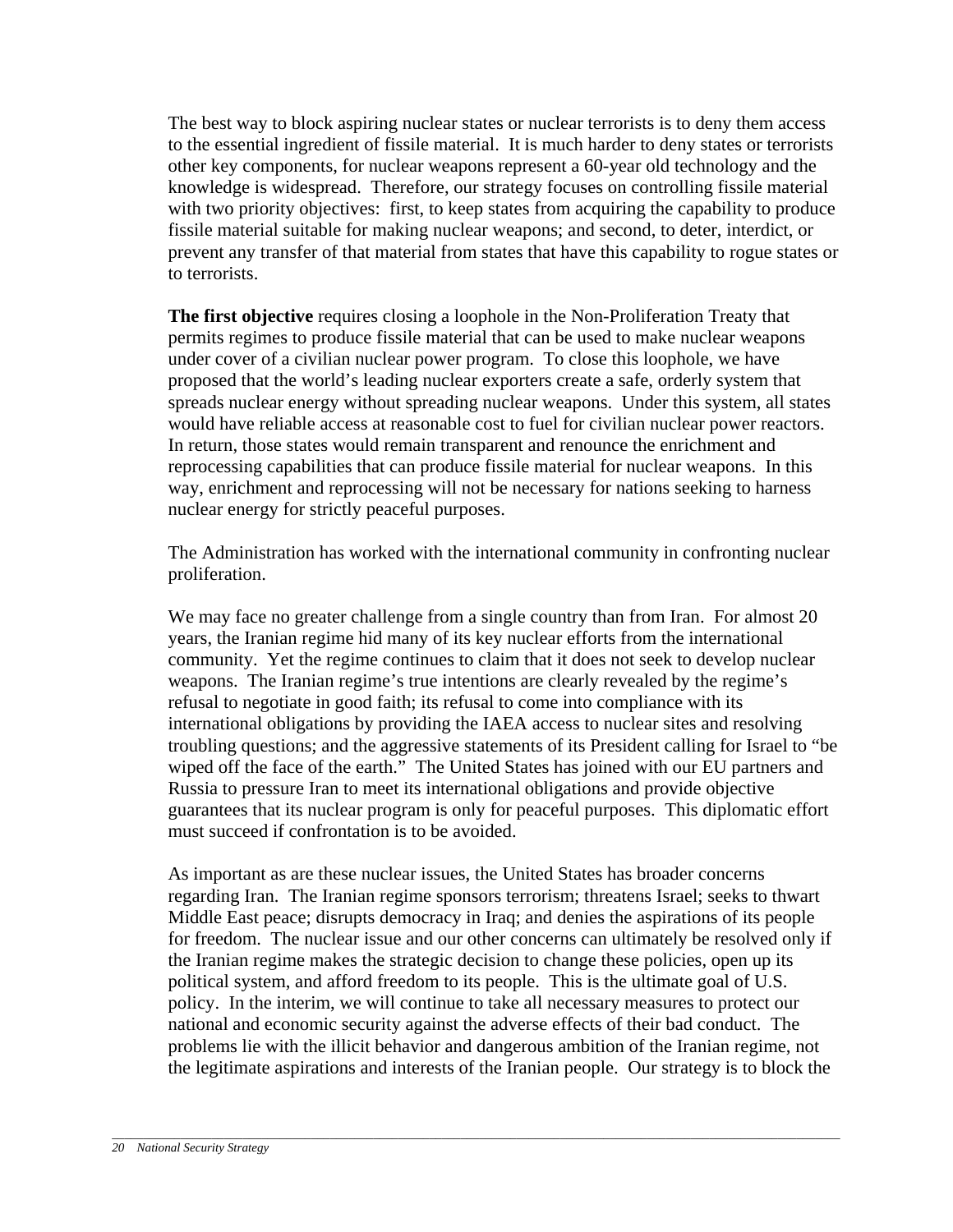The best way to block aspiring nuclear states or nuclear terrorists is to deny them access to the essential ingredient of fissile material. It is much harder to deny states or terrorists other key components, for nuclear weapons represent a 60-year old technology and the knowledge is widespread. Therefore, our strategy focuses on controlling fissile material with two priority objectives: first, to keep states from acquiring the capability to produce fissile material suitable for making nuclear weapons; and second, to deter, interdict, or prevent any transfer of that material from states that have this capability to rogue states or to terrorists.

**The first objective** requires closing a loophole in the Non-Proliferation Treaty that permits regimes to produce fissile material that can be used to make nuclear weapons under cover of a civilian nuclear power program. To close this loophole, we have proposed that the world's leading nuclear exporters create a safe, orderly system that spreads nuclear energy without spreading nuclear weapons. Under this system, all states would have reliable access at reasonable cost to fuel for civilian nuclear power reactors. In return, those states would remain transparent and renounce the enrichment and reprocessing capabilities that can produce fissile material for nuclear weapons. In this way, enrichment and reprocessing will not be necessary for nations seeking to harness nuclear energy for strictly peaceful purposes.

The Administration has worked with the international community in confronting nuclear proliferation.

We may face no greater challenge from a single country than from Iran. For almost 20 years, the Iranian regime hid many of its key nuclear efforts from the international community. Yet the regime continues to claim that it does not seek to develop nuclear weapons. The Iranian regime's true intentions are clearly revealed by the regime's refusal to negotiate in good faith; its refusal to come into compliance with its international obligations by providing the IAEA access to nuclear sites and resolving troubling questions; and the aggressive statements of its President calling for Israel to "be wiped off the face of the earth." The United States has joined with our EU partners and Russia to pressure Iran to meet its international obligations and provide objective guarantees that its nuclear program is only for peaceful purposes. This diplomatic effort must succeed if confrontation is to be avoided.

As important as are these nuclear issues, the United States has broader concerns regarding Iran. The Iranian regime sponsors terrorism; threatens Israel; seeks to thwart Middle East peace; disrupts democracy in Iraq; and denies the aspirations of its people for freedom. The nuclear issue and our other concerns can ultimately be resolved only if the Iranian regime makes the strategic decision to change these policies, open up its political system, and afford freedom to its people. This is the ultimate goal of U.S. policy. In the interim, we will continue to take all necessary measures to protect our national and economic security against the adverse effects of their bad conduct. The problems lie with the illicit behavior and dangerous ambition of the Iranian regime, not the legitimate aspirations and interests of the Iranian people. Our strategy is to block the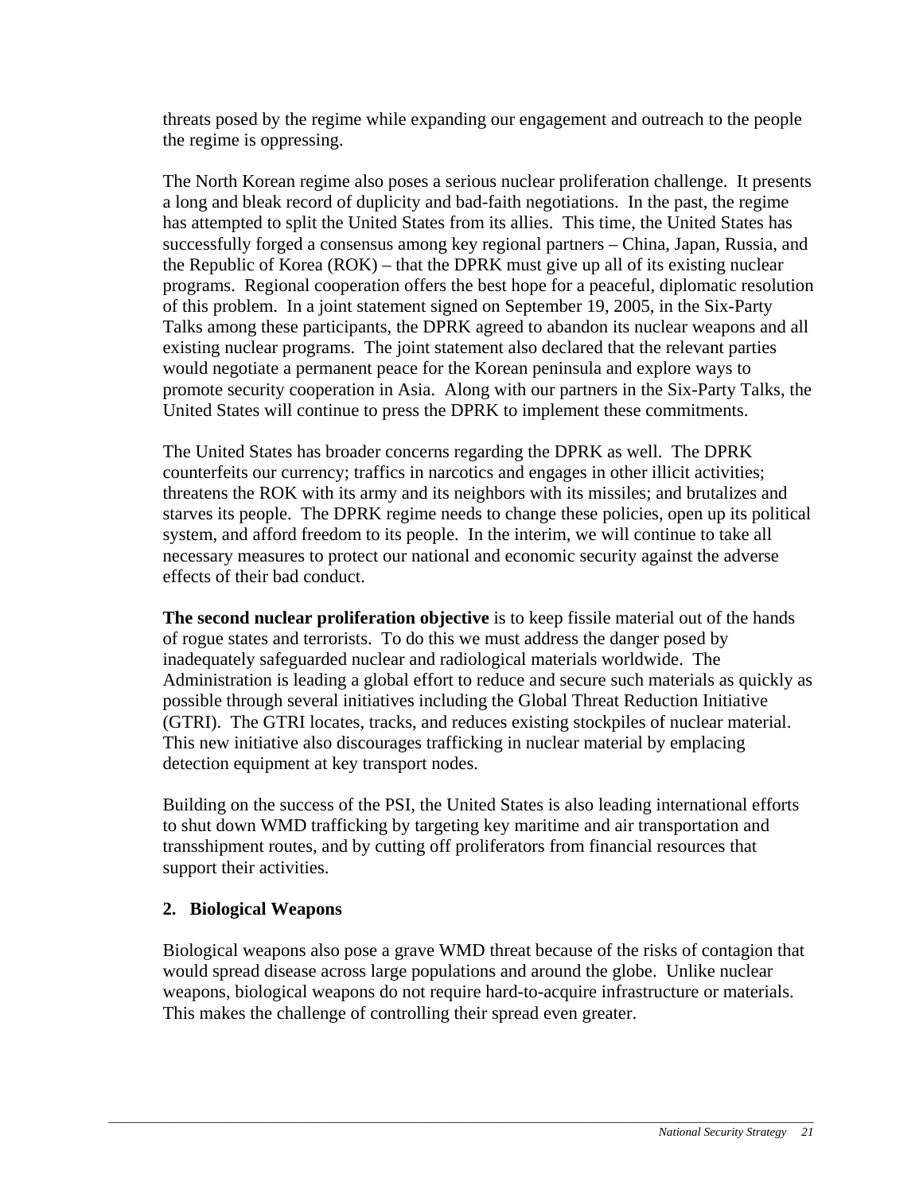threats posed by the regime while expanding our engagement and outreach to the people the regime is oppressing.

The North Korean regime also poses a serious nuclear proliferation challenge. It presents a long and bleak record of duplicity and bad-faith negotiations. In the past, the regime has attempted to split the United States from its allies. This time, the United States has successfully forged a consensus among key regional partners – China, Japan, Russia, and the Republic of Korea (ROK) – that the DPRK must give up all of its existing nuclear programs. Regional cooperation offers the best hope for a peaceful, diplomatic resolution of this problem. In a joint statement signed on September 19, 2005, in the Six-Party Talks among these participants, the DPRK agreed to abandon its nuclear weapons and all existing nuclear programs. The joint statement also declared that the relevant parties would negotiate a permanent peace for the Korean peninsula and explore ways to promote security cooperation in Asia. Along with our partners in the Six-Party Talks, the United States will continue to press the DPRK to implement these commitments.

The United States has broader concerns regarding the DPRK as well. The DPRK counterfeits our currency; traffics in narcotics and engages in other illicit activities; threatens the ROK with its army and its neighbors with its missiles; and brutalizes and starves its people. The DPRK regime needs to change these policies, open up its political system, and afford freedom to its people. In the interim, we will continue to take all necessary measures to protect our national and economic security against the adverse effects of their bad conduct.

**The second nuclear proliferation objective** is to keep fissile material out of the hands of rogue states and terrorists. To do this we must address the danger posed by inadequately safeguarded nuclear and radiological materials worldwide. The Administration is leading a global effort to reduce and secure such materials as quickly as possible through several initiatives including the Global Threat Reduction Initiative (GTRI). The GTRI locates, tracks, and reduces existing stockpiles of nuclear material. This new initiative also discourages trafficking in nuclear material by emplacing detection equipment at key transport nodes.

Building on the success of the PSI, the United States is also leading international efforts to shut down WMD trafficking by targeting key maritime and air transportation and transshipment routes, and by cutting off proliferators from financial resources that support their activities.

### 2. Biological Weapons

Biological weapons also pose a grave WMD threat because of the risks of contagion that would spread disease across large populations and around the globe. Unlike nuclear weapons, biological weapons do not require hard-to-acquire infrastructure or materials. This makes the challenge of controlling their spread even greater.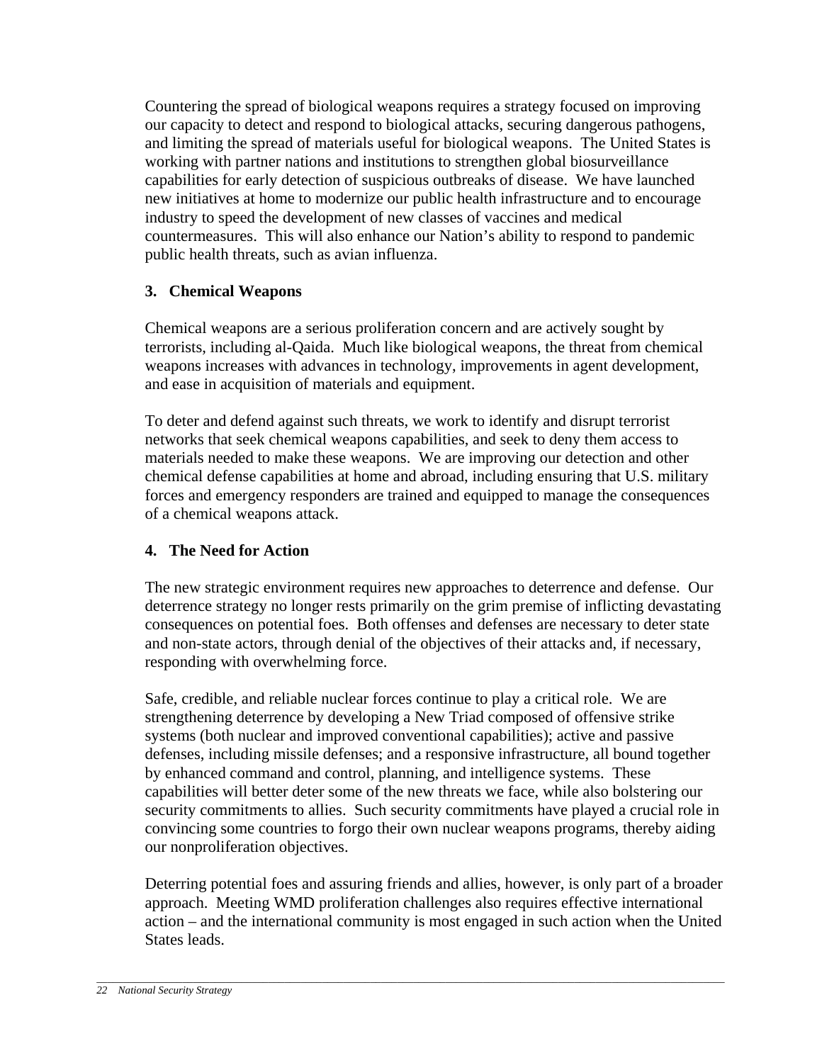Countering the spread of biological weapons requires a strategy focused on improving our capacity to detect and respond to biological attacks, securing dangerous pathogens, and limiting the spread of materials useful for biological weapons. The United States is working with partner nations and institutions to strengthen global biosurveillance capabilities for early detection of suspicious outbreaks of disease. We have launched new initiatives at home to modernize our public health infrastructure and to encourage industry to speed the development of new classes of vaccines and medical countermeasures. This will also enhance our Nation's ability to respond to pandemic public health threats, such as avian influenza.

### 3. Chemical Weapons

Chemical weapons are a serious proliferation concern and are actively sought by terrorists, including al-Qaida. Much like biological weapons, the threat from chemical weapons increases with advances in technology, improvements in agent development, and ease in acquisition of materials and equipment.

To deter and defend against such threats, we work to identify and disrupt terrorist networks that seek chemical weapons capabilities, and seek to deny them access to materials needed to make these weapons. We are improving our detection and other chemical defense capabilities at home and abroad, including ensuring that U.S. military forces and emergency responders are trained and equipped to manage the consequences of a chemical weapons attack.

### 4. The Need for Action

The new strategic environment requires new approaches to deterrence and defense. Our deterrence strategy no longer rests primarily on the grim premise of inflicting devastating consequences on potential foes. Both offenses and defenses are necessary to deter state and non-state actors, through denial of the objectives of their attacks and, if necessary, responding with overwhelming force.

Safe, credible, and reliable nuclear forces continue to play a critical role. We are strengthening deterrence by developing a New Triad composed of offensive strike systems (both nuclear and improved conventional capabilities); active and passive defenses, including missile defenses; and a responsive infrastructure, all bound together by enhanced command and control, planning, and intelligence systems. These capabilities will better deter some of the new threats we face, while also bolstering our security commitments to allies. Such security commitments have played a crucial role in convincing some countries to forgo their own nuclear weapons programs, thereby aiding our nonproliferation objectives.

Deterring potential foes and assuring friends and allies, however, is only part of a broader approach. Meeting WMD proliferation challenges also requires effective international action – and the international community is most engaged in such action when the United States leads.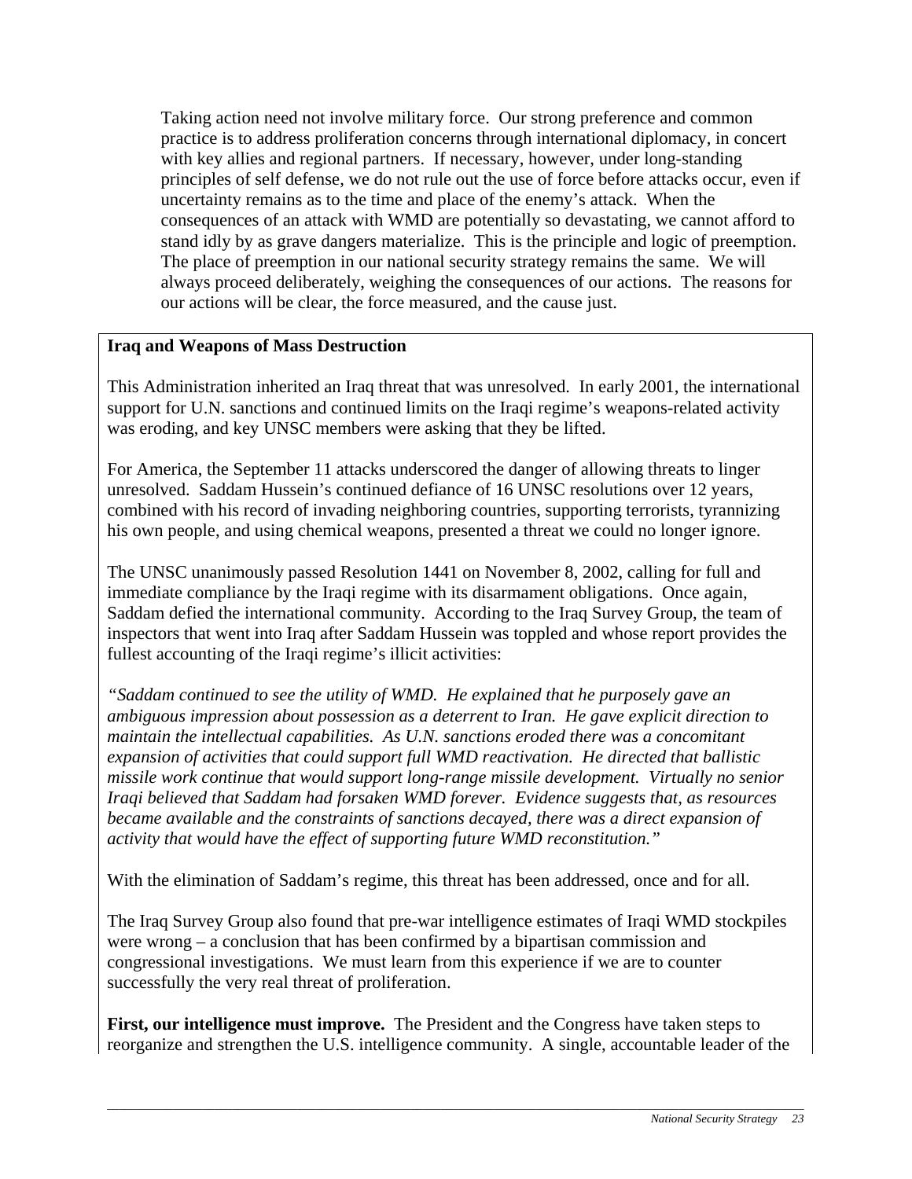Taking action need not involve military force. Our strong preference and common practice is to address proliferation concerns through international diplomacy, in concert with key allies and regional partners. If necessary, however, under long-standing principles of self defense, we do not rule out the use of force before attacks occur, even if uncertainty remains as to the time and place of the enemy's attack. When the consequences of an attack with WMD are potentially so devastating, we cannot afford to stand idly by as grave dangers materialize. This is the principle and logic of preemption. The place of preemption in our national security strategy remains the same. We will always proceed deliberately, weighing the consequences of our actions. The reasons for our actions will be clear, the force measured, and the cause just.

**Iraq and Weapons of Mass Destruction**

This Administration inherited an Iraq threat that was unresolved. In early 2001, the international support for U.N. sanctions and continued limits on the Iraqi regime's weapons-related activity was eroding, and key UNSC members were asking that they be lifted.

For America, the September 11 attacks underscored the danger of allowing threats to linger unresolved. Saddam Hussein's continued defiance of 16 UNSC resolutions over 12 years, combined with his record of invading neighboring countries, supporting terrorists, tyrannizing his own people, and using chemical weapons, presented a threat we could no longer ignore.

The UNSC unanimously passed Resolution 1441 on November 8, 2002, calling for full and immediate compliance by the Iraqi regime with its disarmament obligations. Once again, Saddam defied the international community. According to the Iraq Survey Group, the team of inspectors that went into Iraq after Saddam Hussein was toppled and whose report provides the fullest accounting of the Iraqi regime's illicit activities:

*"Saddam continued to see the utility of WMD. He explained that he purposely gave an ambiguous impression about possession as a deterrent to Iran. He gave explicit direction to maintain the intellectual capabilities. As U.N. sanctions eroded there was a concomitant expansion of activities that could support full WMD reactivation. He directed that ballistic missile work continue that would support long-range missile development. Virtually no senior Iraqi believed that Saddam had forsaken WMD forever. Evidence suggests that, as resources became available and the constraints of sanctions decayed, there was a direct expansion of activity that would have the effect of supporting future WMD reconstitution."*

With the elimination of Saddam's regime, this threat has been addressed, once and for all.

The Iraq Survey Group also found that pre-war intelligence estimates of Iraqi WMD stockpiles were wrong – a conclusion that has been confirmed by a bipartisan commission and congressional investigations. We must learn from this experience if we are to counter successfully the very real threat of proliferation.

**First, our intelligence must improve.** The President and the Congress have taken steps to reorganize and strengthen the U.S. intelligence community. A single, accountable leader of the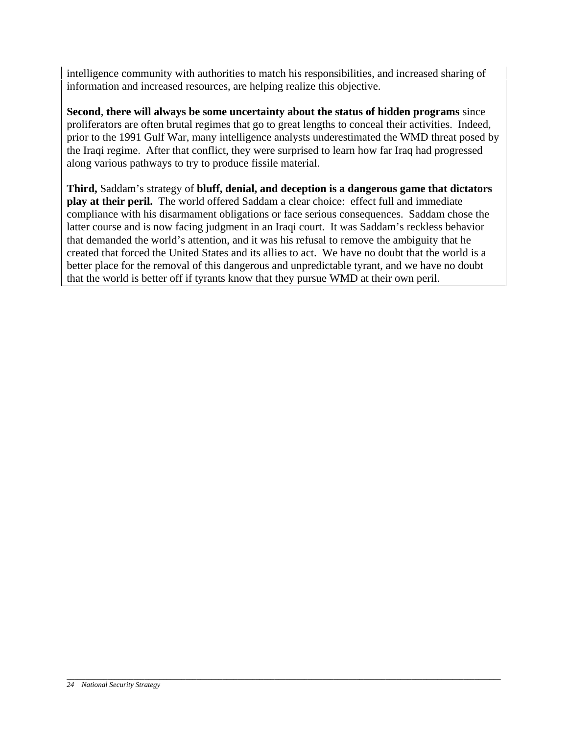intelligence community with authorities to match his responsibilities, and increased sharing of information and increased resources, are helping realize this objective.

**Second**, **there will always be some uncertainty about the status of hidden programs** since proliferators are often brutal regimes that go to great lengths to conceal their activities. Indeed, prior to the 1991 Gulf War, many intelligence analysts underestimated the WMD threat posed by the Iraqi regime. After that conflict, they were surprised to learn how far Iraq had progressed along various pathways to try to produce fissile material.

**Third,** Saddam's strategy of **bluff, denial, and deception is a dangerous game that dictators play at their peril.** The world offered Saddam a clear choice: effect full and immediate compliance with his disarmament obligations or face serious consequences. Saddam chose the latter course and is now facing judgment in an Iraqi court. It was Saddam's reckless behavior that demanded the world's attention, and it was his refusal to remove the ambiguity that he created that forced the United States and its allies to act. We have no doubt that the world is a better place for the removal of this dangerous and unpredictable tyrant, and we have no doubt that the world is better off if tyrants know that they pursue WMD at their own peril.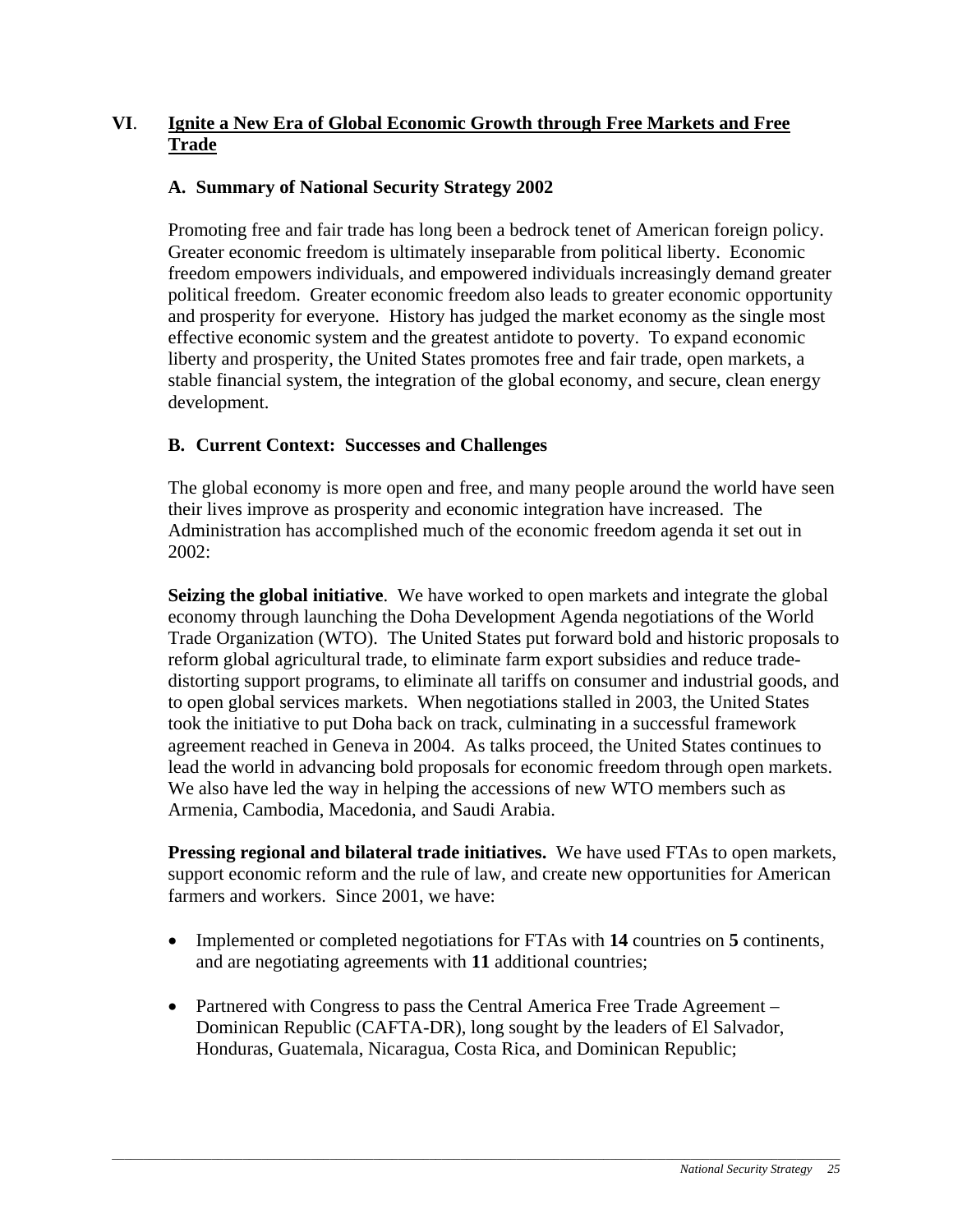## VI. Ignite a New Era of Global Economic Growth through Free Markets and Free Trade

### A. Summary of National Security Strategy 2002

Promoting free and fair trade has long been a bedrock tenet of American foreign policy. Greater economic freedom is ultimately inseparable from political liberty. Economic freedom empowers individuals, and empowered individuals increasingly demand greater political freedom. Greater economic freedom also leads to greater economic opportunity and prosperity for everyone. History has judged the market economy as the single most effective economic system and the greatest antidote to poverty. To expand economic liberty and prosperity, the United States promotes free and fair trade, open markets, a stable financial system, the integration of the global economy, and secure, clean energy development.

### B. Current Context: Successes and Challenges

The global economy is more open and free, and many people around the world have seen their lives improve as prosperity and economic integration have increased. The Administration has accomplished much of the economic freedom agenda it set out in 2002:

**Seizing the global initiative**. We have worked to open markets and integrate the global economy through launching the Doha Development Agenda negotiations of the World Trade Organization (WTO). The United States put forward bold and historic proposals to reform global agricultural trade, to eliminate farm export subsidies and reduce trade-distorting support programs, to eliminate all tariffs on consumer and industrial goods, and to open global services markets. When negotiations stalled in 2003, the United States took the initiative to put Doha back on track, culminating in a successful framework agreement reached in Geneva in 2004. As talks proceed, the United States continues to lead the world in advancing bold proposals for economic freedom through open markets. We also have led the way in helping the accessions of new WTO members such as Armenia, Cambodia, Macedonia, and Saudi Arabia.

**Pressing regional and bilateral trade initiatives.** We have used FTAs to open markets, support economic reform and the rule of law, and create new opportunities for American farmers and workers. Since 2001, we have:

- Implemented or completed negotiations for FTAs with **14** countries on **5** continents, and are negotiating agreements with **11** additional countries;
- Partnered with Congress to pass the Central America Free Trade Agreement – Dominican Republic (CAFTA-DR), long sought by the leaders of El Salvador, Honduras, Guatemala, Nicaragua, Costa Rica, and Dominican Republic;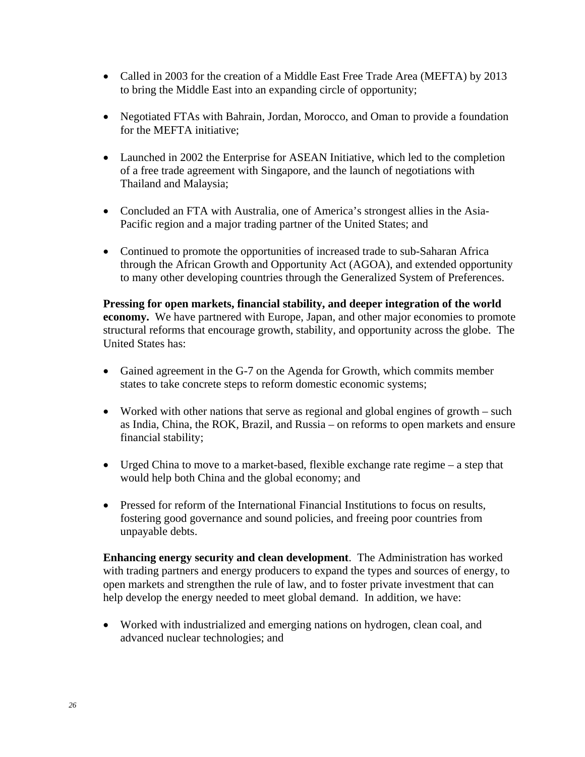- Called in 2003 for the creation of a Middle East Free Trade Area (MEFTA) by 2013 to bring the Middle East into an expanding circle of opportunity;

- Negotiated FTAs with Bahrain, Jordan, Morocco, and Oman to provide a foundation for the MEFTA initiative;

- Launched in 2002 the Enterprise for ASEAN Initiative, which led to the completion of a free trade agreement with Singapore, and the launch of negotiations with Thailand and Malaysia;

- Concluded an FTA with Australia, one of America's strongest allies in the Asia-Pacific region and a major trading partner of the United States; and

- Continued to promote the opportunities of increased trade to sub-Saharan Africa through the African Growth and Opportunity Act (AGOA), and extended opportunity to many other developing countries through the Generalized System of Preferences.

**Pressing for open markets, financial stability, and deeper integration of the world economy.** We have partnered with Europe, Japan, and other major economies to promote structural reforms that encourage growth, stability, and opportunity across the globe. The United States has:

- Gained agreement in the G-7 on the Agenda for Growth, which commits member states to take concrete steps to reform domestic economic systems;

- Worked with other nations that serve as regional and global engines of growth – such as India, China, the ROK, Brazil, and Russia – on reforms to open markets and ensure financial stability;

- Urged China to move to a market-based, flexible exchange rate regime – a step that would help both China and the global economy; and

- Pressed for reform of the International Financial Institutions to focus on results, fostering good governance and sound policies, and freeing poor countries from unpayable debts.

**Enhancing energy security and clean development**. The Administration has worked with trading partners and energy producers to expand the types and sources of energy, to open markets and strengthen the rule of law, and to foster private investment that can help develop the energy needed to meet global demand. In addition, we have:

- Worked with industrialized and emerging nations on hydrogen, clean coal, and advanced nuclear technologies; and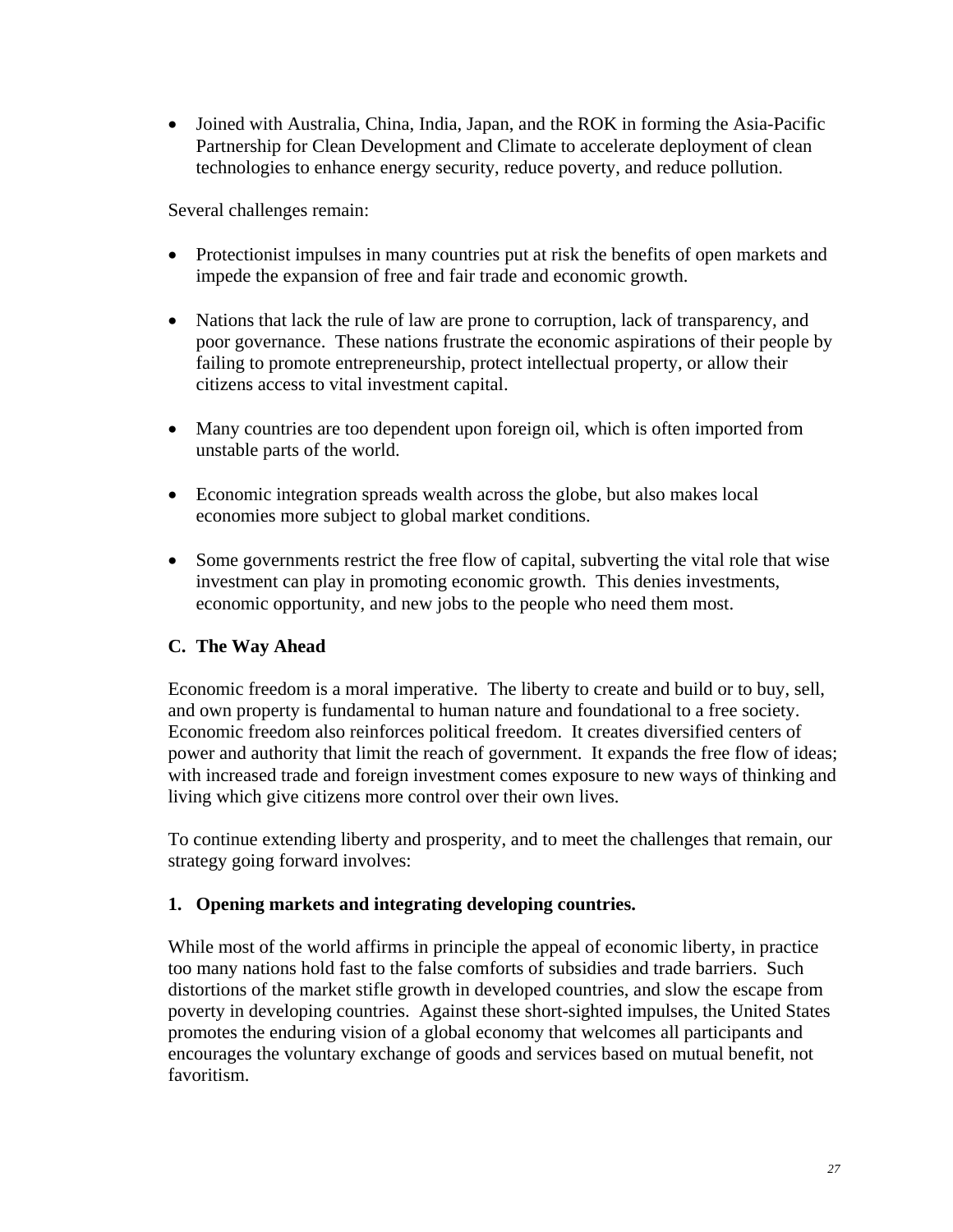- Joined with Australia, China, India, Japan, and the ROK in forming the Asia-Pacific Partnership for Clean Development and Climate to accelerate deployment of clean technologies to enhance energy security, reduce poverty, and reduce pollution.

Several challenges remain:

- Protectionist impulses in many countries put at risk the benefits of open markets and impede the expansion of free and fair trade and economic growth.

- Nations that lack the rule of law are prone to corruption, lack of transparency, and poor governance. These nations frustrate the economic aspirations of their people by failing to promote entrepreneurship, protect intellectual property, or allow their citizens access to vital investment capital.

- Many countries are too dependent upon foreign oil, which is often imported from unstable parts of the world.

- Economic integration spreads wealth across the globe, but also makes local economies more subject to global market conditions.

- Some governments restrict the free flow of capital, subverting the vital role that wise investment can play in promoting economic growth. This denies investments, economic opportunity, and new jobs to the people who need them most.

### C. The Way Ahead

Economic freedom is a moral imperative. The liberty to create and build or to buy, sell, and own property is fundamental to human nature and foundational to a free society. Economic freedom also reinforces political freedom. It creates diversified centers of power and authority that limit the reach of government. It expands the free flow of ideas; with increased trade and foreign investment comes exposure to new ways of thinking and living which give citizens more control over their own lives.

To continue extending liberty and prosperity, and to meet the challenges that remain, our strategy going forward involves:

#### 1. Opening markets and integrating developing countries.

While most of the world affirms in principle the appeal of economic liberty, in practice too many nations hold fast to the false comforts of subsidies and trade barriers. Such distortions of the market stifle growth in developed countries, and slow the escape from poverty in developing countries. Against these short-sighted impulses, the United States promotes the enduring vision of a global economy that welcomes all participants and encourages the voluntary exchange of goods and services based on mutual benefit, not favoritism.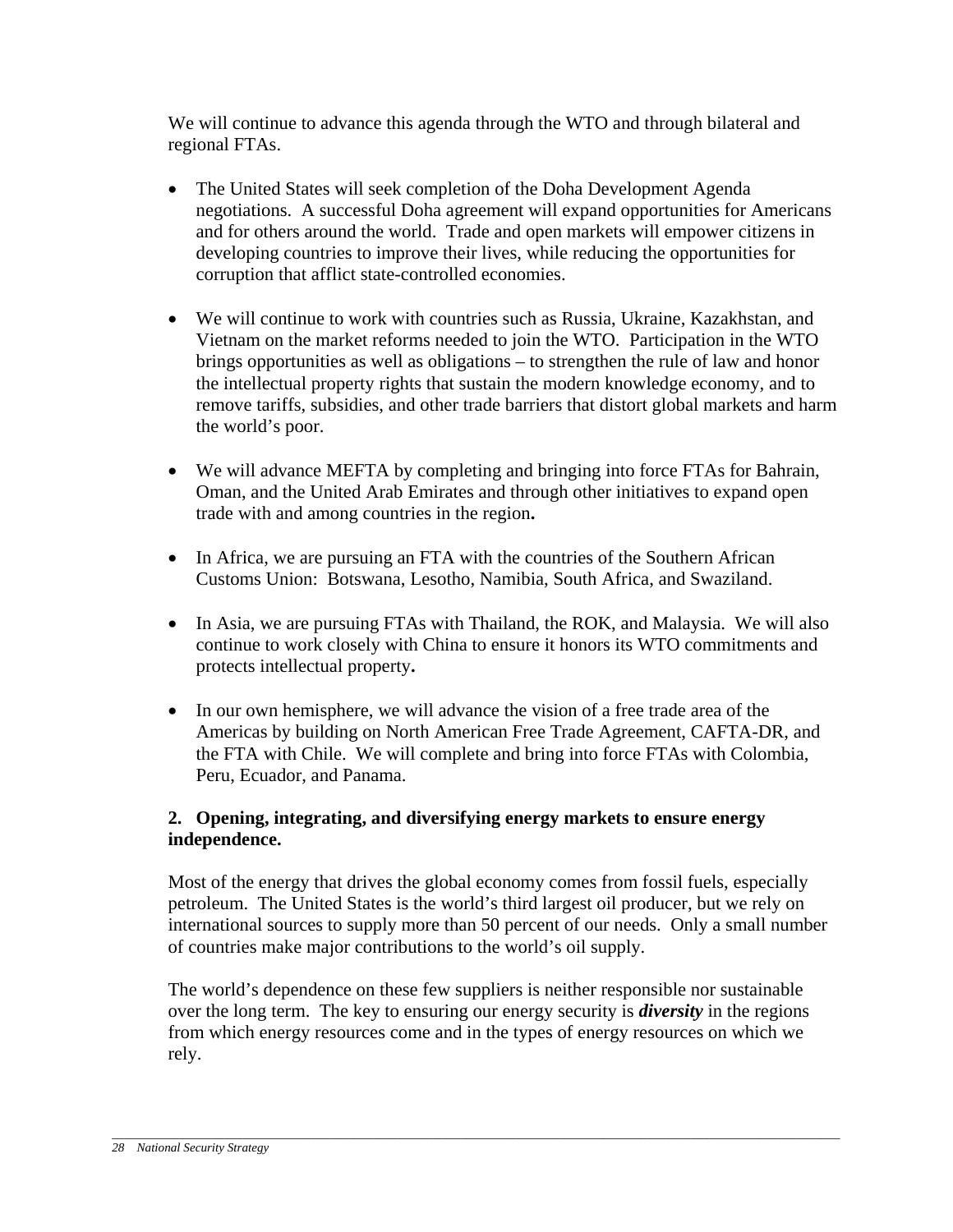We will continue to advance this agenda through the WTO and through bilateral and regional FTAs.

- The United States will seek completion of the Doha Development Agenda negotiations. A successful Doha agreement will expand opportunities for Americans and for others around the world. Trade and open markets will empower citizens in developing countries to improve their lives, while reducing the opportunities for corruption that afflict state-controlled economies.

- We will continue to work with countries such as Russia, Ukraine, Kazakhstan, and Vietnam on the market reforms needed to join the WTO. Participation in the WTO brings opportunities as well as obligations – to strengthen the rule of law and honor the intellectual property rights that sustain the modern knowledge economy, and to remove tariffs, subsidies, and other trade barriers that distort global markets and harm the world's poor.

- We will advance MEFTA by completing and bringing into force FTAs for Bahrain, Oman, and the United Arab Emirates and through other initiatives to expand open trade with and among countries in the region**.**

- In Africa, we are pursuing an FTA with the countries of the Southern African Customs Union: Botswana, Lesotho, Namibia, South Africa, and Swaziland.

- In Asia, we are pursuing FTAs with Thailand, the ROK, and Malaysia. We will also continue to work closely with China to ensure it honors its WTO commitments and protects intellectual property**.**

- In our own hemisphere, we will advance the vision of a free trade area of the Americas by building on North American Free Trade Agreement, CAFTA-DR, and the FTA with Chile. We will complete and bring into force FTAs with Colombia, Peru, Ecuador, and Panama.

**2. Opening, integrating, and diversifying energy markets to ensure energy independence.**

Most of the energy that drives the global economy comes from fossil fuels, especially petroleum. The United States is the world's third largest oil producer, but we rely on international sources to supply more than 50 percent of our needs. Only a small number of countries make major contributions to the world's oil supply.

The world's dependence on these few suppliers is neither responsible nor sustainable over the long term. The key to ensuring our energy security is ***diversity*** in the regions from which energy resources come and in the types of energy resources on which we rely.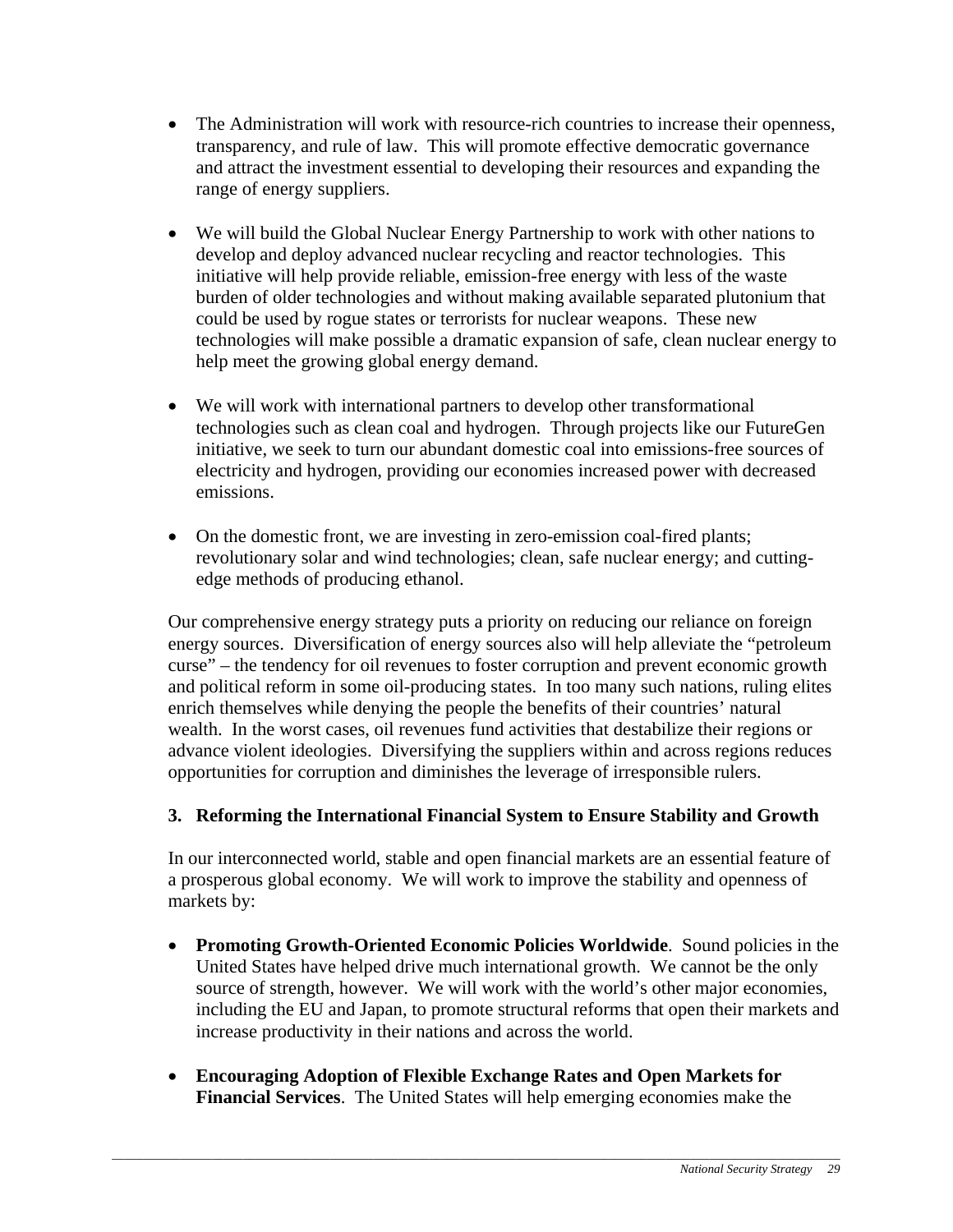- The Administration will work with resource-rich countries to increase their openness, transparency, and rule of law. This will promote effective democratic governance and attract the investment essential to developing their resources and expanding the range of energy suppliers.

- We will build the Global Nuclear Energy Partnership to work with other nations to develop and deploy advanced nuclear recycling and reactor technologies. This initiative will help provide reliable, emission-free energy with less of the waste burden of older technologies and without making available separated plutonium that could be used by rogue states or terrorists for nuclear weapons. These new technologies will make possible a dramatic expansion of safe, clean nuclear energy to help meet the growing global energy demand.

- We will work with international partners to develop other transformational technologies such as clean coal and hydrogen. Through projects like our FutureGen initiative, we seek to turn our abundant domestic coal into emissions-free sources of electricity and hydrogen, providing our economies increased power with decreased emissions.

- On the domestic front, we are investing in zero-emission coal-fired plants; revolutionary solar and wind technologies; clean, safe nuclear energy; and cutting-edge methods of producing ethanol.

Our comprehensive energy strategy puts a priority on reducing our reliance on foreign energy sources. Diversification of energy sources also will help alleviate the "petroleum curse" – the tendency for oil revenues to foster corruption and prevent economic growth and political reform in some oil-producing states. In too many such nations, ruling elites enrich themselves while denying the people the benefits of their countries' natural wealth. In the worst cases, oil revenues fund activities that destabilize their regions or advance violent ideologies. Diversifying the suppliers within and across regions reduces opportunities for corruption and diminishes the leverage of irresponsible rulers.

### 3. Reforming the International Financial System to Ensure Stability and Growth

In our interconnected world, stable and open financial markets are an essential feature of a prosperous global economy. We will work to improve the stability and openness of markets by:

- **Promoting Growth-Oriented Economic Policies Worldwide**. Sound policies in the United States have helped drive much international growth. We cannot be the only source of strength, however. We will work with the world's other major economies, including the EU and Japan, to promote structural reforms that open their markets and increase productivity in their nations and across the world.

- **Encouraging Adoption of Flexible Exchange Rates and Open Markets for Financial Services**. The United States will help emerging economies make the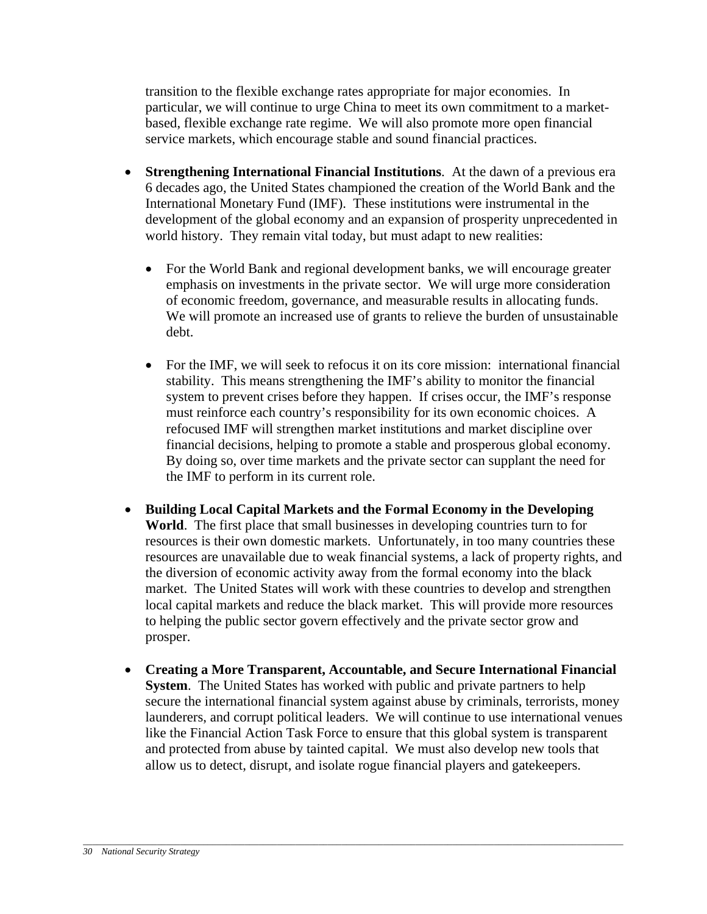transition to the flexible exchange rates appropriate for major economies. In particular, we will continue to urge China to meet its own commitment to a market-based, flexible exchange rate regime. We will also promote more open financial service markets, which encourage stable and sound financial practices.

- **Strengthening International Financial Institutions**. At the dawn of a previous era 6 decades ago, the United States championed the creation of the World Bank and the International Monetary Fund (IMF). These institutions were instrumental in the development of the global economy and an expansion of prosperity unprecedented in world history. They remain vital today, but must adapt to new realities:

  - For the World Bank and regional development banks, we will encourage greater emphasis on investments in the private sector. We will urge more consideration of economic freedom, governance, and measurable results in allocating funds. We will promote an increased use of grants to relieve the burden of unsustainable debt.

  - For the IMF, we will seek to refocus it on its core mission: international financial stability. This means strengthening the IMF's ability to monitor the financial system to prevent crises before they happen. If crises occur, the IMF's response must reinforce each country's responsibility for its own economic choices. A refocused IMF will strengthen market institutions and market discipline over financial decisions, helping to promote a stable and prosperous global economy. By doing so, over time markets and the private sector can supplant the need for the IMF to perform in its current role.

- **Building Local Capital Markets and the Formal Economy in the Developing World**. The first place that small businesses in developing countries turn to for resources is their own domestic markets. Unfortunately, in too many countries these resources are unavailable due to weak financial systems, a lack of property rights, and the diversion of economic activity away from the formal economy into the black market. The United States will work with these countries to develop and strengthen local capital markets and reduce the black market. This will provide more resources to helping the public sector govern effectively and the private sector grow and prosper.

- **Creating a More Transparent, Accountable, and Secure International Financial System**. The United States has worked with public and private partners to help secure the international financial system against abuse by criminals, terrorists, money launderers, and corrupt political leaders. We will continue to use international venues like the Financial Action Task Force to ensure that this global system is transparent and protected from abuse by tainted capital. We must also develop new tools that allow us to detect, disrupt, and isolate rogue financial players and gatekeepers.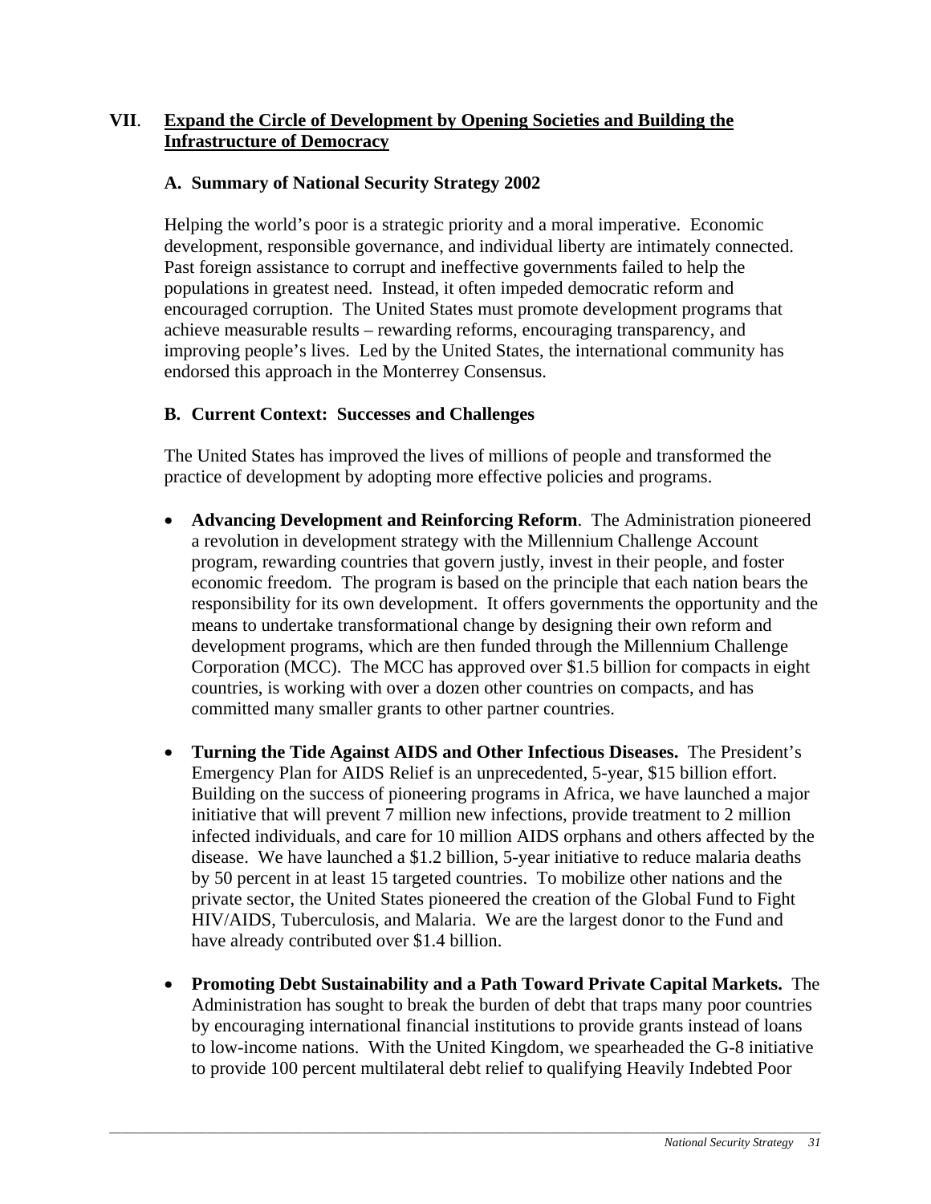## VII. Expand the Circle of Development by Opening Societies and Building the Infrastructure of Democracy

### A. Summary of National Security Strategy 2002

Helping the world's poor is a strategic priority and a moral imperative. Economic development, responsible governance, and individual liberty are intimately connected. Past foreign assistance to corrupt and ineffective governments failed to help the populations in greatest need. Instead, it often impeded democratic reform and encouraged corruption. The United States must promote development programs that achieve measurable results – rewarding reforms, encouraging transparency, and improving people's lives. Led by the United States, the international community has endorsed this approach in the Monterrey Consensus.

### B. Current Context: Successes and Challenges

The United States has improved the lives of millions of people and transformed the practice of development by adopting more effective policies and programs.

- **Advancing Development and Reinforcing Reform**. The Administration pioneered a revolution in development strategy with the Millennium Challenge Account program, rewarding countries that govern justly, invest in their people, and foster economic freedom. The program is based on the principle that each nation bears the responsibility for its own development. It offers governments the opportunity and the means to undertake transformational change by designing their own reform and development programs, which are then funded through the Millennium Challenge Corporation (MCC). The MCC has approved over $1.5 billion for compacts in eight countries, is working with over a dozen other countries on compacts, and has committed many smaller grants to other partner countries.

- **Turning the Tide Against AIDS and Other Infectious Diseases.** The President's Emergency Plan for AIDS Relief is an unprecedented, 5-year, $15 billion effort. Building on the success of pioneering programs in Africa, we have launched a major initiative that will prevent 7 million new infections, provide treatment to 2 million infected individuals, and care for 10 million AIDS orphans and others affected by the disease. We have launched a $1.2 billion, 5-year initiative to reduce malaria deaths by 50 percent in at least 15 targeted countries. To mobilize other nations and the private sector, the United States pioneered the creation of the Global Fund to Fight HIV/AIDS, Tuberculosis, and Malaria. We are the largest donor to the Fund and have already contributed over $1.4 billion.

- **Promoting Debt Sustainability and a Path Toward Private Capital Markets.** The Administration has sought to break the burden of debt that traps many poor countries by encouraging international financial institutions to provide grants instead of loans to low-income nations. With the United Kingdom, we spearheaded the G-8 initiative to provide 100 percent multilateral debt relief to qualifying Heavily Indebted Poor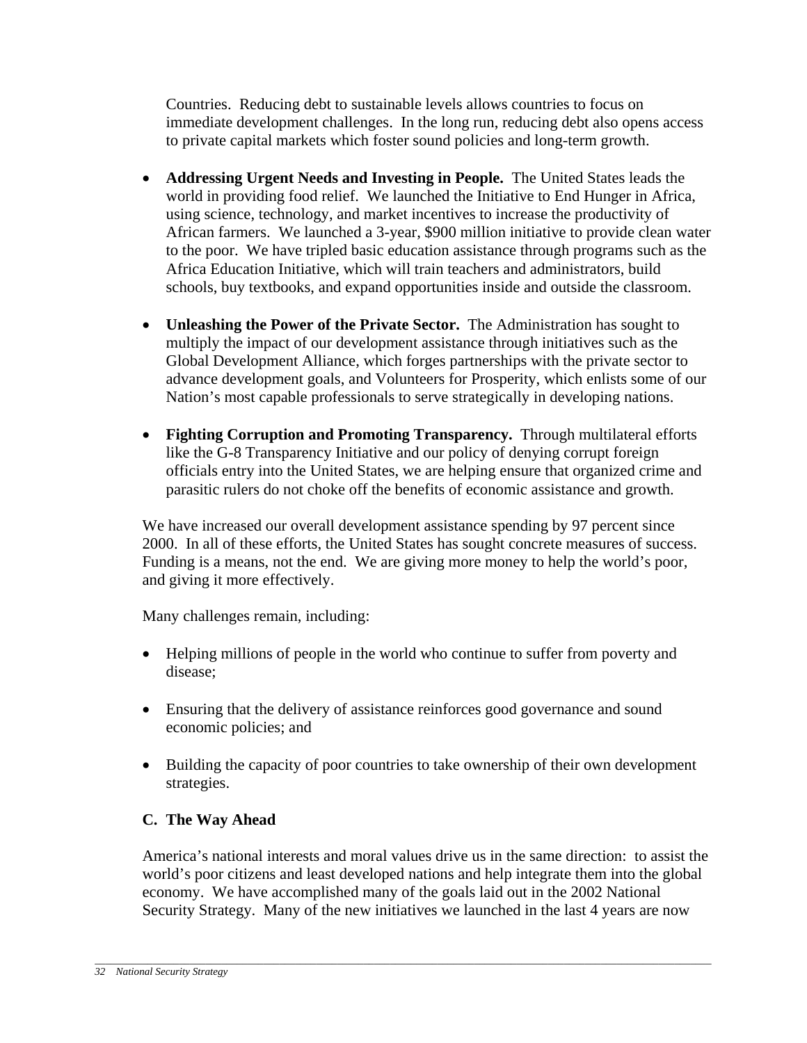Countries. Reducing debt to sustainable levels allows countries to focus on immediate development challenges. In the long run, reducing debt also opens access to private capital markets which foster sound policies and long-term growth.

- **Addressing Urgent Needs and Investing in People.** The United States leads the world in providing food relief. We launched the Initiative to End Hunger in Africa, using science, technology, and market incentives to increase the productivity of African farmers. We launched a 3-year, $900 million initiative to provide clean water to the poor. We have tripled basic education assistance through programs such as the Africa Education Initiative, which will train teachers and administrators, build schools, buy textbooks, and expand opportunities inside and outside the classroom.

- **Unleashing the Power of the Private Sector.** The Administration has sought to multiply the impact of our development assistance through initiatives such as the Global Development Alliance, which forges partnerships with the private sector to advance development goals, and Volunteers for Prosperity, which enlists some of our Nation's most capable professionals to serve strategically in developing nations.

- **Fighting Corruption and Promoting Transparency.** Through multilateral efforts like the G-8 Transparency Initiative and our policy of denying corrupt foreign officials entry into the United States, we are helping ensure that organized crime and parasitic rulers do not choke off the benefits of economic assistance and growth.

We have increased our overall development assistance spending by 97 percent since 2000. In all of these efforts, the United States has sought concrete measures of success. Funding is a means, not the end. We are giving more money to help the world's poor, and giving it more effectively.

Many challenges remain, including:

- Helping millions of people in the world who continue to suffer from poverty and disease;

- Ensuring that the delivery of assistance reinforces good governance and sound economic policies; and

- Building the capacity of poor countries to take ownership of their own development strategies.

### C. The Way Ahead

America's national interests and moral values drive us in the same direction: to assist the world's poor citizens and least developed nations and help integrate them into the global economy. We have accomplished many of the goals laid out in the 2002 National Security Strategy. Many of the new initiatives we launched in the last 4 years are now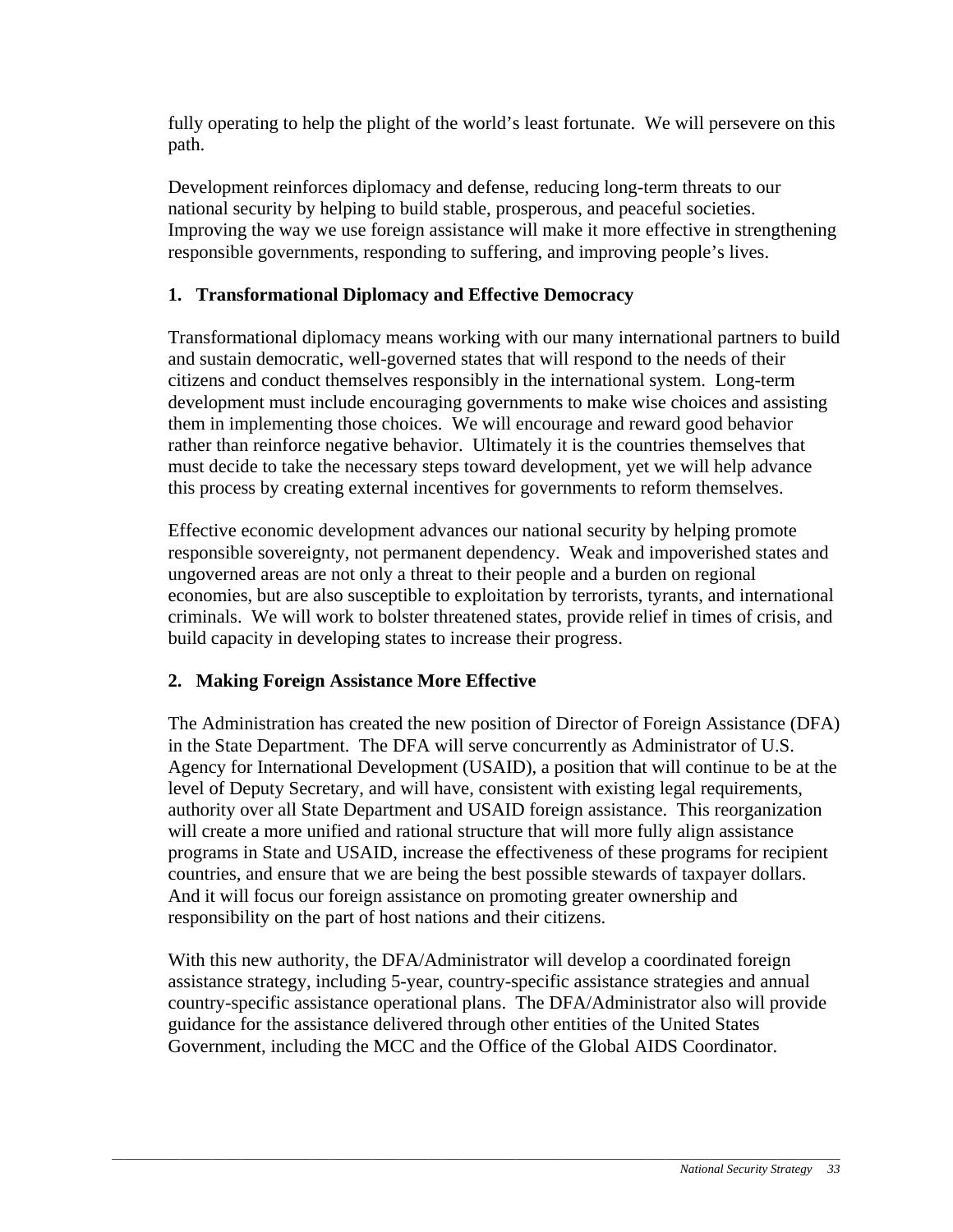fully operating to help the plight of the world's least fortunate. We will persevere on this path.

Development reinforces diplomacy and defense, reducing long-term threats to our national security by helping to build stable, prosperous, and peaceful societies. Improving the way we use foreign assistance will make it more effective in strengthening responsible governments, responding to suffering, and improving people's lives.

**1. Transformational Diplomacy and Effective Democracy**

Transformational diplomacy means working with our many international partners to build and sustain democratic, well-governed states that will respond to the needs of their citizens and conduct themselves responsibly in the international system. Long-term development must include encouraging governments to make wise choices and assisting them in implementing those choices. We will encourage and reward good behavior rather than reinforce negative behavior. Ultimately it is the countries themselves that must decide to take the necessary steps toward development, yet we will help advance this process by creating external incentives for governments to reform themselves.

Effective economic development advances our national security by helping promote responsible sovereignty, not permanent dependency. Weak and impoverished states and ungoverned areas are not only a threat to their people and a burden on regional economies, but are also susceptible to exploitation by terrorists, tyrants, and international criminals. We will work to bolster threatened states, provide relief in times of crisis, and build capacity in developing states to increase their progress.

**2. Making Foreign Assistance More Effective**

The Administration has created the new position of Director of Foreign Assistance (DFA) in the State Department. The DFA will serve concurrently as Administrator of U.S. Agency for International Development (USAID), a position that will continue to be at the level of Deputy Secretary, and will have, consistent with existing legal requirements, authority over all State Department and USAID foreign assistance. This reorganization will create a more unified and rational structure that will more fully align assistance programs in State and USAID, increase the effectiveness of these programs for recipient countries, and ensure that we are being the best possible stewards of taxpayer dollars. And it will focus our foreign assistance on promoting greater ownership and responsibility on the part of host nations and their citizens.

With this new authority, the DFA/Administrator will develop a coordinated foreign assistance strategy, including 5-year, country-specific assistance strategies and annual country-specific assistance operational plans. The DFA/Administrator also will provide guidance for the assistance delivered through other entities of the United States Government, including the MCC and the Office of the Global AIDS Coordinator.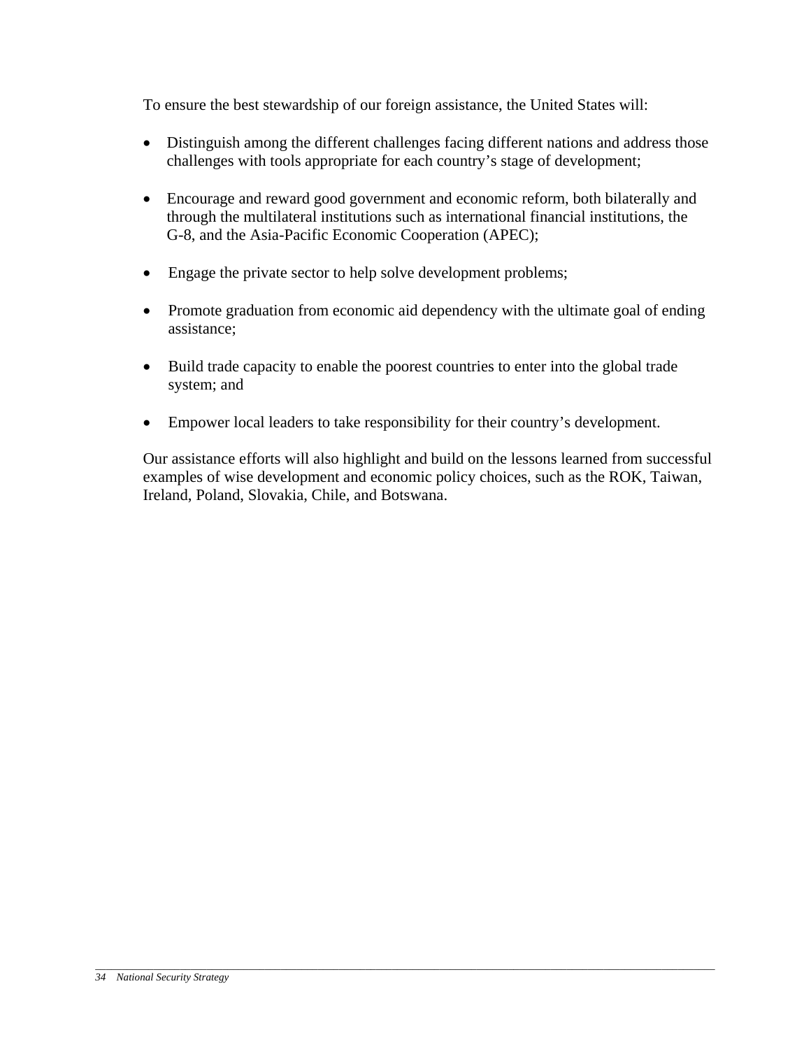To ensure the best stewardship of our foreign assistance, the United States will:

- Distinguish among the different challenges facing different nations and address those challenges with tools appropriate for each country's stage of development;

- Encourage and reward good government and economic reform, both bilaterally and through the multilateral institutions such as international financial institutions, the G-8, and the Asia-Pacific Economic Cooperation (APEC);

- Engage the private sector to help solve development problems;

- Promote graduation from economic aid dependency with the ultimate goal of ending assistance;

- Build trade capacity to enable the poorest countries to enter into the global trade system; and

- Empower local leaders to take responsibility for their country's development.

Our assistance efforts will also highlight and build on the lessons learned from successful examples of wise development and economic policy choices, such as the ROK, Taiwan, Ireland, Poland, Slovakia, Chile, and Botswana.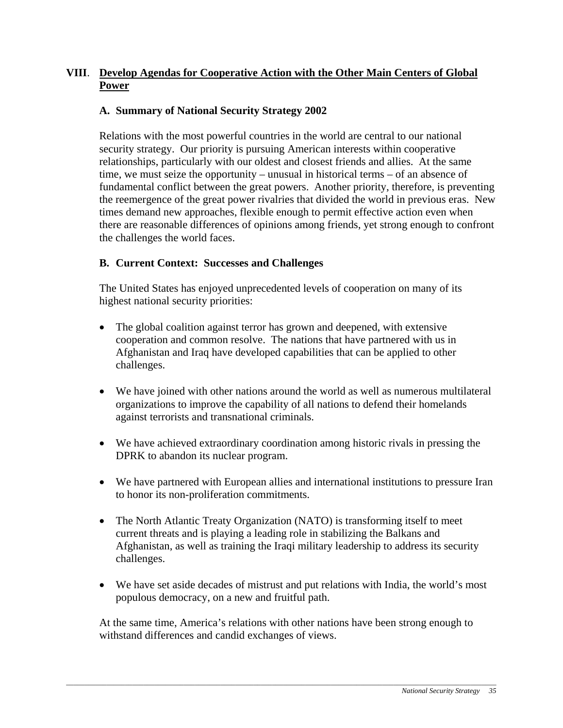## VIII. Develop Agendas for Cooperative Action with the Other Main Centers of Global Power

### A. Summary of National Security Strategy 2002

Relations with the most powerful countries in the world are central to our national security strategy. Our priority is pursuing American interests within cooperative relationships, particularly with our oldest and closest friends and allies. At the same time, we must seize the opportunity – unusual in historical terms – of an absence of fundamental conflict between the great powers. Another priority, therefore, is preventing the reemergence of the great power rivalries that divided the world in previous eras. New times demand new approaches, flexible enough to permit effective action even when there are reasonable differences of opinions among friends, yet strong enough to confront the challenges the world faces.

### B. Current Context: Successes and Challenges

The United States has enjoyed unprecedented levels of cooperation on many of its highest national security priorities:

- The global coalition against terror has grown and deepened, with extensive cooperation and common resolve. The nations that have partnered with us in Afghanistan and Iraq have developed capabilities that can be applied to other challenges.
- We have joined with other nations around the world as well as numerous multilateral organizations to improve the capability of all nations to defend their homelands against terrorists and transnational criminals.
- We have achieved extraordinary coordination among historic rivals in pressing the DPRK to abandon its nuclear program.
- We have partnered with European allies and international institutions to pressure Iran to honor its non-proliferation commitments.
- The North Atlantic Treaty Organization (NATO) is transforming itself to meet current threats and is playing a leading role in stabilizing the Balkans and Afghanistan, as well as training the Iraqi military leadership to address its security challenges.
- We have set aside decades of mistrust and put relations with India, the world's most populous democracy, on a new and fruitful path.

At the same time, America's relations with other nations have been strong enough to withstand differences and candid exchanges of views.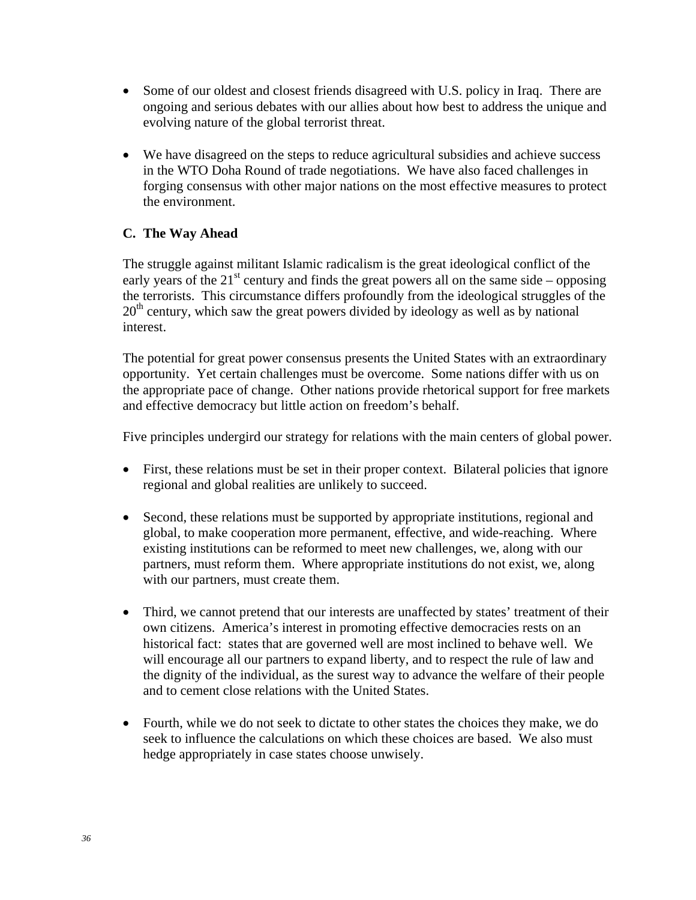- Some of our oldest and closest friends disagreed with U.S. policy in Iraq. There are ongoing and serious debates with our allies about how best to address the unique and evolving nature of the global terrorist threat.

- We have disagreed on the steps to reduce agricultural subsidies and achieve success in the WTO Doha Round of trade negotiations. We have also faced challenges in forging consensus with other major nations on the most effective measures to protect the environment.

### C. The Way Ahead

The struggle against militant Islamic radicalism is the great ideological conflict of the early years of the 21st century and finds the great powers all on the same side – opposing the terrorists. This circumstance differs profoundly from the ideological struggles of the 20th century, which saw the great powers divided by ideology as well as by national interest.

The potential for great power consensus presents the United States with an extraordinary opportunity. Yet certain challenges must be overcome. Some nations differ with us on the appropriate pace of change. Other nations provide rhetorical support for free markets and effective democracy but little action on freedom's behalf.

Five principles undergird our strategy for relations with the main centers of global power.

- First, these relations must be set in their proper context. Bilateral policies that ignore regional and global realities are unlikely to succeed.

- Second, these relations must be supported by appropriate institutions, regional and global, to make cooperation more permanent, effective, and wide-reaching. Where existing institutions can be reformed to meet new challenges, we, along with our partners, must reform them. Where appropriate institutions do not exist, we, along with our partners, must create them.

- Third, we cannot pretend that our interests are unaffected by states' treatment of their own citizens. America's interest in promoting effective democracies rests on an historical fact: states that are governed well are most inclined to behave well. We will encourage all our partners to expand liberty, and to respect the rule of law and the dignity of the individual, as the surest way to advance the welfare of their people and to cement close relations with the United States.

- Fourth, while we do not seek to dictate to other states the choices they make, we do seek to influence the calculations on which these choices are based. We also must hedge appropriately in case states choose unwisely.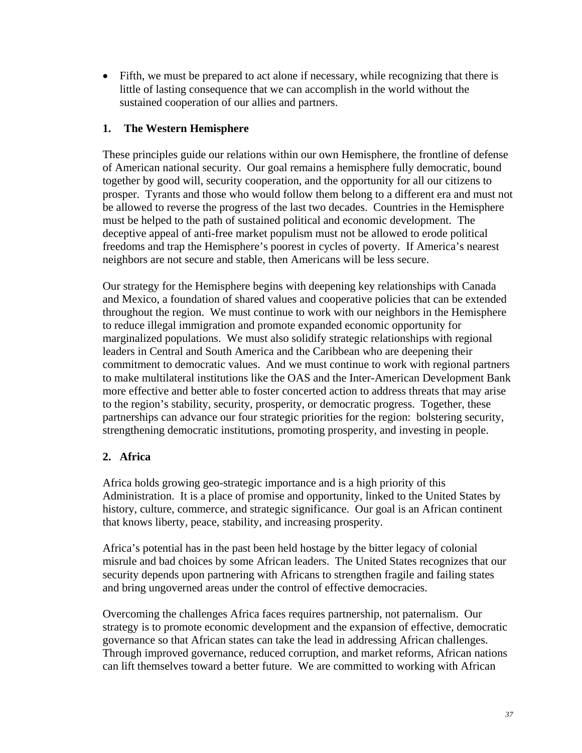- Fifth, we must be prepared to act alone if necessary, while recognizing that there is little of lasting consequence that we can accomplish in the world without the sustained cooperation of our allies and partners.

### 1. The Western Hemisphere

These principles guide our relations within our own Hemisphere, the frontline of defense of American national security. Our goal remains a hemisphere fully democratic, bound together by good will, security cooperation, and the opportunity for all our citizens to prosper. Tyrants and those who would follow them belong to a different era and must not be allowed to reverse the progress of the last two decades. Countries in the Hemisphere must be helped to the path of sustained political and economic development. The deceptive appeal of anti-free market populism must not be allowed to erode political freedoms and trap the Hemisphere's poorest in cycles of poverty. If America's nearest neighbors are not secure and stable, then Americans will be less secure.

Our strategy for the Hemisphere begins with deepening key relationships with Canada and Mexico, a foundation of shared values and cooperative policies that can be extended throughout the region. We must continue to work with our neighbors in the Hemisphere to reduce illegal immigration and promote expanded economic opportunity for marginalized populations. We must also solidify strategic relationships with regional leaders in Central and South America and the Caribbean who are deepening their commitment to democratic values. And we must continue to work with regional partners to make multilateral institutions like the OAS and the Inter-American Development Bank more effective and better able to foster concerted action to address threats that may arise to the region's stability, security, prosperity, or democratic progress. Together, these partnerships can advance our four strategic priorities for the region: bolstering security, strengthening democratic institutions, promoting prosperity, and investing in people.

### 2. Africa

Africa holds growing geo-strategic importance and is a high priority of this Administration. It is a place of promise and opportunity, linked to the United States by history, culture, commerce, and strategic significance. Our goal is an African continent that knows liberty, peace, stability, and increasing prosperity.

Africa's potential has in the past been held hostage by the bitter legacy of colonial misrule and bad choices by some African leaders. The United States recognizes that our security depends upon partnering with Africans to strengthen fragile and failing states and bring ungoverned areas under the control of effective democracies.

Overcoming the challenges Africa faces requires partnership, not paternalism. Our strategy is to promote economic development and the expansion of effective, democratic governance so that African states can take the lead in addressing African challenges. Through improved governance, reduced corruption, and market reforms, African nations can lift themselves toward a better future. We are committed to working with African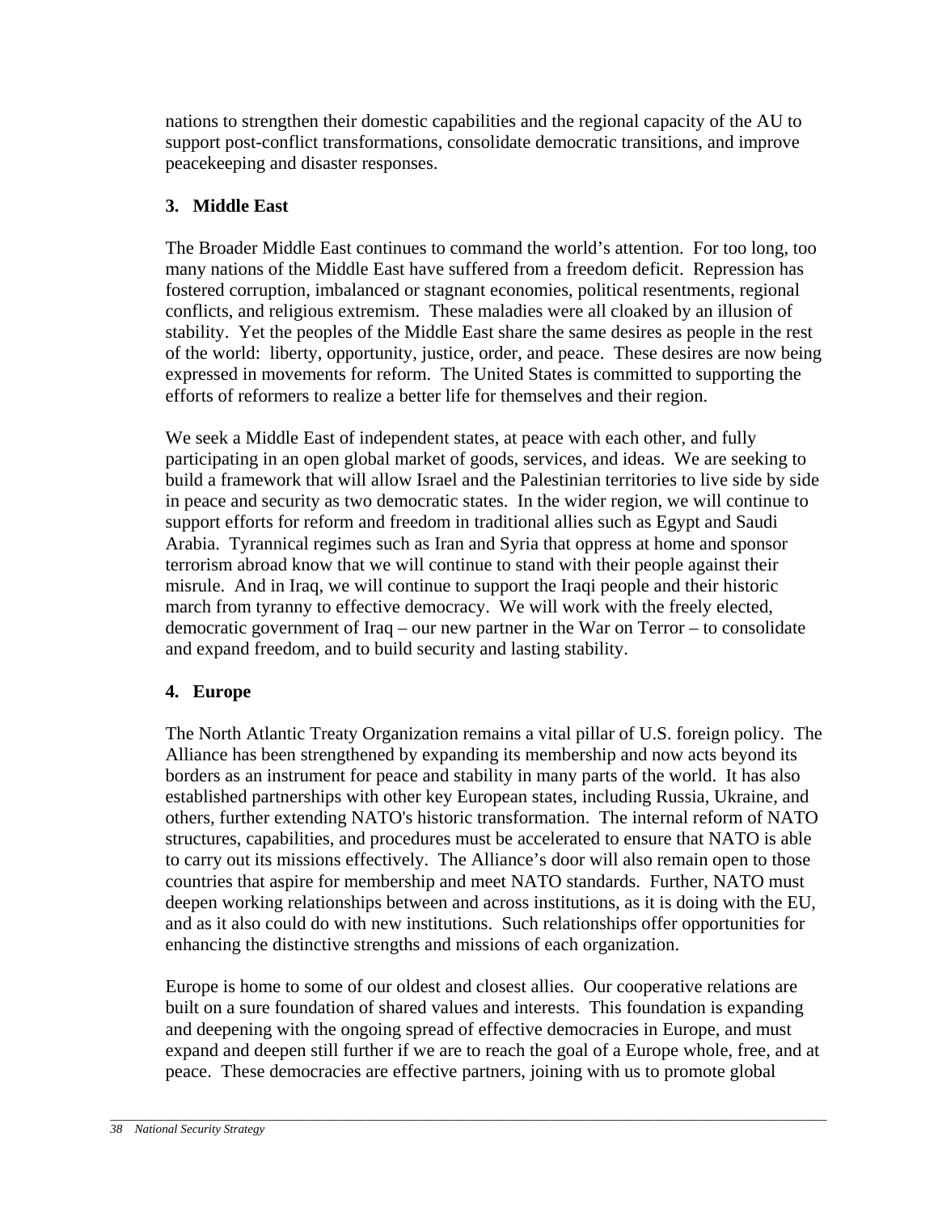nations to strengthen their domestic capabilities and the regional capacity of the AU to support post-conflict transformations, consolidate democratic transitions, and improve peacekeeping and disaster responses.

### 3. Middle East

The Broader Middle East continues to command the world's attention. For too long, too many nations of the Middle East have suffered from a freedom deficit. Repression has fostered corruption, imbalanced or stagnant economies, political resentments, regional conflicts, and religious extremism. These maladies were all cloaked by an illusion of stability. Yet the peoples of the Middle East share the same desires as people in the rest of the world: liberty, opportunity, justice, order, and peace. These desires are now being expressed in movements for reform. The United States is committed to supporting the efforts of reformers to realize a better life for themselves and their region.

We seek a Middle East of independent states, at peace with each other, and fully participating in an open global market of goods, services, and ideas. We are seeking to build a framework that will allow Israel and the Palestinian territories to live side by side in peace and security as two democratic states. In the wider region, we will continue to support efforts for reform and freedom in traditional allies such as Egypt and Saudi Arabia. Tyrannical regimes such as Iran and Syria that oppress at home and sponsor terrorism abroad know that we will continue to stand with their people against their misrule. And in Iraq, we will continue to support the Iraqi people and their historic march from tyranny to effective democracy. We will work with the freely elected, democratic government of Iraq – our new partner in the War on Terror – to consolidate and expand freedom, and to build security and lasting stability.

### 4. Europe

The North Atlantic Treaty Organization remains a vital pillar of U.S. foreign policy. The Alliance has been strengthened by expanding its membership and now acts beyond its borders as an instrument for peace and stability in many parts of the world. It has also established partnerships with other key European states, including Russia, Ukraine, and others, further extending NATO's historic transformation. The internal reform of NATO structures, capabilities, and procedures must be accelerated to ensure that NATO is able to carry out its missions effectively. The Alliance's door will also remain open to those countries that aspire for membership and meet NATO standards. Further, NATO must deepen working relationships between and across institutions, as it is doing with the EU, and as it also could do with new institutions. Such relationships offer opportunities for enhancing the distinctive strengths and missions of each organization.

Europe is home to some of our oldest and closest allies. Our cooperative relations are built on a sure foundation of shared values and interests. This foundation is expanding and deepening with the ongoing spread of effective democracies in Europe, and must expand and deepen still further if we are to reach the goal of a Europe whole, free, and at peace. These democracies are effective partners, joining with us to promote global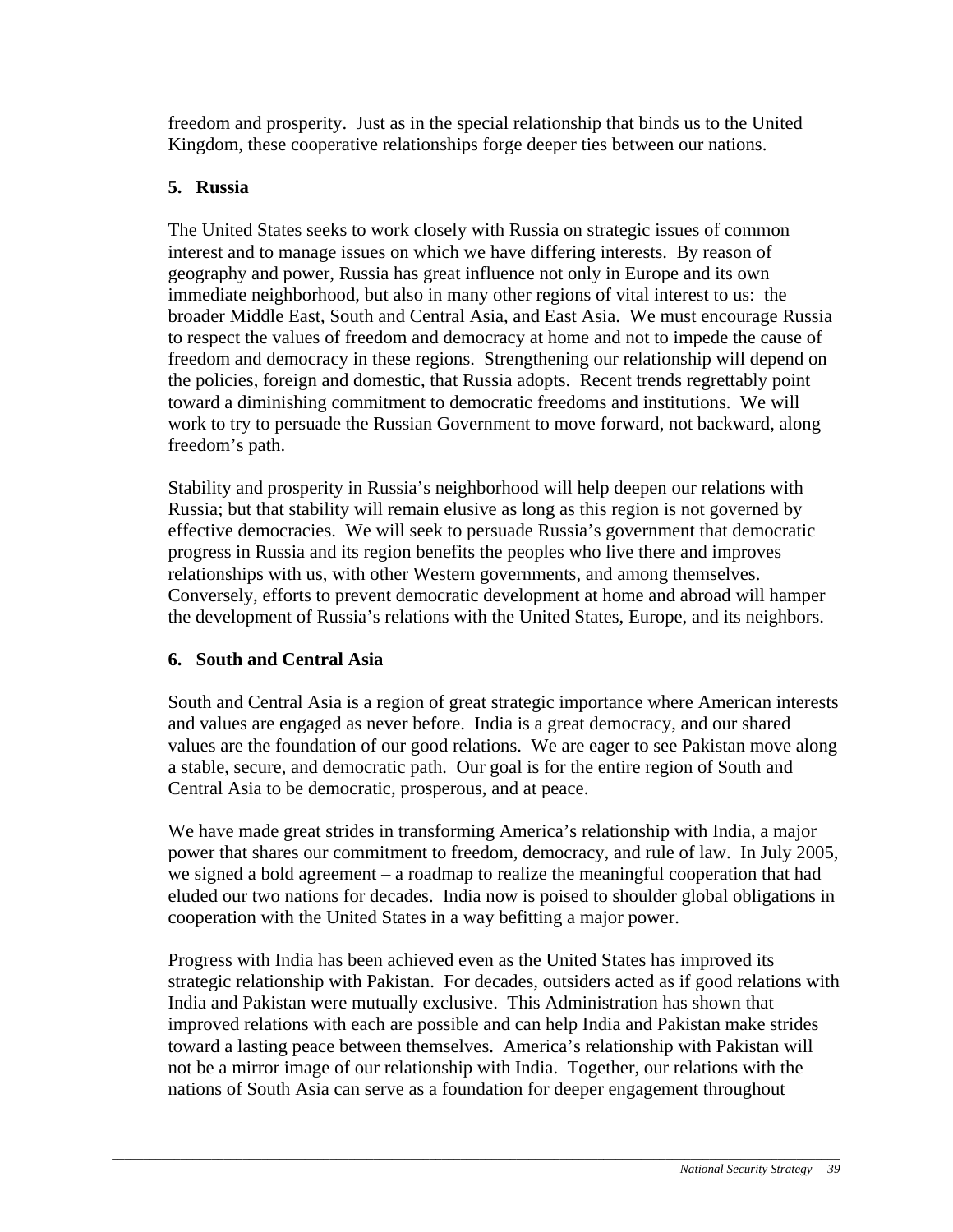freedom and prosperity. Just as in the special relationship that binds us to the United Kingdom, these cooperative relationships forge deeper ties between our nations.

### 5. Russia

The United States seeks to work closely with Russia on strategic issues of common interest and to manage issues on which we have differing interests. By reason of geography and power, Russia has great influence not only in Europe and its own immediate neighborhood, but also in many other regions of vital interest to us: the broader Middle East, South and Central Asia, and East Asia. We must encourage Russia to respect the values of freedom and democracy at home and not to impede the cause of freedom and democracy in these regions. Strengthening our relationship will depend on the policies, foreign and domestic, that Russia adopts. Recent trends regrettably point toward a diminishing commitment to democratic freedoms and institutions. We will work to try to persuade the Russian Government to move forward, not backward, along freedom's path.

Stability and prosperity in Russia's neighborhood will help deepen our relations with Russia; but that stability will remain elusive as long as this region is not governed by effective democracies. We will seek to persuade Russia's government that democratic progress in Russia and its region benefits the peoples who live there and improves relationships with us, with other Western governments, and among themselves. Conversely, efforts to prevent democratic development at home and abroad will hamper the development of Russia's relations with the United States, Europe, and its neighbors.

### 6. South and Central Asia

South and Central Asia is a region of great strategic importance where American interests and values are engaged as never before. India is a great democracy, and our shared values are the foundation of our good relations. We are eager to see Pakistan move along a stable, secure, and democratic path. Our goal is for the entire region of South and Central Asia to be democratic, prosperous, and at peace.

We have made great strides in transforming America's relationship with India, a major power that shares our commitment to freedom, democracy, and rule of law. In July 2005, we signed a bold agreement – a roadmap to realize the meaningful cooperation that had eluded our two nations for decades. India now is poised to shoulder global obligations in cooperation with the United States in a way befitting a major power.

Progress with India has been achieved even as the United States has improved its strategic relationship with Pakistan. For decades, outsiders acted as if good relations with India and Pakistan were mutually exclusive. This Administration has shown that improved relations with each are possible and can help India and Pakistan make strides toward a lasting peace between themselves. America's relationship with Pakistan will not be a mirror image of our relationship with India. Together, our relations with the nations of South Asia can serve as a foundation for deeper engagement throughout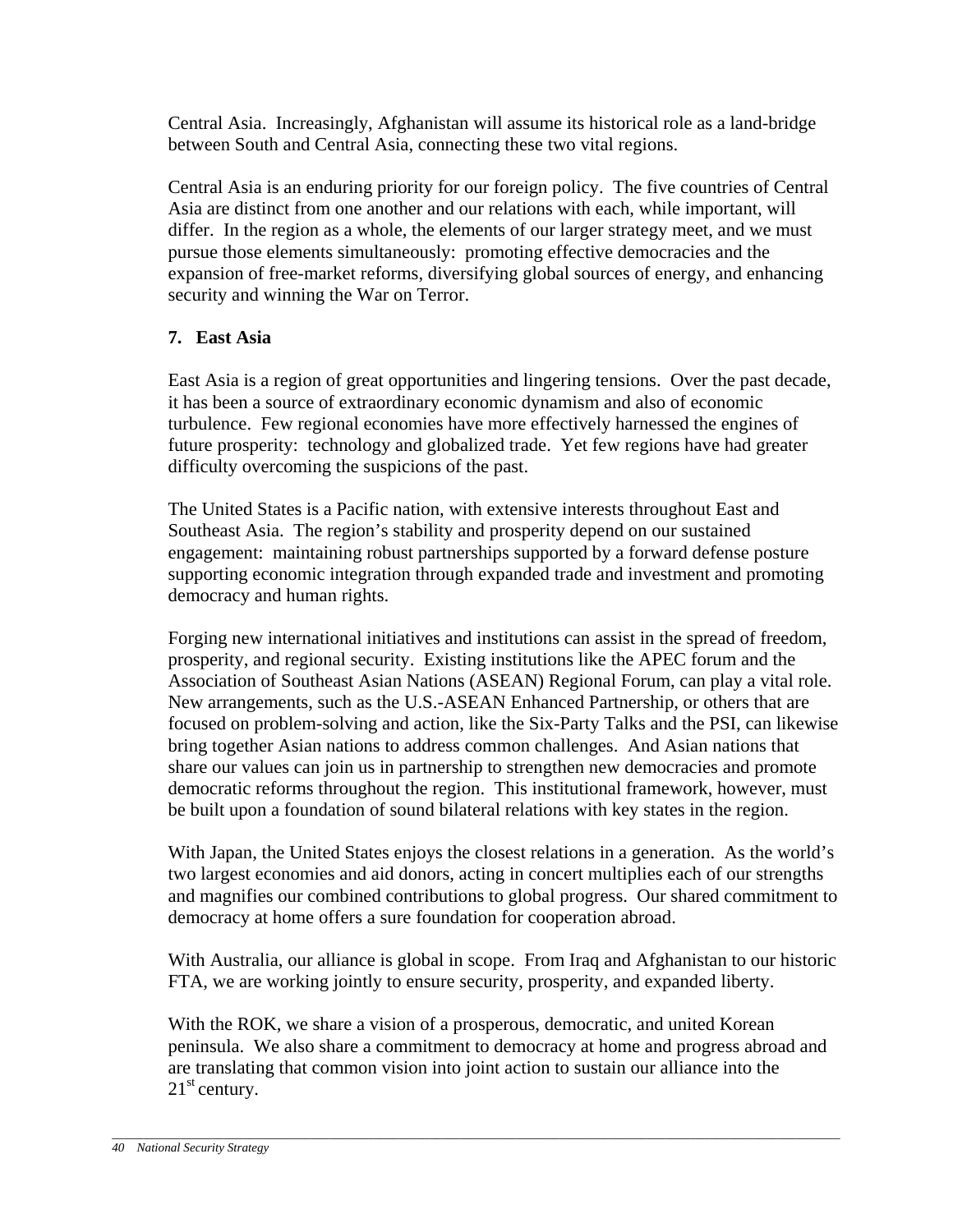Central Asia. Increasingly, Afghanistan will assume its historical role as a land-bridge between South and Central Asia, connecting these two vital regions.

Central Asia is an enduring priority for our foreign policy. The five countries of Central Asia are distinct from one another and our relations with each, while important, will differ. In the region as a whole, the elements of our larger strategy meet, and we must pursue those elements simultaneously: promoting effective democracies and the expansion of free-market reforms, diversifying global sources of energy, and enhancing security and winning the War on Terror.

### 7. East Asia

East Asia is a region of great opportunities and lingering tensions. Over the past decade, it has been a source of extraordinary economic dynamism and also of economic turbulence. Few regional economies have more effectively harnessed the engines of future prosperity: technology and globalized trade. Yet few regions have had greater difficulty overcoming the suspicions of the past.

The United States is a Pacific nation, with extensive interests throughout East and Southeast Asia. The region's stability and prosperity depend on our sustained engagement: maintaining robust partnerships supported by a forward defense posture supporting economic integration through expanded trade and investment and promoting democracy and human rights.

Forging new international initiatives and institutions can assist in the spread of freedom, prosperity, and regional security. Existing institutions like the APEC forum and the Association of Southeast Asian Nations (ASEAN) Regional Forum, can play a vital role. New arrangements, such as the U.S.-ASEAN Enhanced Partnership, or others that are focused on problem-solving and action, like the Six-Party Talks and the PSI, can likewise bring together Asian nations to address common challenges. And Asian nations that share our values can join us in partnership to strengthen new democracies and promote democratic reforms throughout the region. This institutional framework, however, must be built upon a foundation of sound bilateral relations with key states in the region.

With Japan, the United States enjoys the closest relations in a generation. As the world's two largest economies and aid donors, acting in concert multiplies each of our strengths and magnifies our combined contributions to global progress. Our shared commitment to democracy at home offers a sure foundation for cooperation abroad.

With Australia, our alliance is global in scope. From Iraq and Afghanistan to our historic FTA, we are working jointly to ensure security, prosperity, and expanded liberty.

With the ROK, we share a vision of a prosperous, democratic, and united Korean peninsula. We also share a commitment to democracy at home and progress abroad and are translating that common vision into joint action to sustain our alliance into the 21st century.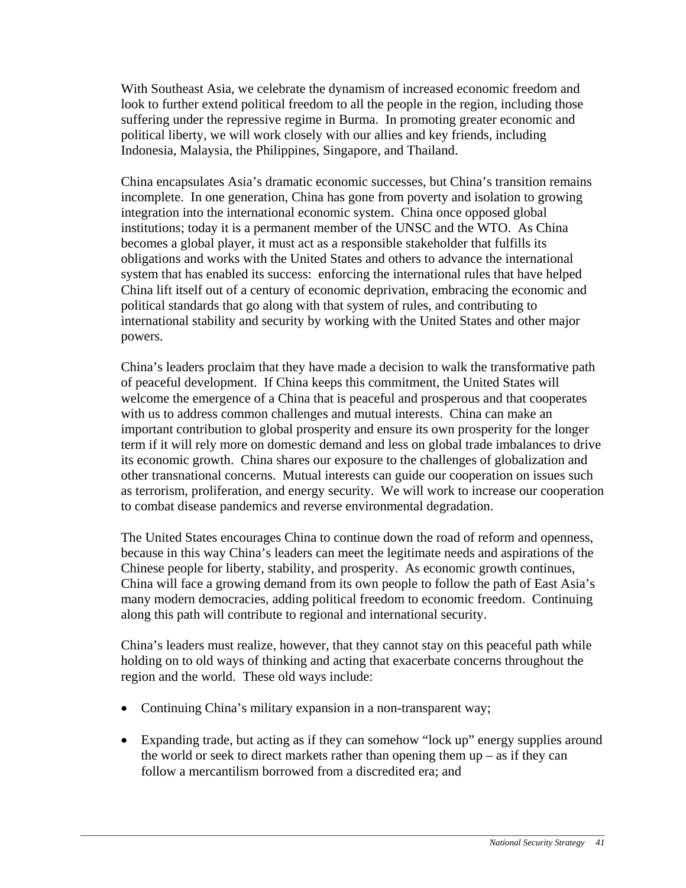With Southeast Asia, we celebrate the dynamism of increased economic freedom and look to further extend political freedom to all the people in the region, including those suffering under the repressive regime in Burma. In promoting greater economic and political liberty, we will work closely with our allies and key friends, including Indonesia, Malaysia, the Philippines, Singapore, and Thailand.

China encapsulates Asia's dramatic economic successes, but China's transition remains incomplete. In one generation, China has gone from poverty and isolation to growing integration into the international economic system. China once opposed global institutions; today it is a permanent member of the UNSC and the WTO. As China becomes a global player, it must act as a responsible stakeholder that fulfills its obligations and works with the United States and others to advance the international system that has enabled its success: enforcing the international rules that have helped China lift itself out of a century of economic deprivation, embracing the economic and political standards that go along with that system of rules, and contributing to international stability and security by working with the United States and other major powers.

China's leaders proclaim that they have made a decision to walk the transformative path of peaceful development. If China keeps this commitment, the United States will welcome the emergence of a China that is peaceful and prosperous and that cooperates with us to address common challenges and mutual interests. China can make an important contribution to global prosperity and ensure its own prosperity for the longer term if it will rely more on domestic demand and less on global trade imbalances to drive its economic growth. China shares our exposure to the challenges of globalization and other transnational concerns. Mutual interests can guide our cooperation on issues such as terrorism, proliferation, and energy security. We will work to increase our cooperation to combat disease pandemics and reverse environmental degradation.

The United States encourages China to continue down the road of reform and openness, because in this way China's leaders can meet the legitimate needs and aspirations of the Chinese people for liberty, stability, and prosperity. As economic growth continues, China will face a growing demand from its own people to follow the path of East Asia's many modern democracies, adding political freedom to economic freedom. Continuing along this path will contribute to regional and international security.

China's leaders must realize, however, that they cannot stay on this peaceful path while holding on to old ways of thinking and acting that exacerbate concerns throughout the region and the world. These old ways include:

- Continuing China's military expansion in a non-transparent way;
- Expanding trade, but acting as if they can somehow "lock up" energy supplies around the world or seek to direct markets rather than opening them up – as if they can follow a mercantilism borrowed from a discredited era; and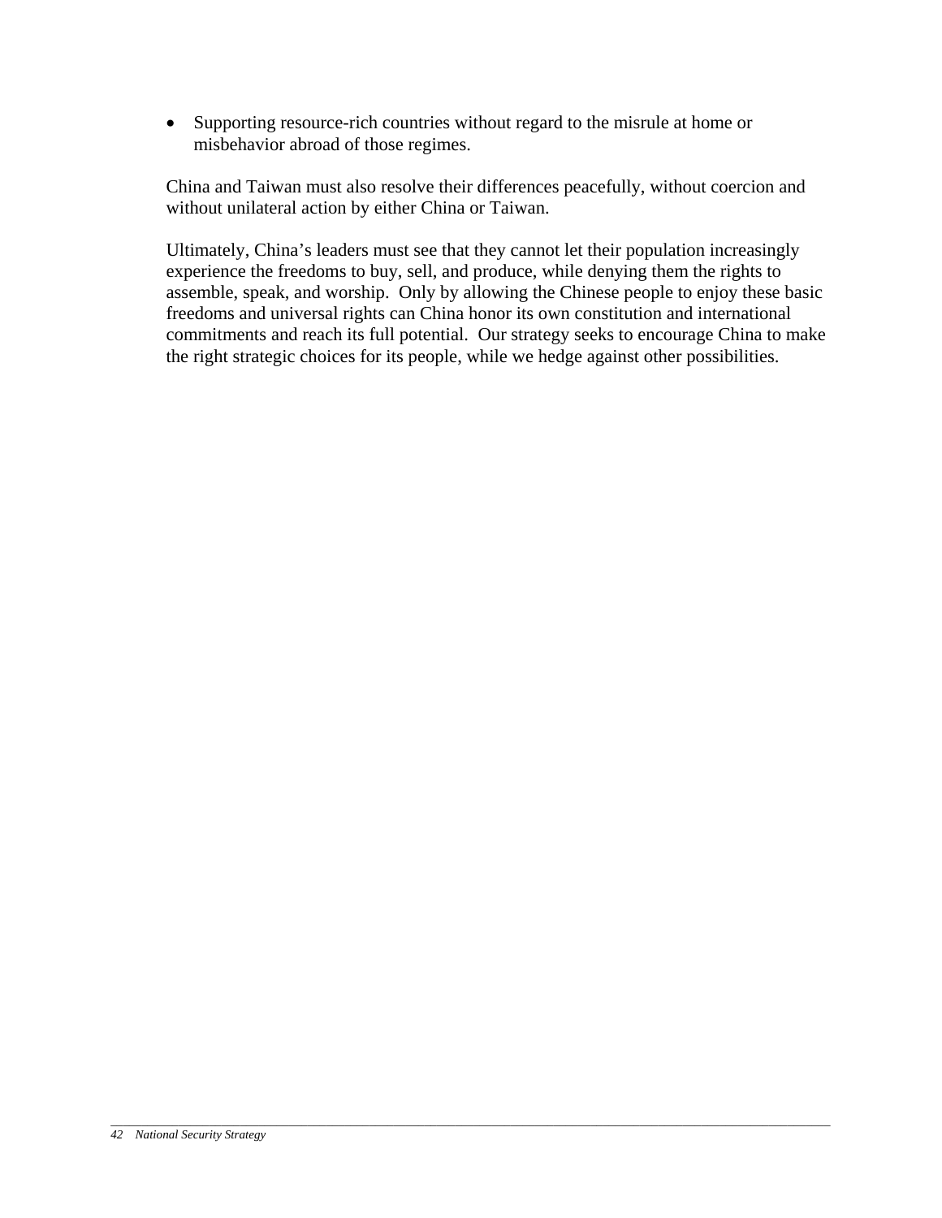- Supporting resource-rich countries without regard to the misrule at home or misbehavior abroad of those regimes.

China and Taiwan must also resolve their differences peacefully, without coercion and without unilateral action by either China or Taiwan.

Ultimately, China's leaders must see that they cannot let their population increasingly experience the freedoms to buy, sell, and produce, while denying them the rights to assemble, speak, and worship. Only by allowing the Chinese people to enjoy these basic freedoms and universal rights can China honor its own constitution and international commitments and reach its full potential. Our strategy seeks to encourage China to make the right strategic choices for its people, while we hedge against other possibilities.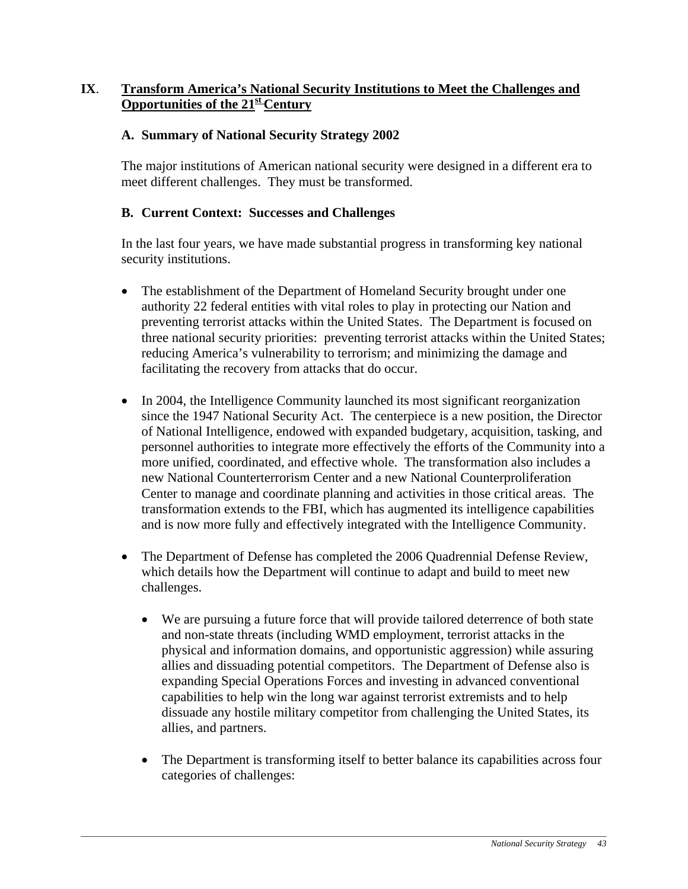## IX. Transform America's National Security Institutions to Meet the Challenges and Opportunities of the 21st Century

### A. Summary of National Security Strategy 2002

The major institutions of American national security were designed in a different era to meet different challenges. They must be transformed.

### B. Current Context: Successes and Challenges

In the last four years, we have made substantial progress in transforming key national security institutions.

- The establishment of the Department of Homeland Security brought under one authority 22 federal entities with vital roles to play in protecting our Nation and preventing terrorist attacks within the United States. The Department is focused on three national security priorities: preventing terrorist attacks within the United States; reducing America's vulnerability to terrorism; and minimizing the damage and facilitating the recovery from attacks that do occur.

- In 2004, the Intelligence Community launched its most significant reorganization since the 1947 National Security Act. The centerpiece is a new position, the Director of National Intelligence, endowed with expanded budgetary, acquisition, tasking, and personnel authorities to integrate more effectively the efforts of the Community into a more unified, coordinated, and effective whole. The transformation also includes a new National Counterterrorism Center and a new National Counterproliferation Center to manage and coordinate planning and activities in those critical areas. The transformation extends to the FBI, which has augmented its intelligence capabilities and is now more fully and effectively integrated with the Intelligence Community.

- The Department of Defense has completed the 2006 Quadrennial Defense Review, which details how the Department will continue to adapt and build to meet new challenges.

  - We are pursuing a future force that will provide tailored deterrence of both state and non-state threats (including WMD employment, terrorist attacks in the physical and information domains, and opportunistic aggression) while assuring allies and dissuading potential competitors. The Department of Defense also is expanding Special Operations Forces and investing in advanced conventional capabilities to help win the long war against terrorist extremists and to help dissuade any hostile military competitor from challenging the United States, its allies, and partners.

  - The Department is transforming itself to better balance its capabilities across four categories of challenges: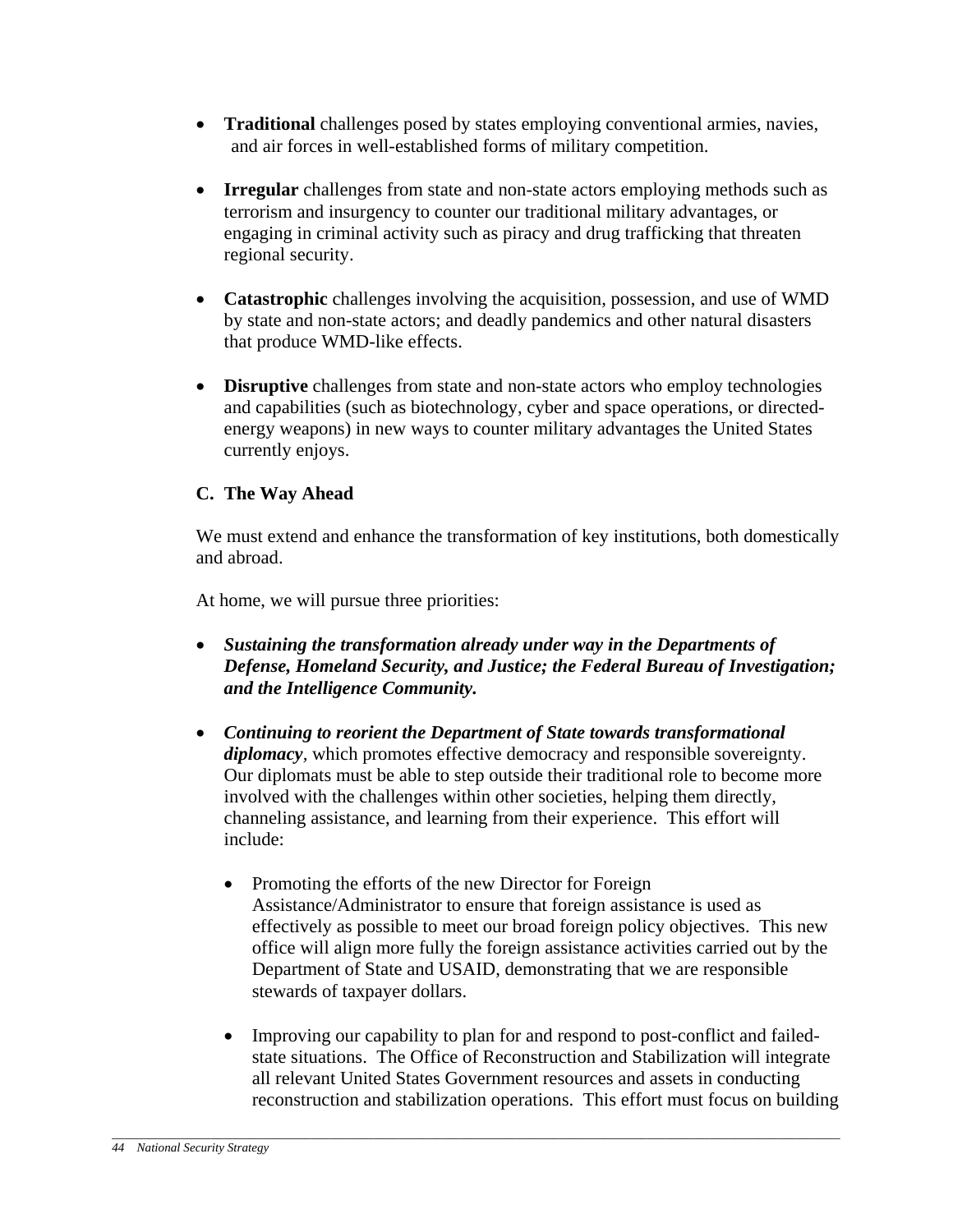- **Traditional** challenges posed by states employing conventional armies, navies, and air forces in well-established forms of military competition.

- **Irregular** challenges from state and non-state actors employing methods such as terrorism and insurgency to counter our traditional military advantages, or engaging in criminal activity such as piracy and drug trafficking that threaten regional security.

- **Catastrophic** challenges involving the acquisition, possession, and use of WMD by state and non-state actors; and deadly pandemics and other natural disasters that produce WMD-like effects.

- **Disruptive** challenges from state and non-state actors who employ technologies and capabilities (such as biotechnology, cyber and space operations, or directed-energy weapons) in new ways to counter military advantages the United States currently enjoys.

### C. The Way Ahead

We must extend and enhance the transformation of key institutions, both domestically and abroad.

At home, we will pursue three priorities:

- ***Sustaining the transformation already under way in the Departments of Defense, Homeland Security, and Justice; the Federal Bureau of Investigation; and the Intelligence Community.***

- ***Continuing to reorient the Department of State towards transformational diplomacy***, which promotes effective democracy and responsible sovereignty. Our diplomats must be able to step outside their traditional role to become more involved with the challenges within other societies, helping them directly, channeling assistance, and learning from their experience. This effort will include:

  - Promoting the efforts of the new Director for Foreign Assistance/Administrator to ensure that foreign assistance is used as effectively as possible to meet our broad foreign policy objectives. This new office will align more fully the foreign assistance activities carried out by the Department of State and USAID, demonstrating that we are responsible stewards of taxpayer dollars.

  - Improving our capability to plan for and respond to post-conflict and failed-state situations. The Office of Reconstruction and Stabilization will integrate all relevant United States Government resources and assets in conducting reconstruction and stabilization operations. This effort must focus on building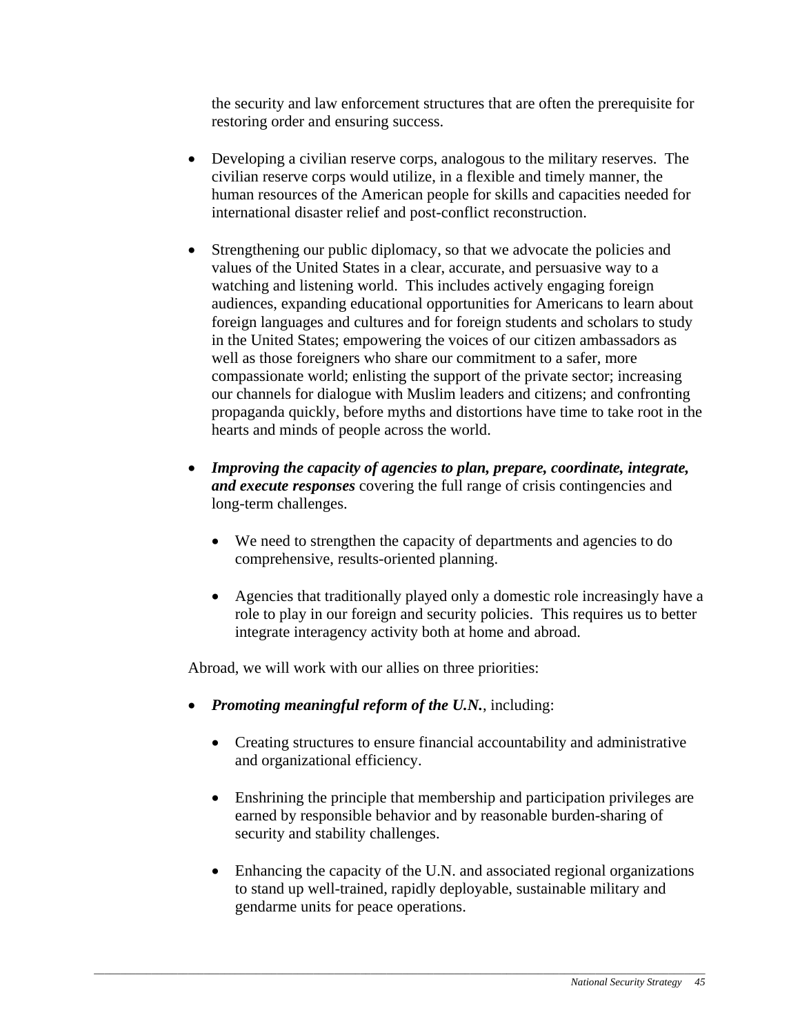the security and law enforcement structures that are often the prerequisite for restoring order and ensuring success.

- Developing a civilian reserve corps, analogous to the military reserves. The civilian reserve corps would utilize, in a flexible and timely manner, the human resources of the American people for skills and capacities needed for international disaster relief and post-conflict reconstruction.

- Strengthening our public diplomacy, so that we advocate the policies and values of the United States in a clear, accurate, and persuasive way to a watching and listening world. This includes actively engaging foreign audiences, expanding educational opportunities for Americans to learn about foreign languages and cultures and for foreign students and scholars to study in the United States; empowering the voices of our citizen ambassadors as well as those foreigners who share our commitment to a safer, more compassionate world; enlisting the support of the private sector; increasing our channels for dialogue with Muslim leaders and citizens; and confronting propaganda quickly, before myths and distortions have time to take root in the hearts and minds of people across the world.

- ***Improving the capacity of agencies to plan, prepare, coordinate, integrate, and execute responses*** covering the full range of crisis contingencies and long-term challenges.

  - We need to strengthen the capacity of departments and agencies to do comprehensive, results-oriented planning.

  - Agencies that traditionally played only a domestic role increasingly have a role to play in our foreign and security policies. This requires us to better integrate interagency activity both at home and abroad.

Abroad, we will work with our allies on three priorities:

- ***Promoting meaningful reform of the U.N.***, including:

  - Creating structures to ensure financial accountability and administrative and organizational efficiency.

  - Enshrining the principle that membership and participation privileges are earned by responsible behavior and by reasonable burden-sharing of security and stability challenges.

  - Enhancing the capacity of the U.N. and associated regional organizations to stand up well-trained, rapidly deployable, sustainable military and gendarme units for peace operations.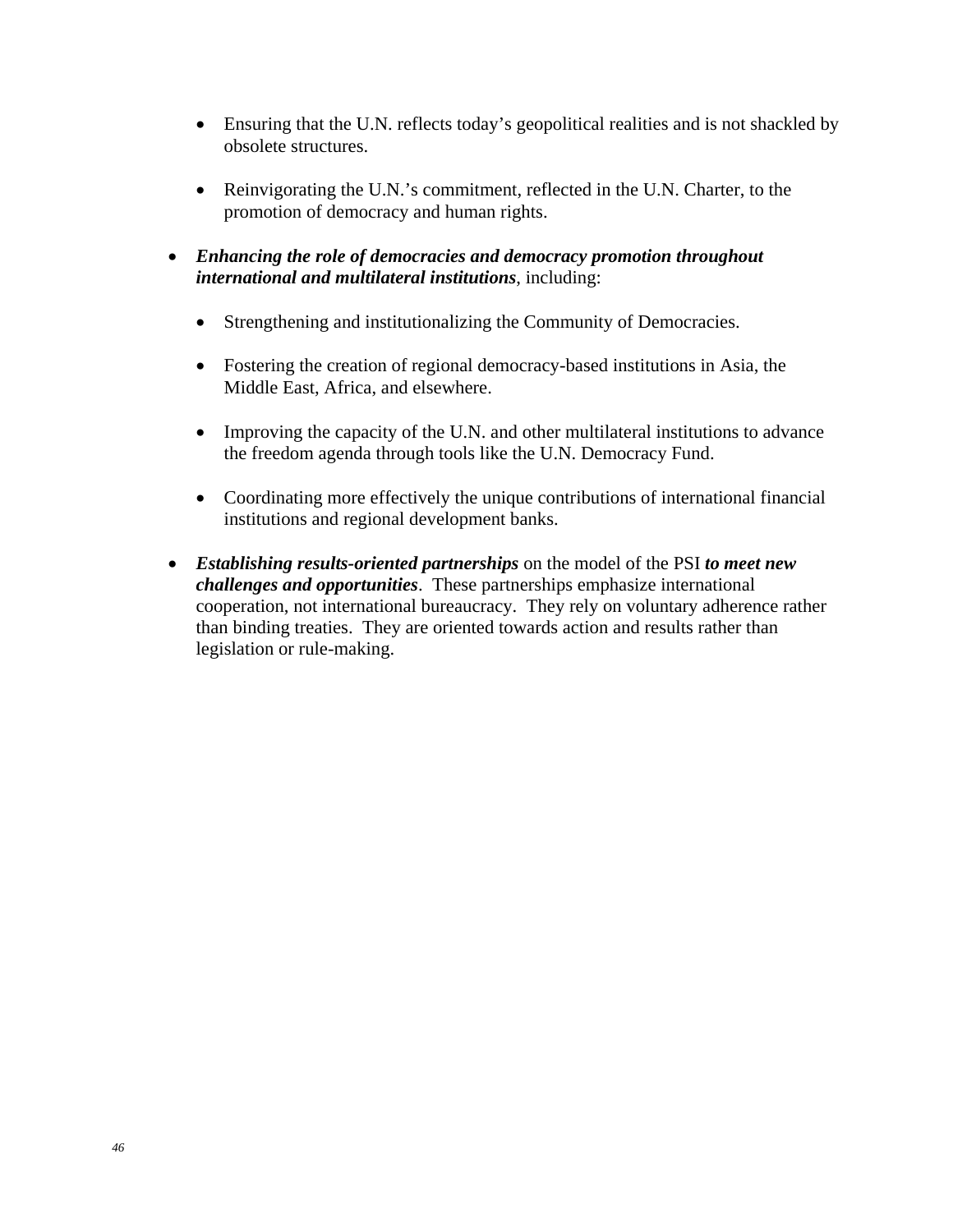- Ensuring that the U.N. reflects today's geopolitical realities and is not shackled by obsolete structures.

  - Reinvigorating the U.N.'s commitment, reflected in the U.N. Charter, to the promotion of democracy and human rights.

- ***Enhancing the role of democracies and democracy promotion throughout international and multilateral institutions***, including:

  - Strengthening and institutionalizing the Community of Democracies.

  - Fostering the creation of regional democracy-based institutions in Asia, the Middle East, Africa, and elsewhere.

  - Improving the capacity of the U.N. and other multilateral institutions to advance the freedom agenda through tools like the U.N. Democracy Fund.

  - Coordinating more effectively the unique contributions of international financial institutions and regional development banks.

- ***Establishing results-oriented partnerships*** on the model of the PSI ***to meet new challenges and opportunities***. These partnerships emphasize international cooperation, not international bureaucracy. They rely on voluntary adherence rather than binding treaties. They are oriented towards action and results rather than legislation or rule-making.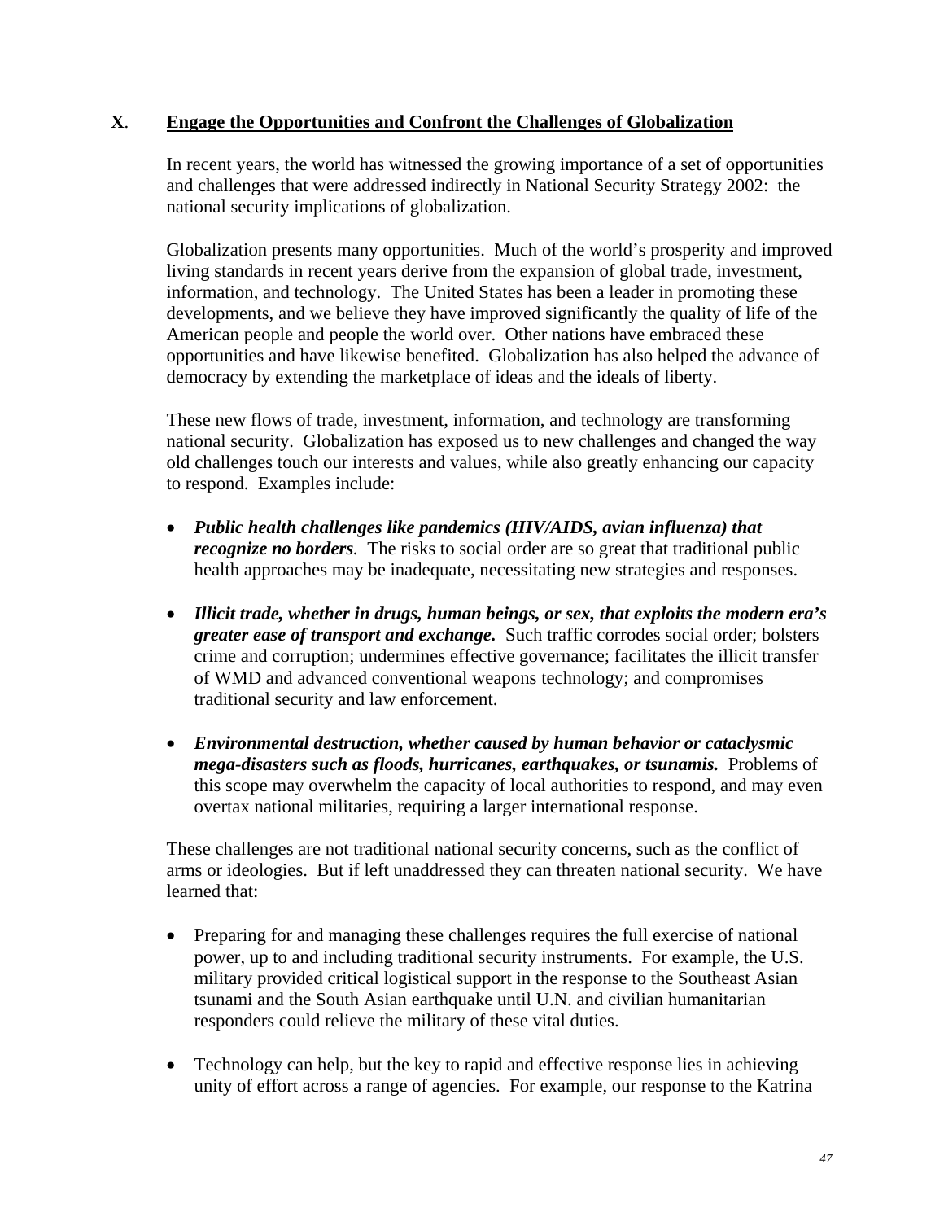## X. Engage the Opportunities and Confront the Challenges of Globalization

In recent years, the world has witnessed the growing importance of a set of opportunities and challenges that were addressed indirectly in National Security Strategy 2002: the national security implications of globalization.

Globalization presents many opportunities. Much of the world's prosperity and improved living standards in recent years derive from the expansion of global trade, investment, information, and technology. The United States has been a leader in promoting these developments, and we believe they have improved significantly the quality of life of the American people and people the world over. Other nations have embraced these opportunities and have likewise benefited. Globalization has also helped the advance of democracy by extending the marketplace of ideas and the ideals of liberty.

These new flows of trade, investment, information, and technology are transforming national security. Globalization has exposed us to new challenges and changed the way old challenges touch our interests and values, while also greatly enhancing our capacity to respond. Examples include:

- ***Public health challenges like pandemics (HIV/AIDS, avian influenza) that recognize no borders.*** The risks to social order are so great that traditional public health approaches may be inadequate, necessitating new strategies and responses.
- ***Illicit trade, whether in drugs, human beings, or sex, that exploits the modern era's greater ease of transport and exchange.*** Such traffic corrodes social order; bolsters crime and corruption; undermines effective governance; facilitates the illicit transfer of WMD and advanced conventional weapons technology; and compromises traditional security and law enforcement.
- ***Environmental destruction, whether caused by human behavior or cataclysmic mega-disasters such as floods, hurricanes, earthquakes, or tsunamis.*** Problems of this scope may overwhelm the capacity of local authorities to respond, and may even overtax national militaries, requiring a larger international response.

These challenges are not traditional national security concerns, such as the conflict of arms or ideologies. But if left unaddressed they can threaten national security. We have learned that:

- Preparing for and managing these challenges requires the full exercise of national power, up to and including traditional security instruments. For example, the U.S. military provided critical logistical support in the response to the Southeast Asian tsunami and the South Asian earthquake until U.N. and civilian humanitarian responders could relieve the military of these vital duties.
- Technology can help, but the key to rapid and effective response lies in achieving unity of effort across a range of agencies. For example, our response to the Katrina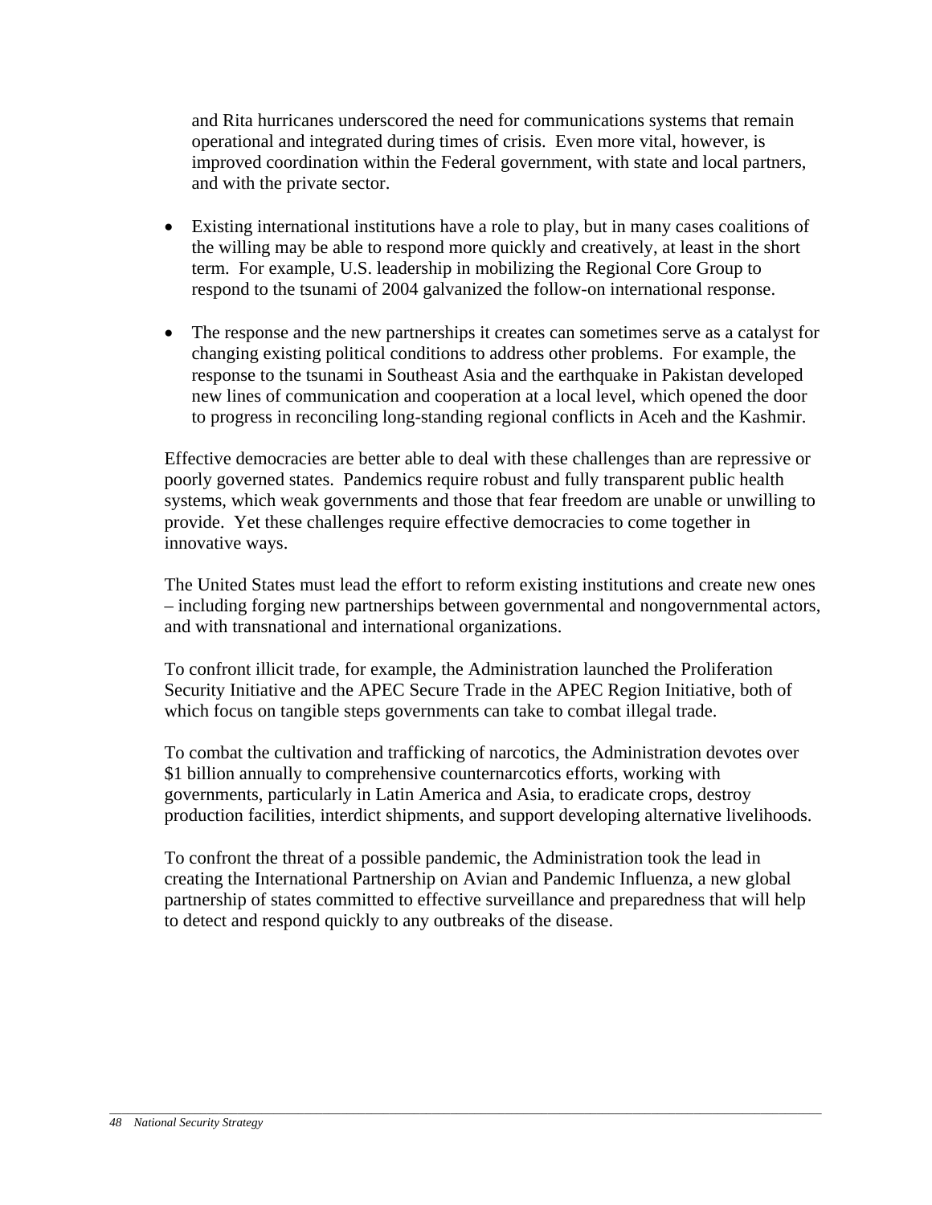and Rita hurricanes underscored the need for communications systems that remain operational and integrated during times of crisis. Even more vital, however, is improved coordination within the Federal government, with state and local partners, and with the private sector.

- Existing international institutions have a role to play, but in many cases coalitions of the willing may be able to respond more quickly and creatively, at least in the short term. For example, U.S. leadership in mobilizing the Regional Core Group to respond to the tsunami of 2004 galvanized the follow-on international response.

- The response and the new partnerships it creates can sometimes serve as a catalyst for changing existing political conditions to address other problems. For example, the response to the tsunami in Southeast Asia and the earthquake in Pakistan developed new lines of communication and cooperation at a local level, which opened the door to progress in reconciling long-standing regional conflicts in Aceh and the Kashmir.

Effective democracies are better able to deal with these challenges than are repressive or poorly governed states. Pandemics require robust and fully transparent public health systems, which weak governments and those that fear freedom are unable or unwilling to provide. Yet these challenges require effective democracies to come together in innovative ways.

The United States must lead the effort to reform existing institutions and create new ones – including forging new partnerships between governmental and nongovernmental actors, and with transnational and international organizations.

To confront illicit trade, for example, the Administration launched the Proliferation Security Initiative and the APEC Secure Trade in the APEC Region Initiative, both of which focus on tangible steps governments can take to combat illegal trade.

To combat the cultivation and trafficking of narcotics, the Administration devotes over $1 billion annually to comprehensive counternarcotics efforts, working with governments, particularly in Latin America and Asia, to eradicate crops, destroy production facilities, interdict shipments, and support developing alternative livelihoods.

To confront the threat of a possible pandemic, the Administration took the lead in creating the International Partnership on Avian and Pandemic Influenza, a new global partnership of states committed to effective surveillance and preparedness that will help to detect and respond quickly to any outbreaks of the disease.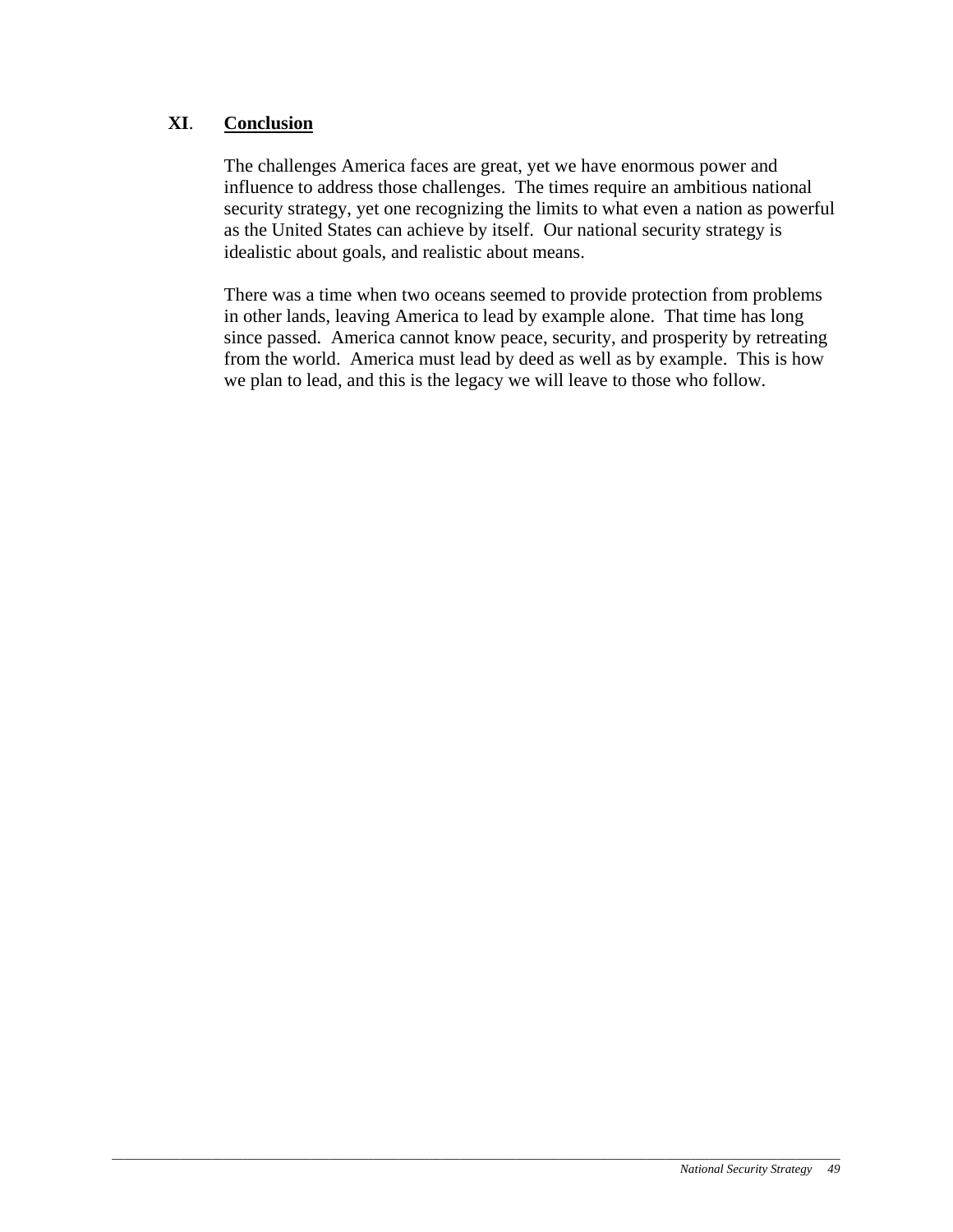## **XI**. **Conclusion**

The challenges America faces are great, yet we have enormous power and influence to address those challenges. The times require an ambitious national security strategy, yet one recognizing the limits to what even a nation as powerful as the United States can achieve by itself. Our national security strategy is idealistic about goals, and realistic about means.

There was a time when two oceans seemed to provide protection from problems in other lands, leaving America to lead by example alone. That time has long since passed. America cannot know peace, security, and prosperity by retreating from the world. America must lead by deed as well as by example. This is how we plan to lead, and this is the legacy we will leave to those who follow.